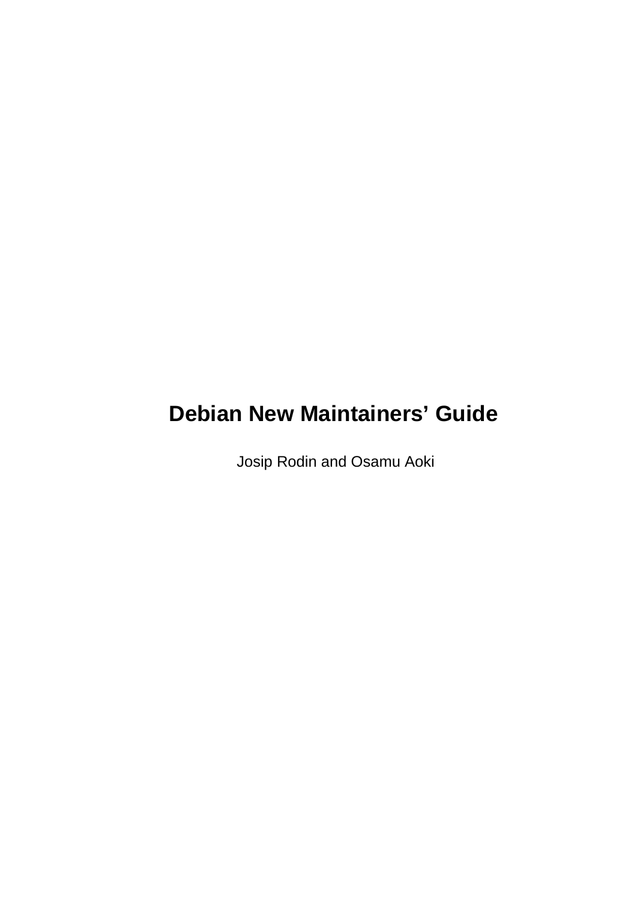# Debian New Maintainers' Guide

Josip Rodin and Osamu Aoki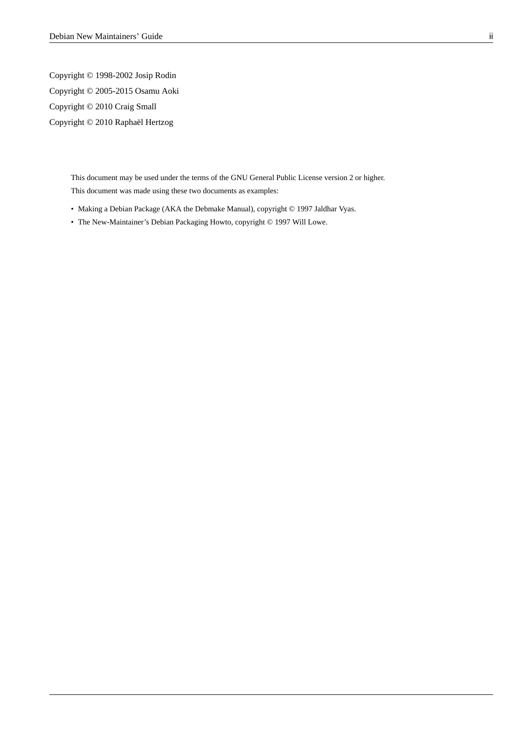Copyright © 1998-2002 Josip Rodin

Copyright © 2005-2015 Osamu Aoki

Copyright © 2010 Craig Small

Copyright © 2010 Raphaël Hertzog

This document may be used under the terms of the GNU General Public License version 2 or higher.

This document was made using these two documents as examples:

- Making a Debian Package (AKA the Debmake Manual), copyright © 1997 Jaldhar Vyas.
- The New-Maintainer's Debian Packaging Howto, copyright © 1997 Will Lowe.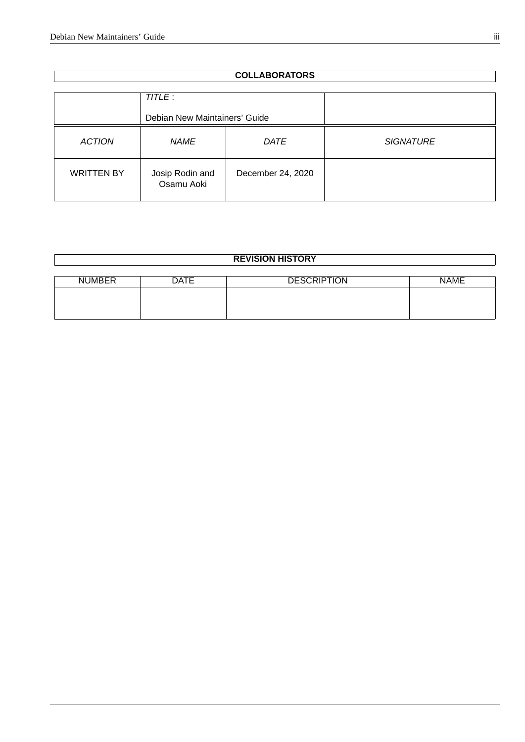**COLLABORATORS**

| | *TITLE* : Debian New Maintainers' Guide | | |
|---|---|---|---|
| *ACTION* | *NAME* | *DATE* | *SIGNATURE* |
| WRITTEN BY | Josip Rodin and Osamu Aoki | December 24, 2020 | |

**REVISION HISTORY**

| NUMBER | DATE | DESCRIPTION | NAME |
|---|---|---|---|
| | | | |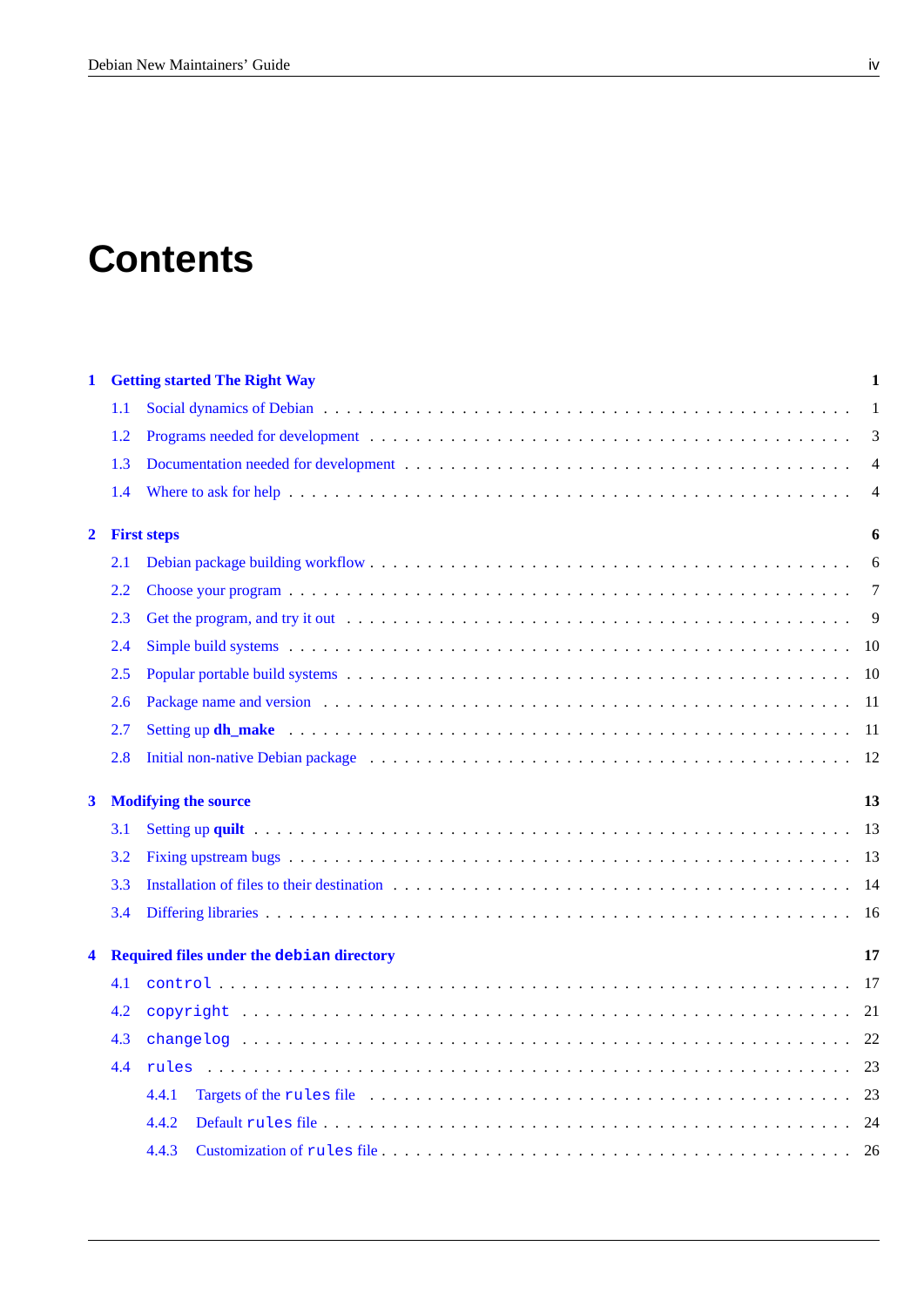# Contents

**1 Getting started The Right Way** — 1

- 1.1 Social dynamics of Debian — 1
- 1.2 Programs needed for development — 3
- 1.3 Documentation needed for development — 4
- 1.4 Where to ask for help — 4

**2 First steps** — 6

- 2.1 Debian package building workflow — 6
- 2.2 Choose your program — 7
- 2.3 Get the program, and try it out — 9
- 2.4 Simple build systems — 10
- 2.5 Popular portable build systems — 10
- 2.6 Package name and version — 11
- 2.7 Setting up **dh_make** — 11
- 2.8 Initial non-native Debian package — 12

**3 Modifying the source** — 13

- 3.1 Setting up **quilt** — 13
- 3.2 Fixing upstream bugs — 13
- 3.3 Installation of files to their destination — 14
- 3.4 Differing libraries — 16

**4 Required files under the `debian` directory** — 17

- 4.1 `control` — 17
- 4.2 `copyright` — 21
- 4.3 `changelog` — 22
- 4.4 `rules` — 23
  - 4.4.1 Targets of the `rules` file — 23
  - 4.4.2 Default `rules` file — 24
  - 4.4.3 Customization of `rules` file — 26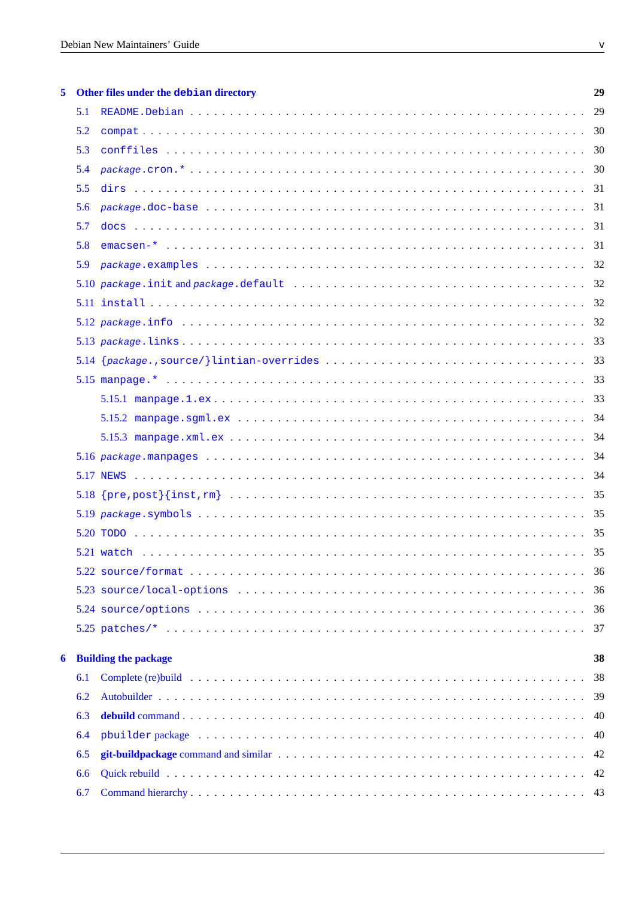**5 Other files under the debian directory** — 29

- 5.1 README.Debian — 29
- 5.2 compat — 30
- 5.3 conffiles — 30
- 5.4 *package*.cron.* — 30
- 5.5 dirs — 31
- 5.6 *package*.doc-base — 31
- 5.7 docs — 31
- 5.8 emacsen-* — 31
- 5.9 *package*.examples — 32
- 5.10 *package*.init and *package*.default — 32
- 5.11 install — 32
- 5.12 *package*.info — 32
- 5.13 *package*.links — 33
- 5.14 {*package*.,source/}lintian-overrides — 33
- 5.15 manpage.* — 33
  - 5.15.1 manpage.1.ex — 33
  - 5.15.2 manpage.sgml.ex — 34
  - 5.15.3 manpage.xml.ex — 34
- 5.16 *package*.manpages — 34
- 5.17 NEWS — 34
- 5.18 {pre,post}{inst,rm} — 35
- 5.19 *package*.symbols — 35
- 5.20 TODO — 35
- 5.21 watch — 35
- 5.22 source/format — 36
- 5.23 source/local-options — 36
- 5.24 source/options — 36
- 5.25 patches/* — 37

**6 Building the package** — 38

- 6.1 Complete (re)build — 38
- 6.2 Autobuilder — 39
- 6.3 **debuild** command — 40
- 6.4 pbuilder package — 40
- 6.5 **git-buildpackage** command and similar — 42
- 6.6 Quick rebuild — 42
- 6.7 Command hierarchy — 43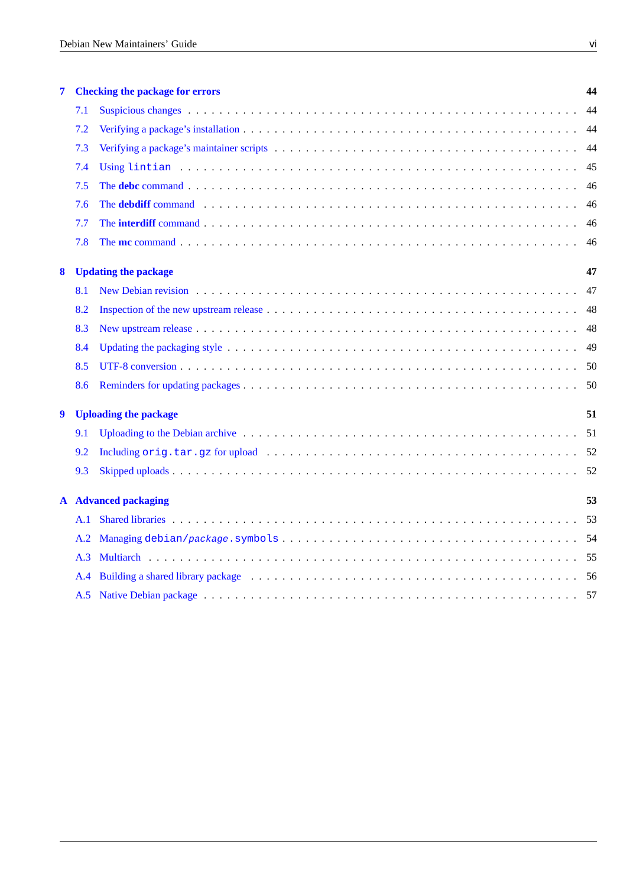**7 Checking the package for errors** — 44

- 7.1 Suspicious changes — 44
- 7.2 Verifying a package's installation — 44
- 7.3 Verifying a package's maintainer scripts — 44
- 7.4 Using `lintian` — 45
- 7.5 The **debc** command — 46
- 7.6 The **debdiff** command — 46
- 7.7 The **interdiff** command — 46
- 7.8 The **mc** command — 46

**8 Updating the package** — 47

- 8.1 New Debian revision — 47
- 8.2 Inspection of the new upstream release — 48
- 8.3 New upstream release — 48
- 8.4 Updating the packaging style — 49
- 8.5 UTF-8 conversion — 50
- 8.6 Reminders for updating packages — 50

**9 Uploading the package** — 51

- 9.1 Uploading to the Debian archive — 51
- 9.2 Including `orig.tar.gz` for upload — 52
- 9.3 Skipped uploads — 52

**A Advanced packaging** — 53

- A.1 Shared libraries — 53
- A.2 Managing `debian/`*`package`*`.symbols` — 54
- A.3 Multiarch — 55
- A.4 Building a shared library package — 56
- A.5 Native Debian package — 57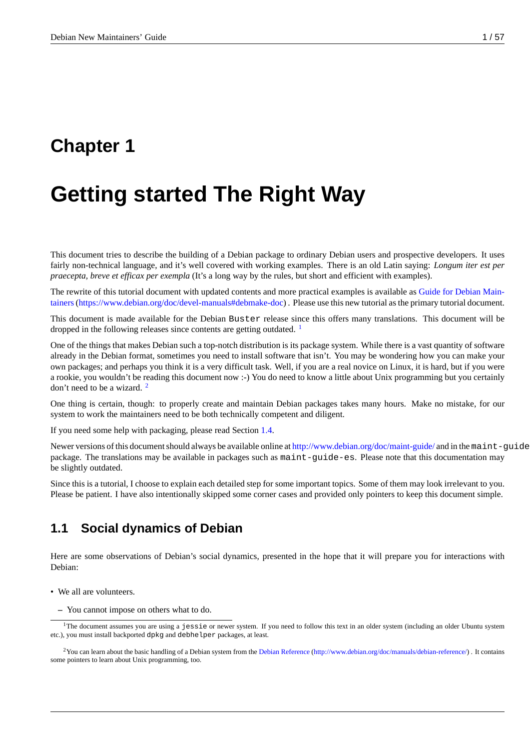# Chapter 1

# Getting started The Right Way

This document tries to describe the building of a Debian package to ordinary Debian users and prospective developers. It uses fairly non-technical language, and it's well covered with working examples. There is an old Latin saying: *Longum iter est per praecepta, breve et efficax per exempla* (It's a long way by the rules, but short and efficient with examples).

The rewrite of this tutorial document with updated contents and more practical examples is available as Guide for Debian Maintainers (https://www.debian.org/doc/devel-manuals#debmake-doc) . Please use this new tutorial as the primary tutorial document.

This document is made available for the Debian `Buster` release since this offers many translations. This document will be dropped in the following releases since contents are getting outdated. [1]

One of the things that makes Debian such a top-notch distribution is its package system. While there is a vast quantity of software already in the Debian format, sometimes you need to install software that isn't. You may be wondering how you can make your own packages; and perhaps you think it is a very difficult task. Well, if you are a real novice on Linux, it is hard, but if you were a rookie, you wouldn't be reading this document now :-) You do need to know a little about Unix programming but you certainly don't need to be a wizard. [2]

One thing is certain, though: to properly create and maintain Debian packages takes many hours. Make no mistake, for our system to work the maintainers need to be both technically competent and diligent.

If you need some help with packaging, please read Section 1.4.

Newer versions of this document should always be available online at http://www.debian.org/doc/maint-guide/ and in the `maint-guide` package. The translations may be available in packages such as `maint-guide-es`. Please note that this documentation may be slightly outdated.

Since this is a tutorial, I choose to explain each detailed step for some important topics. Some of them may look irrelevant to you. Please be patient. I have also intentionally skipped some corner cases and provided only pointers to keep this document simple.

## 1.1 Social dynamics of Debian

Here are some observations of Debian's social dynamics, presented in the hope that it will prepare you for interactions with Debian:

- We all are volunteers.
  - You cannot impose on others what to do.

---

[1] The document assumes you are using a `jessie` or newer system. If you need to follow this text in an older system (including an older Ubuntu system etc.), you must install backported `dpkg` and `debhelper` packages, at least.

[2] You can learn about the basic handling of a Debian system from the Debian Reference (http://www.debian.org/doc/manuals/debian-reference/) . It contains some pointers to learn about Unix programming, too.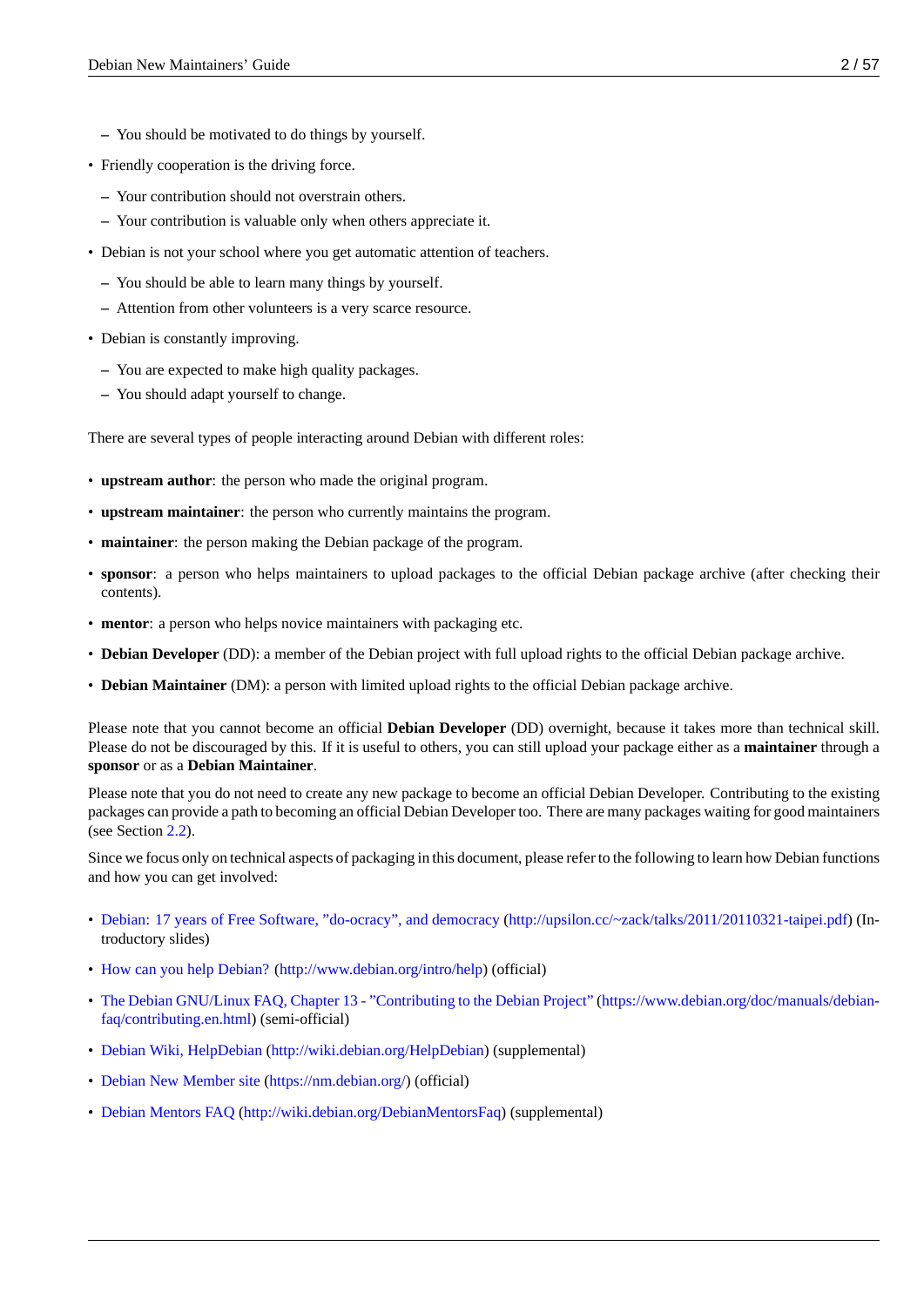- You should be motivated to do things by yourself.

- Friendly cooperation is the driving force.
  - Your contribution should not overstrain others.
  - Your contribution is valuable only when others appreciate it.
- Debian is not your school where you get automatic attention of teachers.
  - You should be able to learn many things by yourself.
  - Attention from other volunteers is a very scarce resource.
- Debian is constantly improving.
  - You are expected to make high quality packages.
  - You should adapt yourself to change.

There are several types of people interacting around Debian with different roles:

- **upstream author**: the person who made the original program.
- **upstream maintainer**: the person who currently maintains the program.
- **maintainer**: the person making the Debian package of the program.
- **sponsor**: a person who helps maintainers to upload packages to the official Debian package archive (after checking their contents).
- **mentor**: a person who helps novice maintainers with packaging etc.
- **Debian Developer** (DD): a member of the Debian project with full upload rights to the official Debian package archive.
- **Debian Maintainer** (DM): a person with limited upload rights to the official Debian package archive.

Please note that you cannot become an official **Debian Developer** (DD) overnight, because it takes more than technical skill. Please do not be discouraged by this. If it is useful to others, you can still upload your package either as a **maintainer** through a **sponsor** or as a **Debian Maintainer**.

Please note that you do not need to create any new package to become an official Debian Developer. Contributing to the existing packages can provide a path to becoming an official Debian Developer too. There are many packages waiting for good maintainers (see Section 2.2).

Since we focus only on technical aspects of packaging in this document, please refer to the following to learn how Debian functions and how you can get involved:

- Debian: 17 years of Free Software, "do-ocracy", and democracy (http://upsilon.cc/~zack/talks/2011/20110321-taipei.pdf) (Introductory slides)
- How can you help Debian? (http://www.debian.org/intro/help) (official)
- The Debian GNU/Linux FAQ, Chapter 13 - "Contributing to the Debian Project" (https://www.debian.org/doc/manuals/debian-faq/contributing.en.html) (semi-official)
- Debian Wiki, HelpDebian (http://wiki.debian.org/HelpDebian) (supplemental)
- Debian New Member site (https://nm.debian.org/) (official)
- Debian Mentors FAQ (http://wiki.debian.org/DebianMentorsFaq) (supplemental)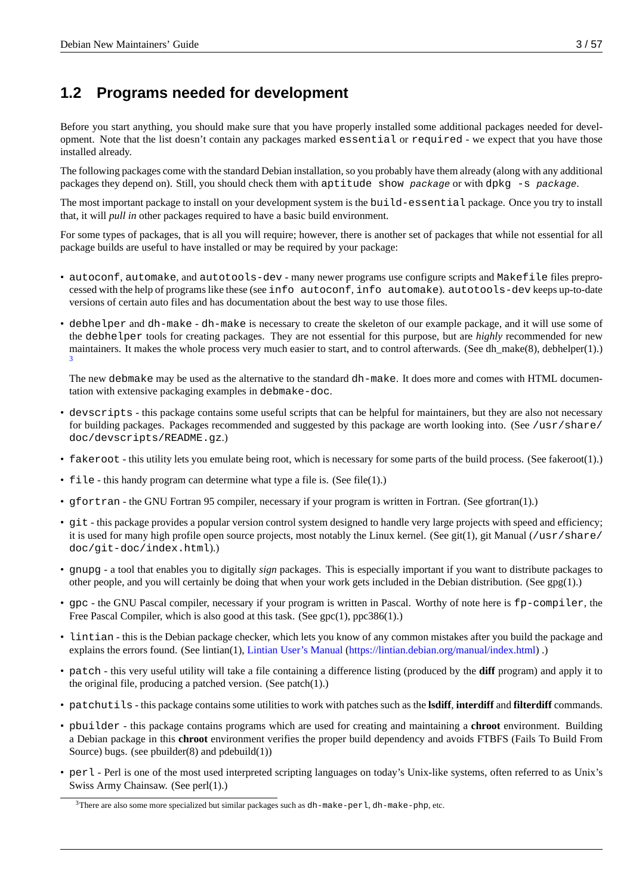## 1.2 Programs needed for development

Before you start anything, you should make sure that you have properly installed some additional packages needed for development. Note that the list doesn't contain any packages marked `essential` or `required` - we expect that you have those installed already.

The following packages come with the standard Debian installation, so you probably have them already (along with any additional packages they depend on). Still, you should check them with `aptitude show` *`package`* or with `dpkg -s` *`package`*.

The most important package to install on your development system is the `build-essential` package. Once you try to install that, it will *pull in* other packages required to have a basic build environment.

For some types of packages, that is all you will require; however, there is another set of packages that while not essential for all package builds are useful to have installed or may be required by your package:

- `autoconf`, `automake`, and `autotools-dev` - many newer programs use configure scripts and `Makefile` files preprocessed with the help of programs like these (see `info autoconf`, `info automake`). `autotools-dev` keeps up-to-date versions of certain auto files and has documentation about the best way to use those files.
- `debhelper` and `dh-make` - `dh-make` is necessary to create the skeleton of our example package, and it will use some of the `debhelper` tools for creating packages. They are not essential for this purpose, but are *highly* recommended for new maintainers. It makes the whole process very much easier to start, and to control afterwards. (See dh_make(8), debhelper(1).) [3]

  The new `debmake` may be used as the alternative to the standard `dh-make`. It does more and comes with HTML documentation with extensive packaging examples in `debmake-doc`.
- `devscripts` - this package contains some useful scripts that can be helpful for maintainers, but they are also not necessary for building packages. Packages recommended and suggested by this package are worth looking into. (See `/usr/share/doc/devscripts/README.gz`.)
- `fakeroot` - this utility lets you emulate being root, which is necessary for some parts of the build process. (See fakeroot(1).)
- `file` - this handy program can determine what type a file is. (See file(1).)
- `gfortran` - the GNU Fortran 95 compiler, necessary if your program is written in Fortran. (See gfortran(1).)
- `git` - this package provides a popular version control system designed to handle very large projects with speed and efficiency; it is used for many high profile open source projects, most notably the Linux kernel. (See git(1), git Manual (`/usr/share/doc/git-doc/index.html`).)
- `gnupg` - a tool that enables you to digitally *sign* packages. This is especially important if you want to distribute packages to other people, and you will certainly be doing that when your work gets included in the Debian distribution. (See gpg(1).)
- `gpc` - the GNU Pascal compiler, necessary if your program is written in Pascal. Worthy of note here is `fp-compiler`, the Free Pascal Compiler, which is also good at this task. (See gpc(1), ppc386(1).)
- `lintian` - this is the Debian package checker, which lets you know of any common mistakes after you build the package and explains the errors found. (See lintian(1), Lintian User's Manual (https://lintian.debian.org/manual/index.html) .)
- `patch` - this very useful utility will take a file containing a difference listing (produced by the **diff** program) and apply it to the original file, producing a patched version. (See patch(1).)
- `patchutils` - this package contains some utilities to work with patches such as the **lsdiff**, **interdiff** and **filterdiff** commands.
- `pbuilder` - this package contains programs which are used for creating and maintaining a **chroot** environment. Building a Debian package in this **chroot** environment verifies the proper build dependency and avoids FTBFS (Fails To Build From Source) bugs. (see pbuilder(8) and pdebuild(1))
- `perl` - Perl is one of the most used interpreted scripting languages on today's Unix-like systems, often referred to as Unix's Swiss Army Chainsaw. (See perl(1).)

[3] There are also some more specialized but similar packages such as `dh-make-perl`, `dh-make-php`, etc.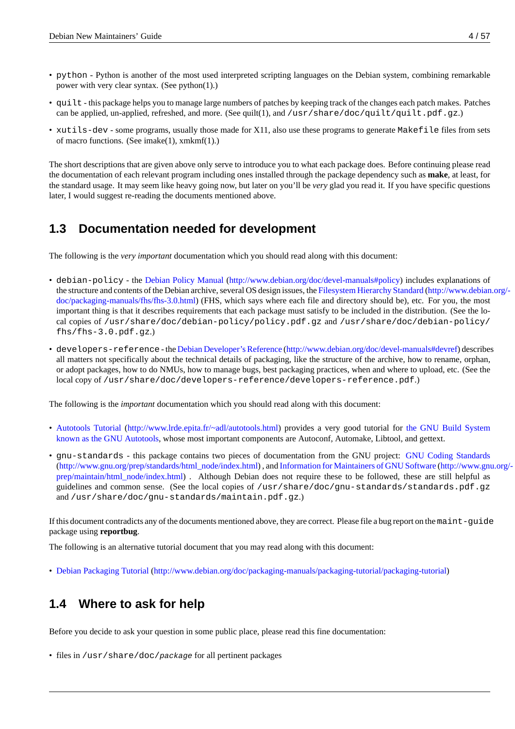- `python` - Python is another of the most used interpreted scripting languages on the Debian system, combining remarkable power with very clear syntax. (See python(1).)
- `quilt` - this package helps you to manage large numbers of patches by keeping track of the changes each patch makes. Patches can be applied, un-applied, refreshed, and more. (See quilt(1), and `/usr/share/doc/quilt/quilt.pdf.gz`.)
- `xutils-dev` - some programs, usually those made for X11, also use these programs to generate `Makefile` files from sets of macro functions. (See imake(1), xmkmf(1).)

The short descriptions that are given above only serve to introduce you to what each package does. Before continuing please read the documentation of each relevant program including ones installed through the package dependency such as **make**, at least, for the standard usage. It may seem like heavy going now, but later on you'll be *very* glad you read it. If you have specific questions later, I would suggest re-reading the documents mentioned above.

## 1.3 Documentation needed for development

The following is the *very important* documentation which you should read along with this document:

- `debian-policy` - the Debian Policy Manual (http://www.debian.org/doc/devel-manuals#policy) includes explanations of the structure and contents of the Debian archive, several OS design issues, the Filesystem Hierarchy Standard (http://www.debian.org/doc/packaging-manuals/fhs/fhs-3.0.html) (FHS, which says where each file and directory should be), etc. For you, the most important thing is that it describes requirements that each package must satisfy to be included in the distribution. (See the local copies of `/usr/share/doc/debian-policy/policy.pdf.gz` and `/usr/share/doc/debian-policy/fhs/fhs-3.0.pdf.gz`.)
- `developers-reference` - the Debian Developer's Reference (http://www.debian.org/doc/devel-manuals#devref) describes all matters not specifically about the technical details of packaging, like the structure of the archive, how to rename, orphan, or adopt packages, how to do NMUs, how to manage bugs, best packaging practices, when and where to upload, etc. (See the local copy of `/usr/share/doc/developers-reference/developers-reference.pdf`.)

The following is the *important* documentation which you should read along with this document:

- Autotools Tutorial (http://www.lrde.epita.fr/~adl/autotools.html) provides a very good tutorial for the GNU Build System known as the GNU Autotools, whose most important components are Autoconf, Automake, Libtool, and gettext.
- `gnu-standards` - this package contains two pieces of documentation from the GNU project: GNU Coding Standards (http://www.gnu.org/prep/standards/html_node/index.html), and Information for Maintainers of GNU Software (http://www.gnu.org/prep/maintain/html_node/index.html) . Although Debian does not require these to be followed, these are still helpful as guidelines and common sense. (See the local copies of `/usr/share/doc/gnu-standards/standards.pdf.gz` and `/usr/share/doc/gnu-standards/maintain.pdf.gz`.)

If this document contradicts any of the documents mentioned above, they are correct. Please file a bug report on the `maint-guide` package using **reportbug**.

The following is an alternative tutorial document that you may read along with this document:

- Debian Packaging Tutorial (http://www.debian.org/doc/packaging-manuals/packaging-tutorial/packaging-tutorial)

## 1.4 Where to ask for help

Before you decide to ask your question in some public place, please read this fine documentation:

- files in `/usr/share/doc/`*`package`* for all pertinent packages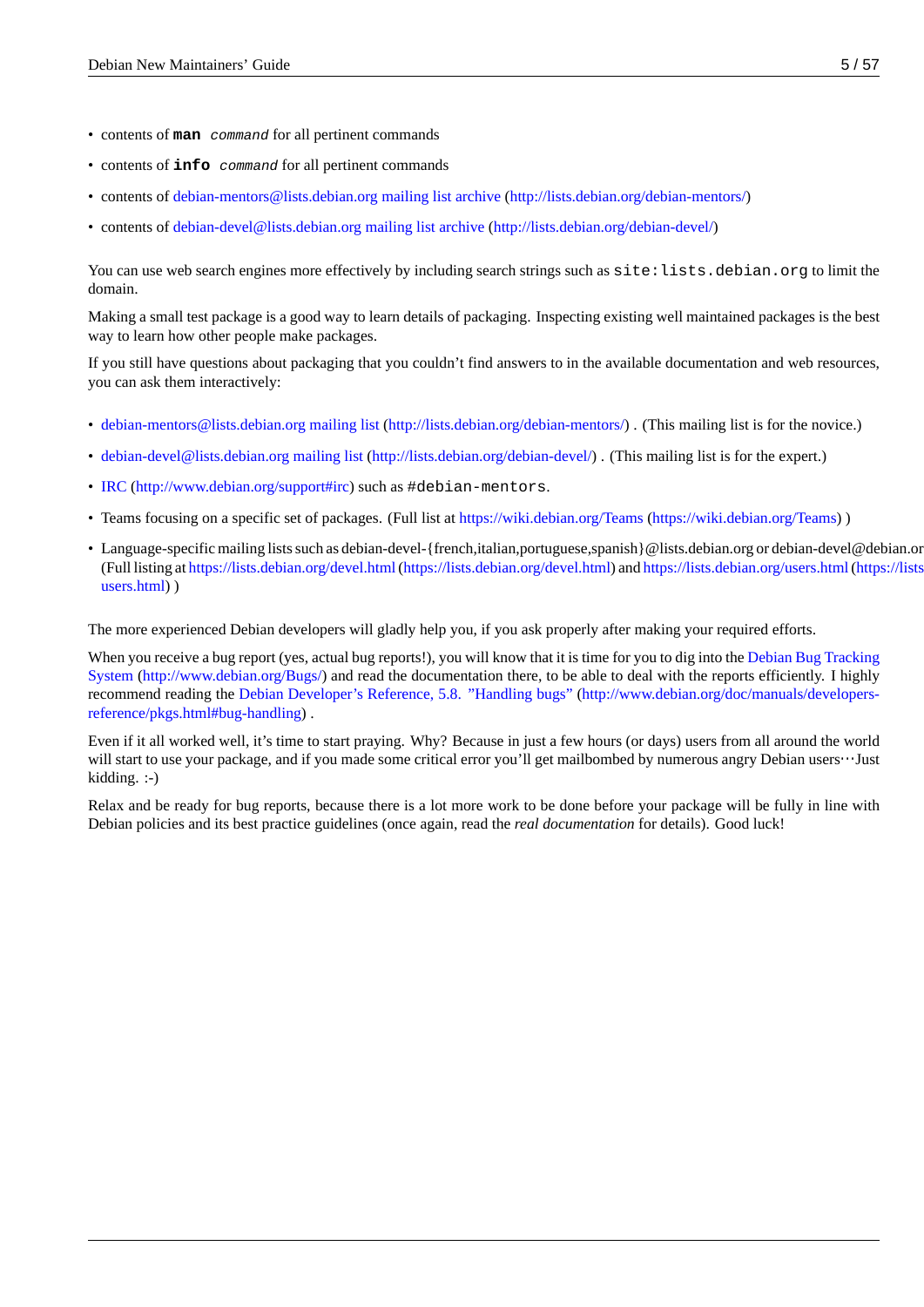- contents of **man** *command* for all pertinent commands
- contents of **info** *command* for all pertinent commands
- contents of debian-mentors@lists.debian.org mailing list archive (http://lists.debian.org/debian-mentors/)
- contents of debian-devel@lists.debian.org mailing list archive (http://lists.debian.org/debian-devel/)

You can use web search engines more effectively by including search strings such as `site:lists.debian.org` to limit the domain.

Making a small test package is a good way to learn details of packaging. Inspecting existing well maintained packages is the best way to learn how other people make packages.

If you still have questions about packaging that you couldn't find answers to in the available documentation and web resources, you can ask them interactively:

- debian-mentors@lists.debian.org mailing list (http://lists.debian.org/debian-mentors/) . (This mailing list is for the novice.)
- debian-devel@lists.debian.org mailing list (http://lists.debian.org/debian-devel/) . (This mailing list is for the expert.)
- IRC (http://www.debian.org/support#irc) such as `#debian-mentors`.
- Teams focusing on a specific set of packages. (Full list at https://wiki.debian.org/Teams (https://wiki.debian.org/Teams) )
- Language-specific mailing lists such as debian-devel-{french,italian,portuguese,spanish}@lists.debian.org or debian-devel@debian.or (Full listing at https://lists.debian.org/devel.html (https://lists.debian.org/devel.html) and https://lists.debian.org/users.html (https://lists users.html) )

The more experienced Debian developers will gladly help you, if you ask properly after making your required efforts.

When you receive a bug report (yes, actual bug reports!), you will know that it is time for you to dig into the Debian Bug Tracking System (http://www.debian.org/Bugs/) and read the documentation there, to be able to deal with the reports efficiently. I highly recommend reading the Debian Developer's Reference, 5.8. "Handling bugs" (http://www.debian.org/doc/manuals/developers-reference/pkgs.html#bug-handling) .

Even if it all worked well, it's time to start praying. Why? Because in just a few hours (or days) users from all around the world will start to use your package, and if you made some critical error you'll get mailbombed by numerous angry Debian users⋯Just kidding. :-)

Relax and be ready for bug reports, because there is a lot more work to be done before your package will be fully in line with Debian policies and its best practice guidelines (once again, read the *real documentation* for details). Good luck!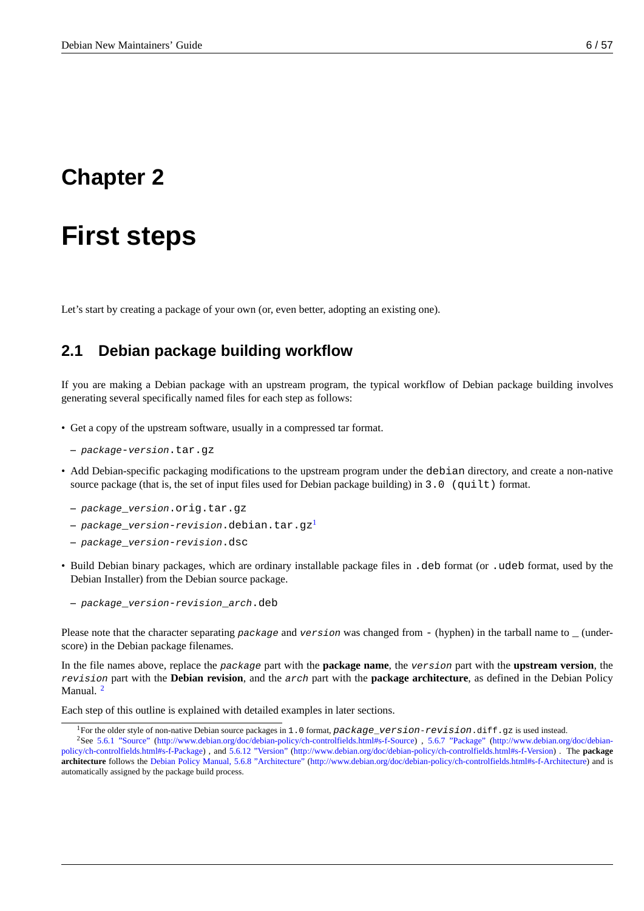# Chapter 2

# First steps

Let's start by creating a package of your own (or, even better, adopting an existing one).

## 2.1 Debian package building workflow

If you are making a Debian package with an upstream program, the typical workflow of Debian package building involves generating several specifically named files for each step as follows:

- Get a copy of the upstream software, usually in a compressed tar format.
  - *package-version*.tar.gz
- Add Debian-specific packaging modifications to the upstream program under the debian directory, and create a non-native source package (that is, the set of input files used for Debian package building) in 3.0 (quilt) format.
  - *package_version*.orig.tar.gz
  - *package_version-revision*.debian.tar.gz[1]
  - *package_version-revision*.dsc
- Build Debian binary packages, which are ordinary installable package files in .deb format (or .udeb format, used by the Debian Installer) from the Debian source package.
  - *package_version-revision_arch*.deb

Please note that the character separating *package* and *version* was changed from - (hyphen) in the tarball name to _ (underscore) in the Debian package filenames.

In the file names above, replace the *package* part with the **package name**, the *version* part with the **upstream version**, the *revision* part with the **Debian revision**, and the *arch* part with the **package architecture**, as defined in the Debian Policy Manual. [2]

Each step of this outline is explained with detailed examples in later sections.

---

[1] For the older style of non-native Debian source packages in 1.0 format, *package_version-revision*.diff.gz is used instead.

[2] See 5.6.1 "Source" (http://www.debian.org/doc/debian-policy/ch-controlfields.html#s-f-Source) , 5.6.7 "Package" (http://www.debian.org/doc/debian-policy/ch-controlfields.html#s-f-Package) , and 5.6.12 "Version" (http://www.debian.org/doc/debian-policy/ch-controlfields.html#s-f-Version) . The **package architecture** follows the Debian Policy Manual, 5.6.8 "Architecture" (http://www.debian.org/doc/debian-policy/ch-controlfields.html#s-f-Architecture) and is automatically assigned by the package build process.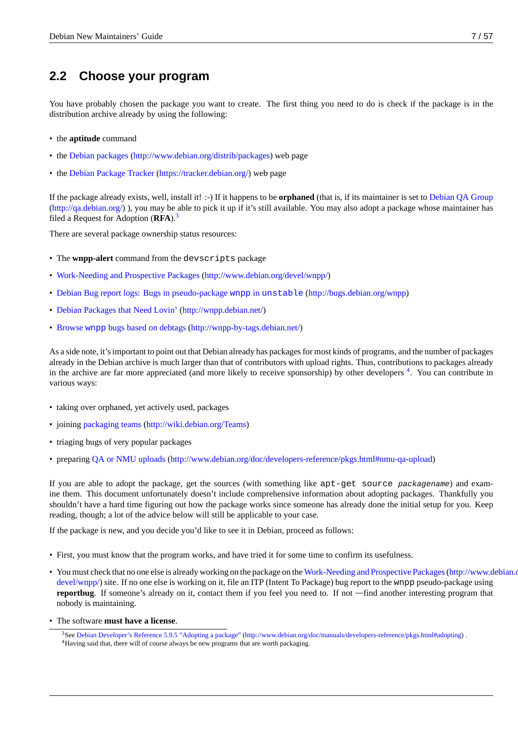## 2.2 Choose your program

You have probably chosen the package you want to create. The first thing you need to do is check if the package is in the distribution archive already by using the following:

- the **aptitude** command
- the Debian packages (http://www.debian.org/distrib/packages) web page
- the Debian Package Tracker (https://tracker.debian.org/) web page

If the package already exists, well, install it! :-) If it happens to be **orphaned** (that is, if its maintainer is set to Debian QA Group (http://qa.debian.org/) ), you may be able to pick it up if it's still available. You may also adopt a package whose maintainer has filed a Request for Adoption (**RFA**).[3]

There are several package ownership status resources:

- The **wnpp-alert** command from the `devscripts` package
- Work-Needing and Prospective Packages (http://www.debian.org/devel/wnpp/)
- Debian Bug report logs: Bugs in pseudo-package `wnpp` in `unstable` (http://bugs.debian.org/wnpp)
- Debian Packages that Need Lovin' (http://wnpp.debian.net/)
- Browse `wnpp` bugs based on debtags (http://wnpp-by-tags.debian.net/)

As a side note, it's important to point out that Debian already has packages for most kinds of programs, and the number of packages already in the Debian archive is much larger than that of contributors with upload rights. Thus, contributions to packages already in the archive are far more appreciated (and more likely to receive sponsorship) by other developers [4]. You can contribute in various ways:

- taking over orphaned, yet actively used, packages
- joining packaging teams (http://wiki.debian.org/Teams)
- triaging bugs of very popular packages
- preparing QA or NMU uploads (http://www.debian.org/doc/developers-reference/pkgs.html#nmu-qa-upload)

If you are able to adopt the package, get the sources (with something like `apt-get source` *packagename*) and examine them. This document unfortunately doesn't include comprehensive information about adopting packages. Thankfully you shouldn't have a hard time figuring out how the package works since someone has already done the initial setup for you. Keep reading, though; a lot of the advice below will still be applicable to your case.

If the package is new, and you decide you'd like to see it in Debian, proceed as follows:

- First, you must know that the program works, and have tried it for some time to confirm its usefulness.
- You must check that no one else is already working on the package on the Work-Needing and Prospective Packages (http://www.debian.org/devel/wnpp/) site. If no one else is working on it, file an ITP (Intent To Package) bug report to the `wnpp` pseudo-package using **reportbug**. If someone's already on it, contact them if you feel you need to. If not —find another interesting program that nobody is maintaining.
- The software **must have a license**.

[3] See Debian Developer's Reference 5.9.5 "Adopting a package" (http://www.debian.org/doc/manuals/developers-reference/pkgs.html#adopting) .

[4] Having said that, there will of course always be new programs that are worth packaging.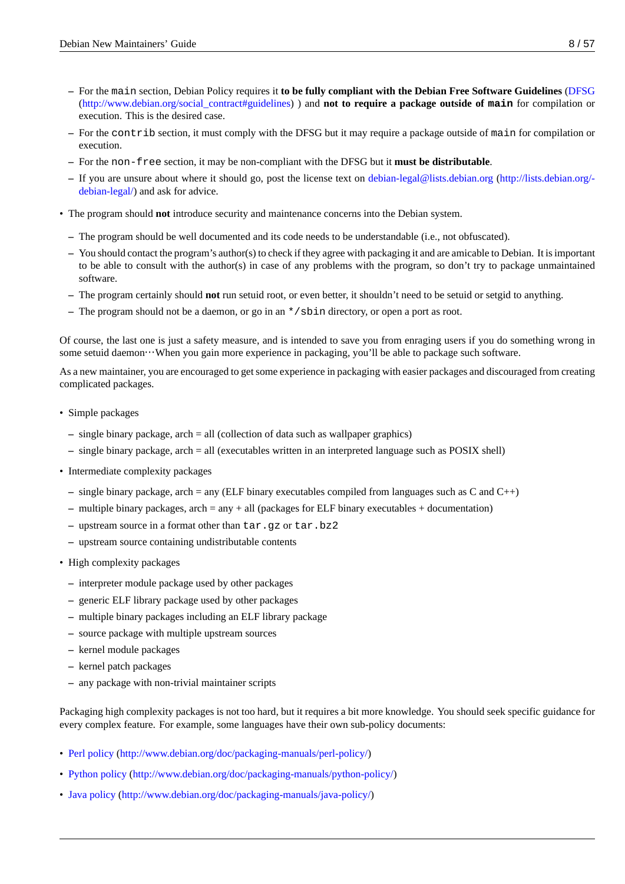- For the `main` section, Debian Policy requires it **to be fully compliant with the Debian Free Software Guidelines** (DFSG (http://www.debian.org/social_contract#guidelines) ) and **not to require a package outside of `main`** for compilation or execution. This is the desired case.
  - For the `contrib` section, it must comply with the DFSG but it may require a package outside of `main` for compilation or execution.
  - For the `non-free` section, it may be non-compliant with the DFSG but it **must be distributable**.
  - If you are unsure about where it should go, post the license text on debian-legal@lists.debian.org (http://lists.debian.org/debian-legal/) and ask for advice.

- The program should **not** introduce security and maintenance concerns into the Debian system.
  - The program should be well documented and its code needs to be understandable (i.e., not obfuscated).
  - You should contact the program's author(s) to check if they agree with packaging it and are amicable to Debian. It is important to be able to consult with the author(s) in case of any problems with the program, so don't try to package unmaintained software.
  - The program certainly should **not** run setuid root, or even better, it shouldn't need to be setuid or setgid to anything.
  - The program should not be a daemon, or go in an `*/sbin` directory, or open a port as root.

Of course, the last one is just a safety measure, and is intended to save you from enraging users if you do something wrong in some setuid daemon··· When you gain more experience in packaging, you'll be able to package such software.

As a new maintainer, you are encouraged to get some experience in packaging with easier packages and discouraged from creating complicated packages.

- Simple packages
  - single binary package, arch = all (collection of data such as wallpaper graphics)
  - single binary package, arch = all (executables written in an interpreted language such as POSIX shell)
- Intermediate complexity packages
  - single binary package, arch = any (ELF binary executables compiled from languages such as C and C++)
  - multiple binary packages, arch = any + all (packages for ELF binary executables + documentation)
  - upstream source in a format other than `tar.gz` or `tar.bz2`
  - upstream source containing undistributable contents
- High complexity packages
  - interpreter module package used by other packages
  - generic ELF library package used by other packages
  - multiple binary packages including an ELF library package
  - source package with multiple upstream sources
  - kernel module packages
  - kernel patch packages
  - any package with non-trivial maintainer scripts

Packaging high complexity packages is not too hard, but it requires a bit more knowledge. You should seek specific guidance for every complex feature. For example, some languages have their own sub-policy documents:

- Perl policy (http://www.debian.org/doc/packaging-manuals/perl-policy/)
- Python policy (http://www.debian.org/doc/packaging-manuals/python-policy/)
- Java policy (http://www.debian.org/doc/packaging-manuals/java-policy/)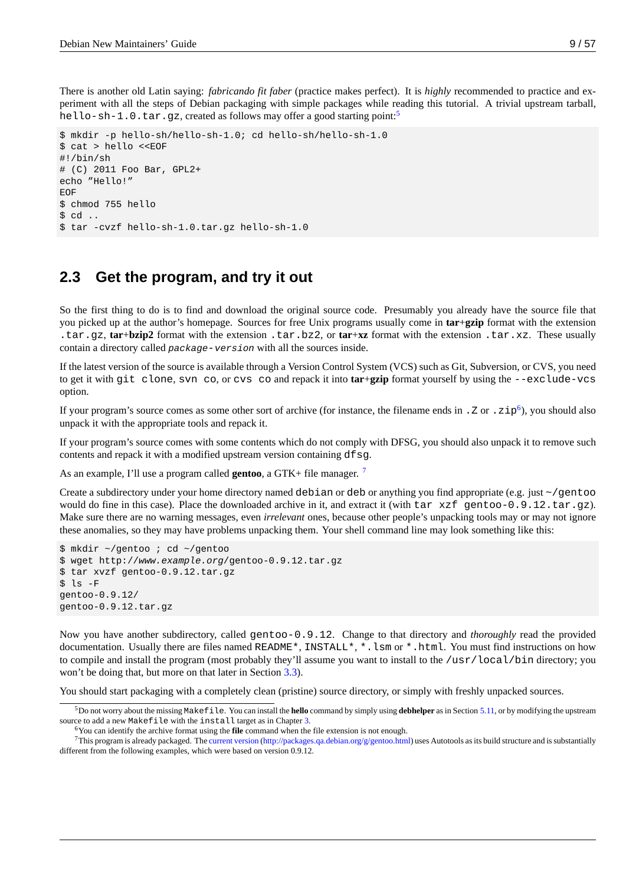There is another old Latin saying: *fabricando fit faber* (practice makes perfect). It is *highly* recommended to practice and experiment with all the steps of Debian packaging with simple packages while reading this tutorial. A trivial upstream tarball, `hello-sh-1.0.tar.gz`, created as follows may offer a good starting point:[5]

```
$ mkdir -p hello-sh/hello-sh-1.0; cd hello-sh/hello-sh-1.0
$ cat > hello <<EOF
#!/bin/sh
# (C) 2011 Foo Bar, GPL2+
echo "Hello!"
EOF
$ chmod 755 hello
$ cd ..
$ tar -cvzf hello-sh-1.0.tar.gz hello-sh-1.0
```

## 2.3 Get the program, and try it out

So the first thing to do is to find and download the original source code. Presumably you already have the source file that you picked up at the author's homepage. Sources for free Unix programs usually come in **tar**+**gzip** format with the extension `.tar.gz`, **tar**+**bzip2** format with the extension `.tar.bz2`, or **tar**+**xz** format with the extension `.tar.xz`. These usually contain a directory called *`package-version`* with all the sources inside.

If the latest version of the source is available through a Version Control System (VCS) such as Git, Subversion, or CVS, you need to get it with `git clone`, `svn co`, or `cvs co` and repack it into **tar**+**gzip** format yourself by using the `--exclude-vcs` option.

If your program's source comes as some other sort of archive (for instance, the filename ends in `.Z` or `.zip`[6]), you should also unpack it with the appropriate tools and repack it.

If your program's source comes with some contents which do not comply with DFSG, you should also unpack it to remove such contents and repack it with a modified upstream version containing `dfsg`.

As an example, I'll use a program called **gentoo**, a GTK+ file manager. [7]

Create a subdirectory under your home directory named `debian` or `deb` or anything you find appropriate (e.g. just `~/gentoo` would do fine in this case). Place the downloaded archive in it, and extract it (with `tar xzf gentoo-0.9.12.tar.gz`). Make sure there are no warning messages, even *irrelevant* ones, because other people's unpacking tools may or may not ignore these anomalies, so they may have problems unpacking them. Your shell command line may look something like this:

```
$ mkdir ~/gentoo ; cd ~/gentoo
$ wget http://www.example.org/gentoo-0.9.12.tar.gz
$ tar xvzf gentoo-0.9.12.tar.gz
$ ls -F
gentoo-0.9.12/
gentoo-0.9.12.tar.gz
```

Now you have another subdirectory, called `gentoo-0.9.12`. Change to that directory and *thoroughly* read the provided documentation. Usually there are files named `README*`, `INSTALL*`, `*.lsm` or `*.html`. You must find instructions on how to compile and install the program (most probably they'll assume you want to install to the `/usr/local/bin` directory; you won't be doing that, but more on that later in Section 3.3).

You should start packaging with a completely clean (pristine) source directory, or simply with freshly unpacked sources.

---

[5] Do not worry about the missing `Makefile`. You can install the **hello** command by simply using **debhelper** as in Section 5.11, or by modifying the upstream source to add a new `Makefile` with the `install` target as in Chapter 3.

[6] You can identify the archive format using the **file** command when the file extension is not enough.

[7] This program is already packaged. The current version (http://packages.qa.debian.org/g/gentoo.html) uses Autotools as its build structure and is substantially different from the following examples, which were based on version 0.9.12.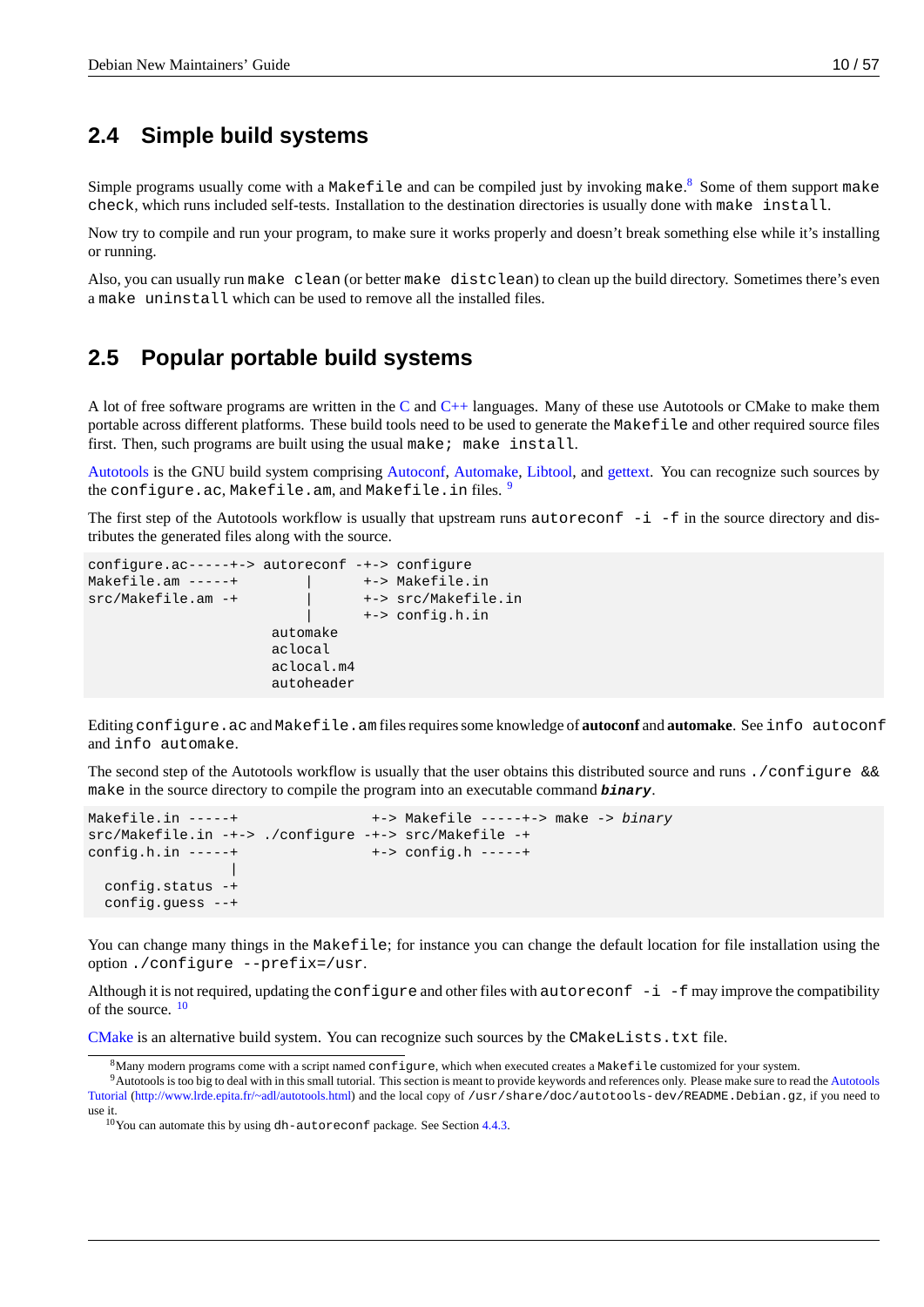## 2.4 Simple build systems

Simple programs usually come with a `Makefile` and can be compiled just by invoking `make`.[8] Some of them support `make check`, which runs included self-tests. Installation to the destination directories is usually done with `make install`.

Now try to compile and run your program, to make sure it works properly and doesn't break something else while it's installing or running.

Also, you can usually run `make clean` (or better `make distclean`) to clean up the build directory. Sometimes there's even a `make uninstall` which can be used to remove all the installed files.

## 2.5 Popular portable build systems

A lot of free software programs are written in the C and C++ languages. Many of these use Autotools or CMake to make them portable across different platforms. These build tools need to be used to generate the `Makefile` and other required source files first. Then, such programs are built using the usual `make; make install`.

Autotools is the GNU build system comprising Autoconf, Automake, Libtool, and gettext. You can recognize such sources by the `configure.ac`, `Makefile.am`, and `Makefile.in` files. [9]

The first step of the Autotools workflow is usually that upstream runs `autoreconf -i -f` in the source directory and distributes the generated files along with the source.

```
configure.ac-----+-> autoreconf -+-> configure
Makefile.am -----+        |      +-> Makefile.in
src/Makefile.am -+        |      +-> src/Makefile.in
                          |      +-> config.h.in
                      automake
                      aclocal
                      aclocal.m4
                      autoheader
```

Editing `configure.ac` and `Makefile.am` files requires some knowledge of **autoconf** and **automake**. See `info autoconf` and `info automake`.

The second step of the Autotools workflow is usually that the user obtains this distributed source and runs `./configure && make` in the source directory to compile the program into an executable command ***binary***.

```
Makefile.in -----+                +-> Makefile -----+-> make -> binary
src/Makefile.in -+-> ./configure -+-> src/Makefile -+
config.h.in -----+                +-> config.h -----+
                 |
  config.status -+
  config.guess --+
```

You can change many things in the `Makefile`; for instance you can change the default location for file installation using the option `./configure --prefix=/usr`.

Although it is not required, updating the `configure` and other files with `autoreconf -i -f` may improve the compatibility of the source. [10]

CMake is an alternative build system. You can recognize such sources by the `CMakeLists.txt` file.

---

[8] Many modern programs come with a script named `configure`, which when executed creates a `Makefile` customized for your system.

[9] Autotools is too big to deal with in this small tutorial. This section is meant to provide keywords and references only. Please make sure to read the Autotools Tutorial (http://www.lrde.epita.fr/~adl/autotools.html) and the local copy of `/usr/share/doc/autotools-dev/README.Debian.gz`, if you need to use it.

[10] You can automate this by using `dh-autoreconf` package. See Section 4.4.3.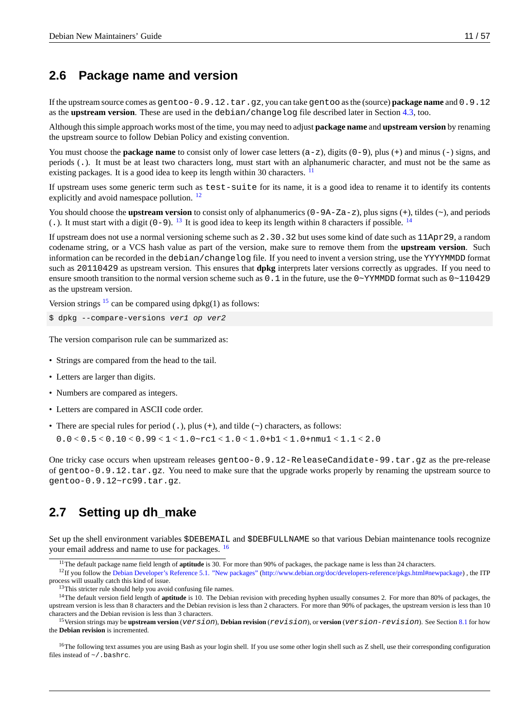## 2.6 Package name and version

If the upstream source comes as `gentoo-0.9.12.tar.gz`, you can take `gentoo` as the (source) **package name** and `0.9.12` as the **upstream version**. These are used in the `debian/changelog` file described later in Section 4.3, too.

Although this simple approach works most of the time, you may need to adjust **package name** and **upstream version** by renaming the upstream source to follow Debian Policy and existing convention.

You must choose the **package name** to consist only of lower case letters (`a-z`), digits (`0-9`), plus (`+`) and minus (`-`) signs, and periods (`.`). It must be at least two characters long, must start with an alphanumeric character, and must not be the same as existing packages. It is a good idea to keep its length within 30 characters. [11]

If upstream uses some generic term such as `test-suite` for its name, it is a good idea to rename it to identify its contents explicitly and avoid namespace pollution. [12]

You should choose the **upstream version** to consist only of alphanumerics (`0-9A-Za-z`), plus signs (`+`), tildes (`~`), and periods (`.`). It must start with a digit (`0-9`). [13] It is good idea to keep its length within 8 characters if possible. [14]

If upstream does not use a normal versioning scheme such as `2.30.32` but uses some kind of date such as `11Apr29`, a random codename string, or a VCS hash value as part of the version, make sure to remove them from the **upstream version**. Such information can be recorded in the `debian/changelog` file. If you need to invent a version string, use the `YYYYMMDD` format such as `20110429` as upstream version. This ensures that **dpkg** interprets later versions correctly as upgrades. If you need to ensure smooth transition to the normal version scheme such as `0.1` in the future, use the `0~YYMMDD` format such as `0~110429` as the upstream version.

Version strings [15] can be compared using dpkg(1) as follows:

```
$ dpkg --compare-versions ver1 op ver2
```

The version comparison rule can be summarized as:

- Strings are compared from the head to the tail.
- Letters are larger than digits.
- Numbers are compared as integers.
- Letters are compared in ASCII code order.
- There are special rules for period (`.`), plus (`+`), and tilde (`~`) characters, as follows:

  `0.0` < `0.5` < `0.10` < `0.99` < `1` < `1.0~rc1` < `1.0` < `1.0+b1` < `1.0+nmu1` < `1.1` < `2.0`

One tricky case occurs when upstream releases `gentoo-0.9.12-ReleaseCandidate-99.tar.gz` as the pre-release of `gentoo-0.9.12.tar.gz`. You need to make sure that the upgrade works properly by renaming the upstream source to `gentoo-0.9.12~rc99.tar.gz`.

## 2.7 Setting up dh_make

Set up the shell environment variables `$DEBEMAIL` and `$DEBFULLNAME` so that various Debian maintenance tools recognize your email address and name to use for packages. [16]

---

[11] The default package name field length of **aptitude** is 30. For more than 90% of packages, the package name is less than 24 characters.

[12] If you follow the Debian Developer's Reference 5.1. "New packages" (http://www.debian.org/doc/developers-reference/pkgs.html#newpackage) , the ITP process will usually catch this kind of issue.

[13] This stricter rule should help you avoid confusing file names.

[14] The default version field length of **aptitude** is 10. The Debian revision with preceding hyphen usually consumes 2. For more than 80% of packages, the upstream version is less than 8 characters and the Debian revision is less than 2 characters. For more than 90% of packages, the upstream version is less than 10 characters and the Debian revision is less than 3 characters.

[15] Version strings may be **upstream version** (*version*), **Debian revision** (*revision*), or **version** (*version-revision*). See Section 8.1 for how the **Debian revision** is incremented.

[16] The following text assumes you are using Bash as your login shell. If you use some other login shell such as Z shell, use their corresponding configuration files instead of `~/.bashrc`.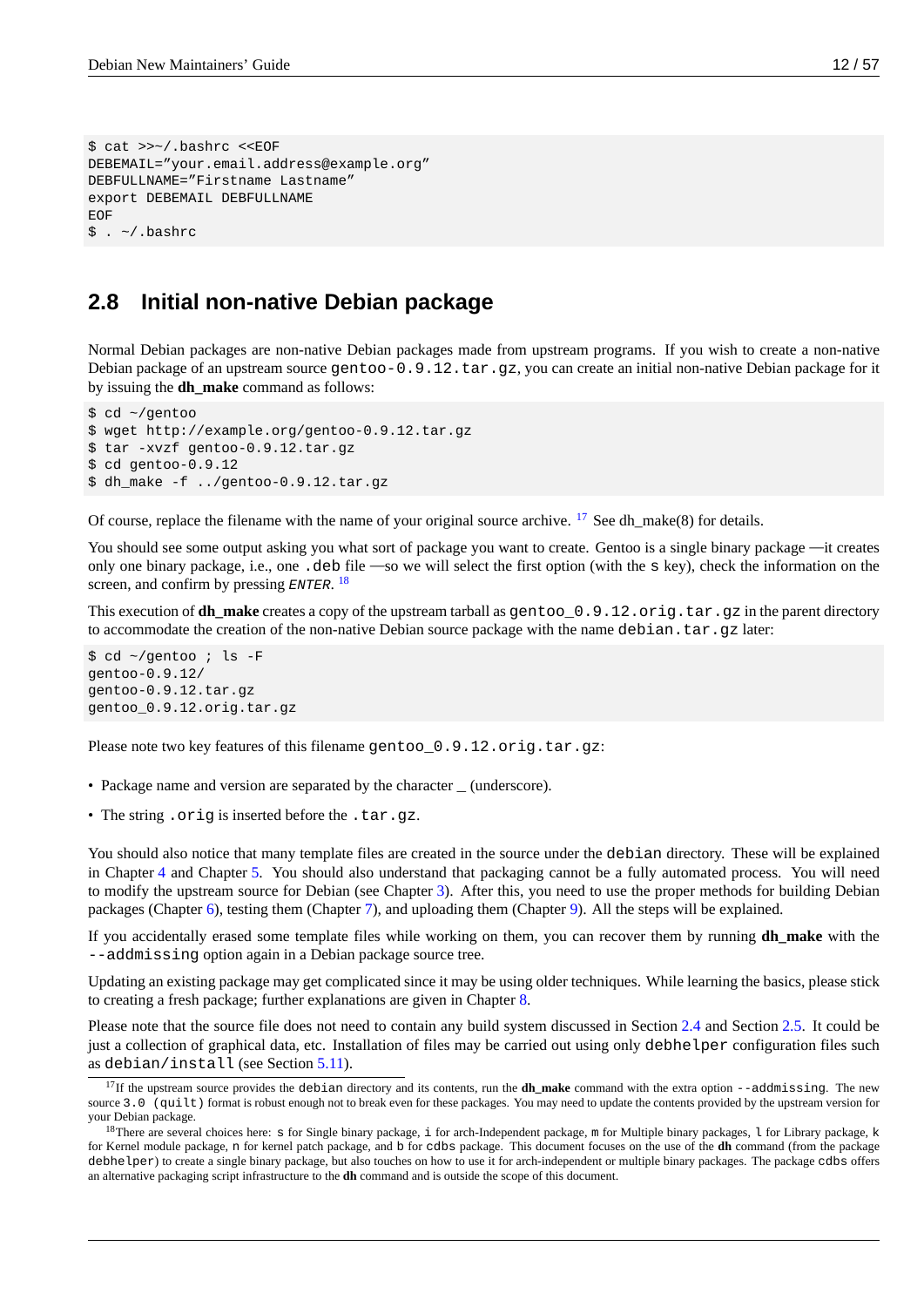```
$ cat >>~/.bashrc <<EOF
DEBEMAIL="your.email.address@example.org"
DEBFULLNAME="Firstname Lastname"
export DEBEMAIL DEBFULLNAME
EOF
$ . ~/.bashrc
```

## 2.8 Initial non-native Debian package

Normal Debian packages are non-native Debian packages made from upstream programs. If you wish to create a non-native Debian package of an upstream source `gentoo-0.9.12.tar.gz`, you can create an initial non-native Debian package for it by issuing the **dh_make** command as follows:

```
$ cd ~/gentoo
$ wget http://example.org/gentoo-0.9.12.tar.gz
$ tar -xvzf gentoo-0.9.12.tar.gz
$ cd gentoo-0.9.12
$ dh_make -f ../gentoo-0.9.12.tar.gz
```

Of course, replace the filename with the name of your original source archive. [17] See dh_make(8) for details.

You should see some output asking you what sort of package you want to create. Gentoo is a single binary package —it creates only one binary package, i.e., one `.deb` file —so we will select the first option (with the `s` key), check the information on the screen, and confirm by pressing *ENTER*. [18]

This execution of **dh_make** creates a copy of the upstream tarball as `gentoo_0.9.12.orig.tar.gz` in the parent directory to accommodate the creation of the non-native Debian source package with the name `debian.tar.gz` later:

```
$ cd ~/gentoo ; ls -F
gentoo-0.9.12/
gentoo-0.9.12.tar.gz
gentoo_0.9.12.orig.tar.gz
```

Please note two key features of this filename `gentoo_0.9.12.orig.tar.gz`:

- Package name and version are separated by the character _ (underscore).
- The string `.orig` is inserted before the `.tar.gz`.

You should also notice that many template files are created in the source under the `debian` directory. These will be explained in Chapter 4 and Chapter 5. You should also understand that packaging cannot be a fully automated process. You will need to modify the upstream source for Debian (see Chapter 3). After this, you need to use the proper methods for building Debian packages (Chapter 6), testing them (Chapter 7), and uploading them (Chapter 9). All the steps will be explained.

If you accidentally erased some template files while working on them, you can recover them by running **dh_make** with the `--addmissing` option again in a Debian package source tree.

Updating an existing package may get complicated since it may be using older techniques. While learning the basics, please stick to creating a fresh package; further explanations are given in Chapter 8.

Please note that the source file does not need to contain any build system discussed in Section 2.4 and Section 2.5. It could be just a collection of graphical data, etc. Installation of files may be carried out using only `debhelper` configuration files such as `debian/install` (see Section 5.11).

---

[17] If the upstream source provides the `debian` directory and its contents, run the **dh_make** command with the extra option `--addmissing`. The new source `3.0 (quilt)` format is robust enough not to break even for these packages. You may need to update the contents provided by the upstream version for your Debian package.

[18] There are several choices here: `s` for Single binary package, `i` for arch-Independent package, `m` for Multiple binary packages, `l` for Library package, `k` for Kernel module package, `n` for kernel patch package, and `b` for `cdbs` package. This document focuses on the use of the **dh** command (from the package `debhelper`) to create a single binary package, but also touches on how to use it for arch-independent or multiple binary packages. The package `cdbs` offers an alternative packaging script infrastructure to the **dh** command and is outside the scope of this document.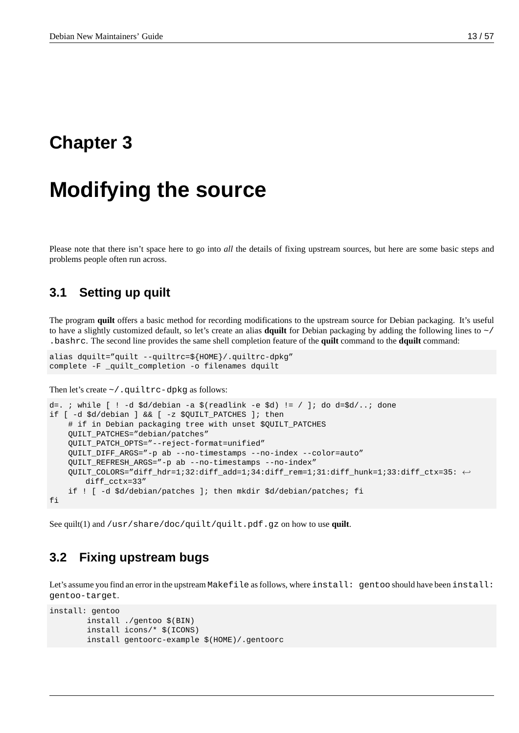# Chapter 3

# Modifying the source

Please note that there isn't space here to go into *all* the details of fixing upstream sources, but here are some basic steps and problems people often run across.

## 3.1 Setting up quilt

The program **quilt** offers a basic method for recording modifications to the upstream source for Debian packaging. It's useful to have a slightly customized default, so let's create an alias **dquilt** for Debian packaging by adding the following lines to `~/.bashrc`. The second line provides the same shell completion feature of the **quilt** command to the **dquilt** command:

```
alias dquilt="quilt --quiltrc=${HOME}/.quiltrc-dpkg"
complete -F _quilt_completion -o filenames dquilt
```

Then let's create `~/.quiltrc-dpkg` as follows:

```
d=. ; while [ ! -d $d/debian -a $(readlink -e $d) != / ]; do d=$d/..; done
if [ -d $d/debian ] && [ -z $QUILT_PATCHES ]; then
    # if in Debian packaging tree with unset $QUILT_PATCHES
    QUILT_PATCHES="debian/patches"
    QUILT_PATCH_OPTS="--reject-format=unified"
    QUILT_DIFF_ARGS="-p ab --no-timestamps --no-index --color=auto"
    QUILT_REFRESH_ARGS="-p ab --no-timestamps --no-index"
    QUILT_COLORS="diff_hdr=1;32:diff_add=1;34:diff_rem=1;31:diff_hunk=1;33:diff_ctx=35: ←
        diff_cctx=33"
    if ! [ -d $d/debian/patches ]; then mkdir $d/debian/patches; fi
fi
```

See quilt(1) and `/usr/share/doc/quilt/quilt.pdf.gz` on how to use **quilt**.

## 3.2 Fixing upstream bugs

Let's assume you find an error in the upstream `Makefile` as follows, where `install: gentoo` should have been `install: gentoo-target`.

```
install: gentoo
        install ./gentoo $(BIN)
        install icons/* $(ICONS)
        install gentoorc-example $(HOME)/.gentoorc
```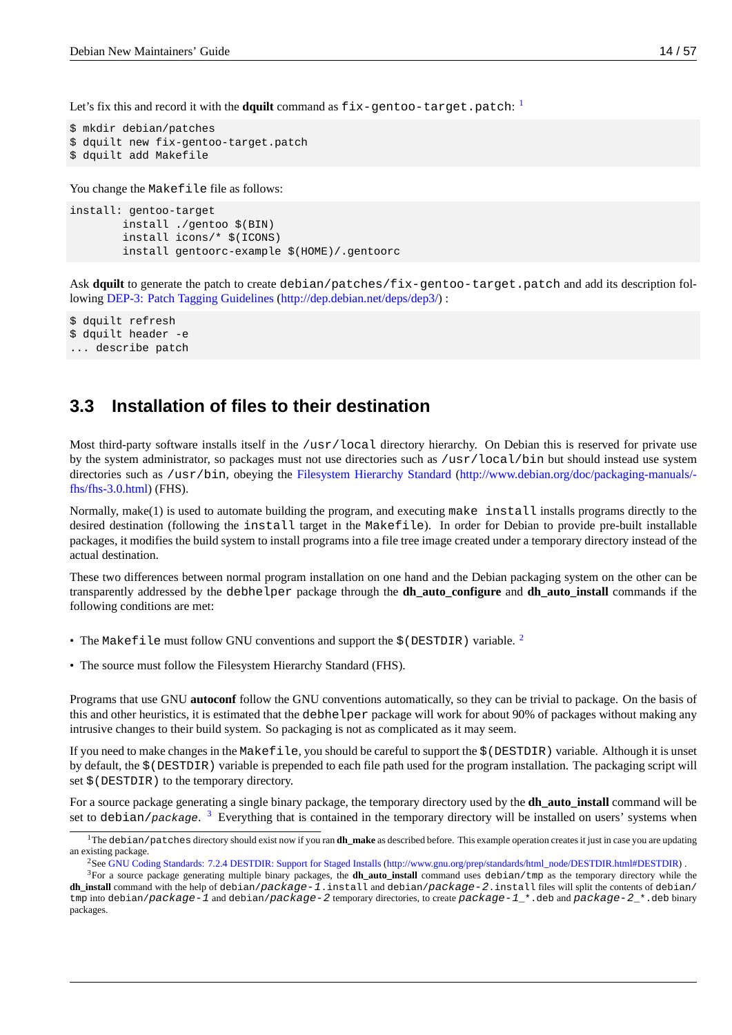Let's fix this and record it with the **dquilt** command as `fix-gentoo-target.patch`: [1]

```
$ mkdir debian/patches
$ dquilt new fix-gentoo-target.patch
$ dquilt add Makefile
```

You change the `Makefile` file as follows:

```
install: gentoo-target
        install ./gentoo $(BIN)
        install icons/* $(ICONS)
        install gentoorc-example $(HOME)/.gentoorc
```

Ask **dquilt** to generate the patch to create `debian/patches/fix-gentoo-target.patch` and add its description following DEP-3: Patch Tagging Guidelines (http://dep.debian.net/deps/dep3/) :

```
$ dquilt refresh
$ dquilt header -e
... describe patch
```

## 3.3 Installation of files to their destination

Most third-party software installs itself in the `/usr/local` directory hierarchy. On Debian this is reserved for private use by the system administrator, so packages must not use directories such as `/usr/local/bin` but should instead use system directories such as `/usr/bin`, obeying the Filesystem Hierarchy Standard (http://www.debian.org/doc/packaging-manuals/fhs/fhs-3.0.html) (FHS).

Normally, make(1) is used to automate building the program, and executing `make install` installs programs directly to the desired destination (following the `install` target in the `Makefile`). In order for Debian to provide pre-built installable packages, it modifies the build system to install programs into a file tree image created under a temporary directory instead of the actual destination.

These two differences between normal program installation on one hand and the Debian packaging system on the other can be transparently addressed by the `debhelper` package through the **dh_auto_configure** and **dh_auto_install** commands if the following conditions are met:

- The `Makefile` must follow GNU conventions and support the `$(DESTDIR)` variable. [2]
- The source must follow the Filesystem Hierarchy Standard (FHS).

Programs that use GNU **autoconf** follow the GNU conventions automatically, so they can be trivial to package. On the basis of this and other heuristics, it is estimated that the `debhelper` package will work for about 90% of packages without making any intrusive changes to their build system. So packaging is not as complicated as it may seem.

If you need to make changes in the `Makefile`, you should be careful to support the `$(DESTDIR)` variable. Although it is unset by default, the `$(DESTDIR)` variable is prepended to each file path used for the program installation. The packaging script will set `$(DESTDIR)` to the temporary directory.

For a source package generating a single binary package, the temporary directory used by the **dh_auto_install** command will be set to `debian/package`. [3] Everything that is contained in the temporary directory will be installed on users' systems when

---

[1] The `debian/patches` directory should exist now if you ran **dh_make** as described before. This example operation creates it just in case you are updating an existing package.

[2] See GNU Coding Standards: 7.2.4 DESTDIR: Support for Staged Installs (http://www.gnu.org/prep/standards/html_node/DESTDIR.html#DESTDIR) .

[3] For a source package generating multiple binary packages, the **dh_auto_install** command uses `debian/tmp` as the temporary directory while the **dh_install** command with the help of `debian/package-1.install` and `debian/package-2.install` files will split the contents of `debian/tmp` into `debian/package-1` and `debian/package-2` temporary directories, to create `package-1_*.deb` and `package-2_*.deb` binary packages.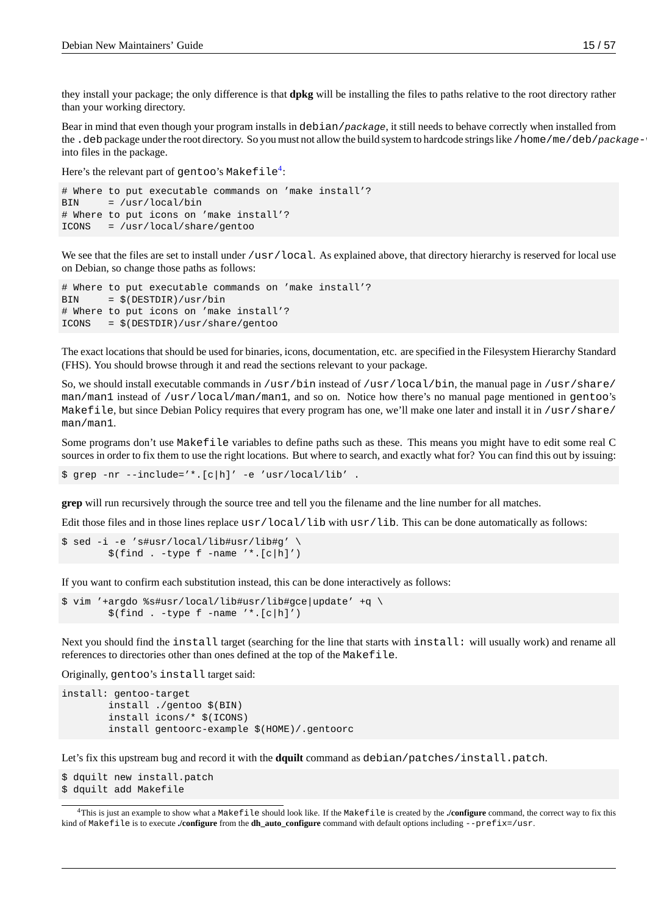they install your package; the only difference is that **dpkg** will be installing the files to paths relative to the root directory rather than your working directory.

Bear in mind that even though your program installs in `debian/package`, it still needs to behave correctly when installed from the `.deb` package under the root directory. So you must not allow the build system to hardcode strings like `/home/me/deb/package-` into files in the package.

Here's the relevant part of `gentoo`'s `Makefile`[4]:

```
# Where to put executable commands on 'make install'?
BIN     = /usr/local/bin
# Where to put icons on 'make install'?
ICONS   = /usr/local/share/gentoo
```

We see that the files are set to install under `/usr/local`. As explained above, that directory hierarchy is reserved for local use on Debian, so change those paths as follows:

```
# Where to put executable commands on 'make install'?
BIN     = $(DESTDIR)/usr/bin
# Where to put icons on 'make install'?
ICONS   = $(DESTDIR)/usr/share/gentoo
```

The exact locations that should be used for binaries, icons, documentation, etc. are specified in the Filesystem Hierarchy Standard (FHS). You should browse through it and read the sections relevant to your package.

So, we should install executable commands in `/usr/bin` instead of `/usr/local/bin`, the manual page in `/usr/share/man/man1` instead of `/usr/local/man/man1`, and so on. Notice how there's no manual page mentioned in `gentoo`'s `Makefile`, but since Debian Policy requires that every program has one, we'll make one later and install it in `/usr/share/man/man1`.

Some programs don't use `Makefile` variables to define paths such as these. This means you might have to edit some real C sources in order to fix them to use the right locations. But where to search, and exactly what for? You can find this out by issuing:

```
$ grep -nr --include='*.[c|h]' -e 'usr/local/lib' .
```

**grep** will run recursively through the source tree and tell you the filename and the line number for all matches.

Edit those files and in those lines replace `usr/local/lib` with `usr/lib`. This can be done automatically as follows:

```
$ sed -i -e 's#usr/local/lib#usr/lib#g' \
        $(find . -type f -name '*.[c|h]')
```

If you want to confirm each substitution instead, this can be done interactively as follows:

```
$ vim '+argdo %s#usr/local/lib#usr/lib#gce|update' +q \
        $(find . -type f -name '*.[c|h]')
```

Next you should find the `install` target (searching for the line that starts with `install:` will usually work) and rename all references to directories other than ones defined at the top of the `Makefile`.

Originally, `gentoo`'s `install` target said:

```
install: gentoo-target
        install ./gentoo $(BIN)
        install icons/* $(ICONS)
        install gentoorc-example $(HOME)/.gentoorc
```

Let's fix this upstream bug and record it with the **dquilt** command as `debian/patches/install.patch`.

```
$ dquilt new install.patch
$ dquilt add Makefile
```

[4] This is just an example to show what a `Makefile` should look like. If the `Makefile` is created by the **./configure** command, the correct way to fix this kind of `Makefile` is to execute **./configure** from the **dh_auto_configure** command with default options including `--prefix=/usr`.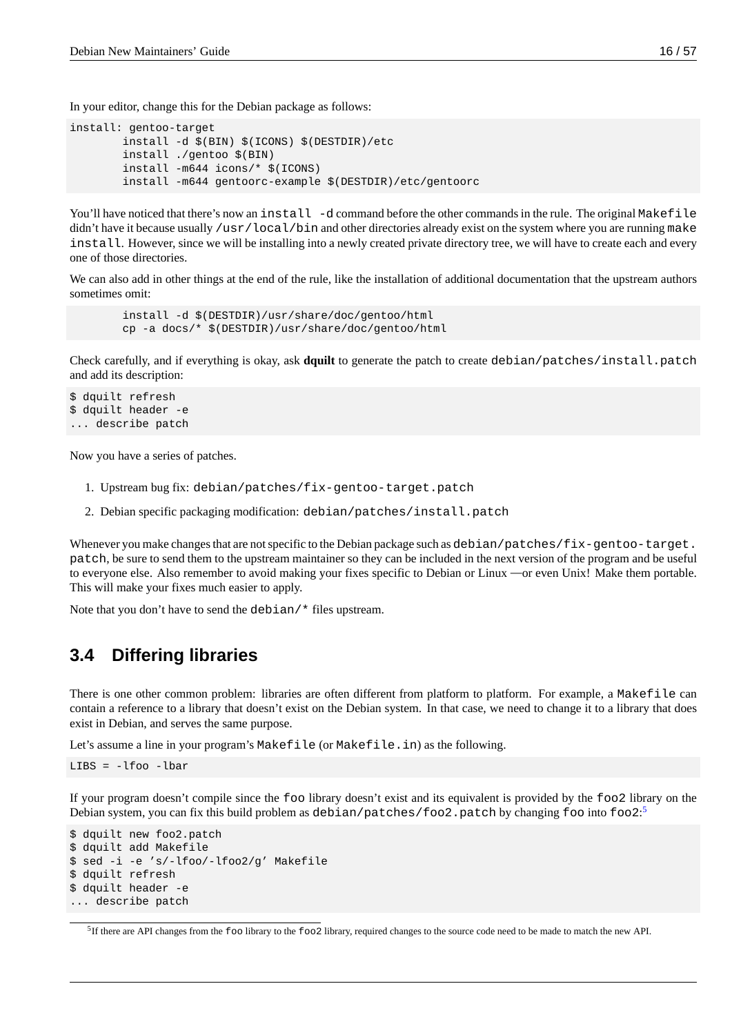In your editor, change this for the Debian package as follows:

```
install: gentoo-target
        install -d $(BIN) $(ICONS) $(DESTDIR)/etc
        install ./gentoo $(BIN)
        install -m644 icons/* $(ICONS)
        install -m644 gentoorc-example $(DESTDIR)/etc/gentoorc
```

You'll have noticed that there's now an `install -d` command before the other commands in the rule. The original `Makefile` didn't have it because usually `/usr/local/bin` and other directories already exist on the system where you are running `make install`. However, since we will be installing into a newly created private directory tree, we will have to create each and every one of those directories.

We can also add in other things at the end of the rule, like the installation of additional documentation that the upstream authors sometimes omit:

```
        install -d $(DESTDIR)/usr/share/doc/gentoo/html
        cp -a docs/* $(DESTDIR)/usr/share/doc/gentoo/html
```

Check carefully, and if everything is okay, ask **dquilt** to generate the patch to create `debian/patches/install.patch` and add its description:

```
$ dquilt refresh
$ dquilt header -e
... describe patch
```

Now you have a series of patches.

1. Upstream bug fix: `debian/patches/fix-gentoo-target.patch`
2. Debian specific packaging modification: `debian/patches/install.patch`

Whenever you make changes that are not specific to the Debian package such as `debian/patches/fix-gentoo-target.patch`, be sure to send them to the upstream maintainer so they can be included in the next version of the program and be useful to everyone else. Also remember to avoid making your fixes specific to Debian or Linux —or even Unix! Make them portable. This will make your fixes much easier to apply.

Note that you don't have to send the `debian/*` files upstream.

## 3.4 Differing libraries

There is one other common problem: libraries are often different from platform to platform. For example, a `Makefile` can contain a reference to a library that doesn't exist on the Debian system. In that case, we need to change it to a library that does exist in Debian, and serves the same purpose.

Let's assume a line in your program's `Makefile` (or `Makefile.in`) as the following.

```
LIBS = -lfoo -lbar
```

If your program doesn't compile since the `foo` library doesn't exist and its equivalent is provided by the `foo2` library on the Debian system, you can fix this build problem as `debian/patches/foo2.patch` by changing `foo` into `foo2`:[5]

```
$ dquilt new foo2.patch
$ dquilt add Makefile
$ sed -i -e 's/-lfoo/-lfoo2/g' Makefile
$ dquilt refresh
$ dquilt header -e
... describe patch
```

[5] If there are API changes from the `foo` library to the `foo2` library, required changes to the source code need to be made to match the new API.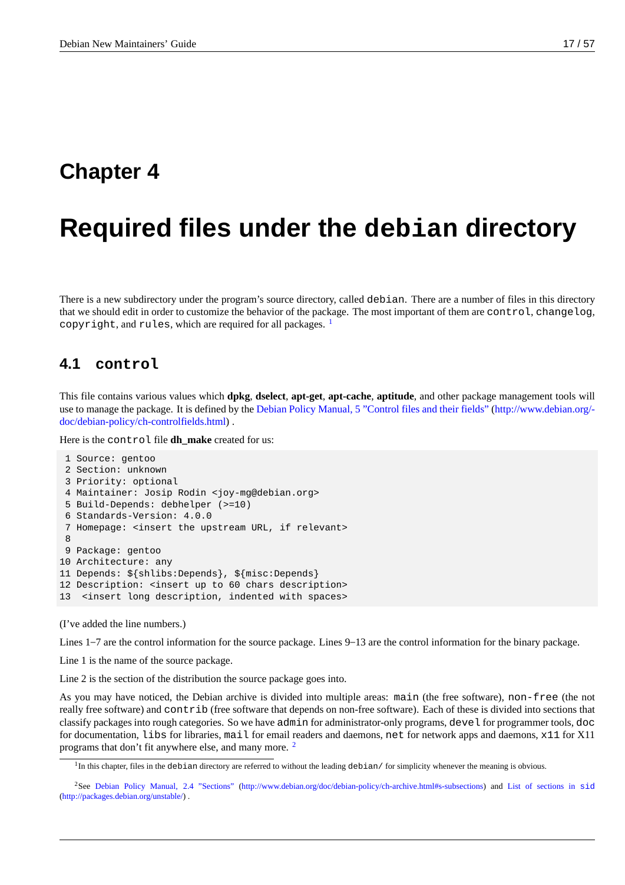# Chapter 4

# Required files under the `debian` directory

There is a new subdirectory under the program's source directory, called `debian`. There are a number of files in this directory that we should edit in order to customize the behavior of the package. The most important of them are `control`, `changelog`, `copyright`, and `rules`, which are required for all packages. [1]

## 4.1 `control`

This file contains various values which **dpkg**, **dselect**, **apt-get**, **apt-cache**, **aptitude**, and other package management tools will use to manage the package. It is defined by the Debian Policy Manual, 5 "Control files and their fields" (http://www.debian.org/doc/debian-policy/ch-controlfields.html) .

Here is the `control` file **dh_make** created for us:

```
 1 Source: gentoo
 2 Section: unknown
 3 Priority: optional
 4 Maintainer: Josip Rodin <joy-mg@debian.org>
 5 Build-Depends: debhelper (>=10)
 6 Standards-Version: 4.0.0
 7 Homepage: <insert the upstream URL, if relevant>
 8
 9 Package: gentoo
10 Architecture: any
11 Depends: ${shlibs:Depends}, ${misc:Depends}
12 Description: <insert up to 60 chars description>
13  <insert long description, indented with spaces>
```

(I've added the line numbers.)

Lines 1–7 are the control information for the source package. Lines 9–13 are the control information for the binary package.

Line 1 is the name of the source package.

Line 2 is the section of the distribution the source package goes into.

As you may have noticed, the Debian archive is divided into multiple areas: `main` (the free software), `non-free` (the not really free software) and `contrib` (free software that depends on non-free software). Each of these is divided into sections that classify packages into rough categories. So we have `admin` for administrator-only programs, `devel` for programmer tools, `doc` for documentation, `libs` for libraries, `mail` for email readers and daemons, `net` for network apps and daemons, `x11` for X11 programs that don't fit anywhere else, and many more. [2]

---

[1] In this chapter, files in the `debian` directory are referred to without the leading `debian/` for simplicity whenever the meaning is obvious.

[2] See Debian Policy Manual, 2.4 "Sections" (http://www.debian.org/doc/debian-policy/ch-archive.html#s-subsections) and List of sections in `sid` (http://packages.debian.org/unstable/) .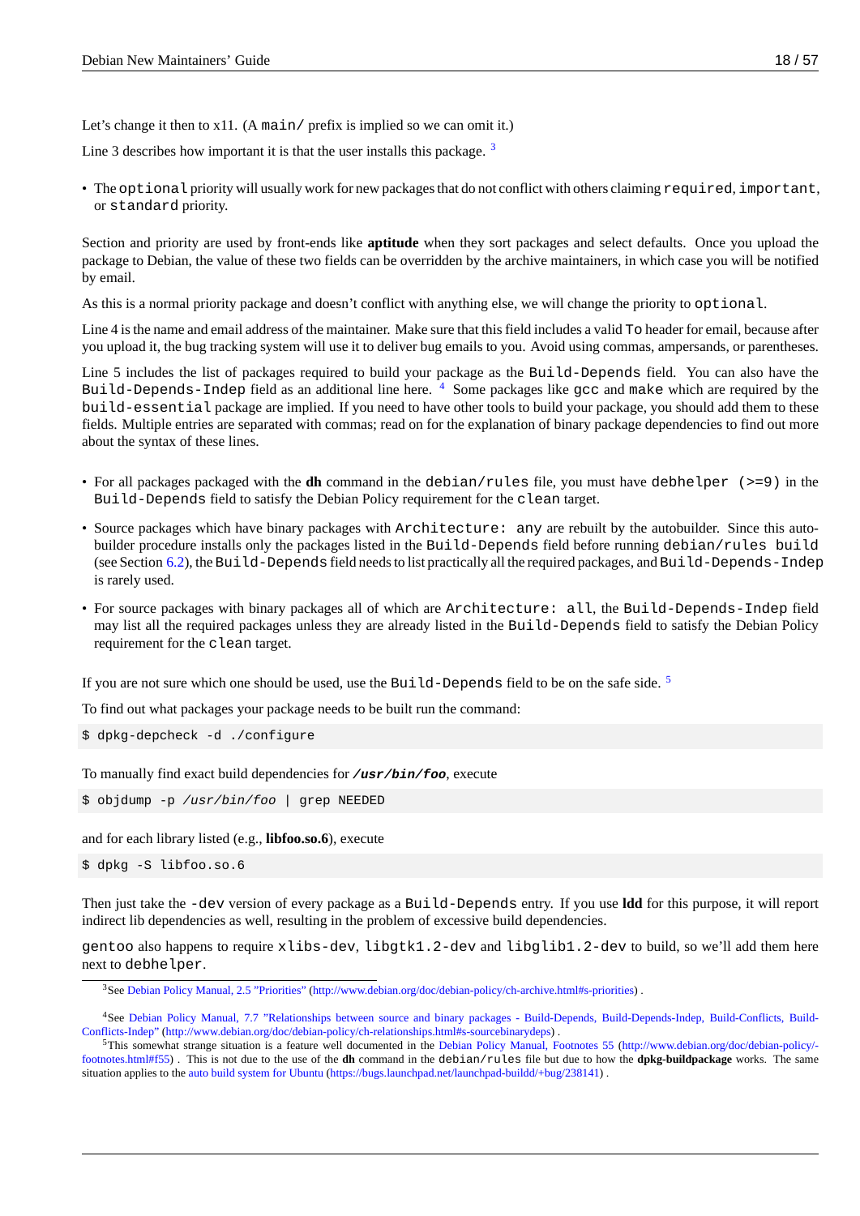Let's change it then to x11. (A `main/` prefix is implied so we can omit it.)

Line 3 describes how important it is that the user installs this package. [3]

- The `optional` priority will usually work for new packages that do not conflict with others claiming `required`, `important`, or `standard` priority.

Section and priority are used by front-ends like **aptitude** when they sort packages and select defaults. Once you upload the package to Debian, the value of these two fields can be overridden by the archive maintainers, in which case you will be notified by email.

As this is a normal priority package and doesn't conflict with anything else, we will change the priority to `optional`.

Line 4 is the name and email address of the maintainer. Make sure that this field includes a valid `To` header for email, because after you upload it, the bug tracking system will use it to deliver bug emails to you. Avoid using commas, ampersands, or parentheses.

Line 5 includes the list of packages required to build your package as the `Build-Depends` field. You can also have the `Build-Depends-Indep` field as an additional line here. [4] Some packages like `gcc` and `make` which are required by the `build-essential` package are implied. If you need to have other tools to build your package, you should add them to these fields. Multiple entries are separated with commas; read on for the explanation of binary package dependencies to find out more about the syntax of these lines.

- For all packages packaged with the **dh** command in the `debian/rules` file, you must have `debhelper (>=9)` in the `Build-Depends` field to satisfy the Debian Policy requirement for the `clean` target.
- Source packages which have binary packages with `Architecture: any` are rebuilt by the autobuilder. Since this autobuilder procedure installs only the packages listed in the `Build-Depends` field before running `debian/rules build` (see Section 6.2), the `Build-Depends` field needs to list practically all the required packages, and `Build-Depends-Indep` is rarely used.
- For source packages with binary packages all of which are `Architecture: all`, the `Build-Depends-Indep` field may list all the required packages unless they are already listed in the `Build-Depends` field to satisfy the Debian Policy requirement for the `clean` target.

If you are not sure which one should be used, use the `Build-Depends` field to be on the safe side. [5]

To find out what packages your package needs to be built run the command:

```
$ dpkg-depcheck -d ./configure
```

To manually find exact build dependencies for ***/usr/bin/foo***, execute

```
$ objdump -p /usr/bin/foo | grep NEEDED
```

and for each library listed (e.g., **libfoo.so.6**), execute

```
$ dpkg -S libfoo.so.6
```

Then just take the `-dev` version of every package as a `Build-Depends` entry. If you use **ldd** for this purpose, it will report indirect lib dependencies as well, resulting in the problem of excessive build dependencies.

`gentoo` also happens to require `xlibs-dev`, `libgtk1.2-dev` and `libglib1.2-dev` to build, so we'll add them here next to `debhelper`.

---

[3] See Debian Policy Manual, 2.5 "Priorities" (http://www.debian.org/doc/debian-policy/ch-archive.html#s-priorities) .

[4] See Debian Policy Manual, 7.7 "Relationships between source and binary packages - Build-Depends, Build-Depends-Indep, Build-Conflicts, Build-Conflicts-Indep" (http://www.debian.org/doc/debian-policy/ch-relationships.html#s-sourcebinarydeps) .

[5] This somewhat strange situation is a feature well documented in the Debian Policy Manual, Footnotes 55 (http://www.debian.org/doc/debian-policy/footnotes.html#f55) . This is not due to the use of the **dh** command in the `debian/rules` file but due to how the **dpkg-buildpackage** works. The same situation applies to the auto build system for Ubuntu (https://bugs.launchpad.net/launchpad-buildd/+bug/238141) .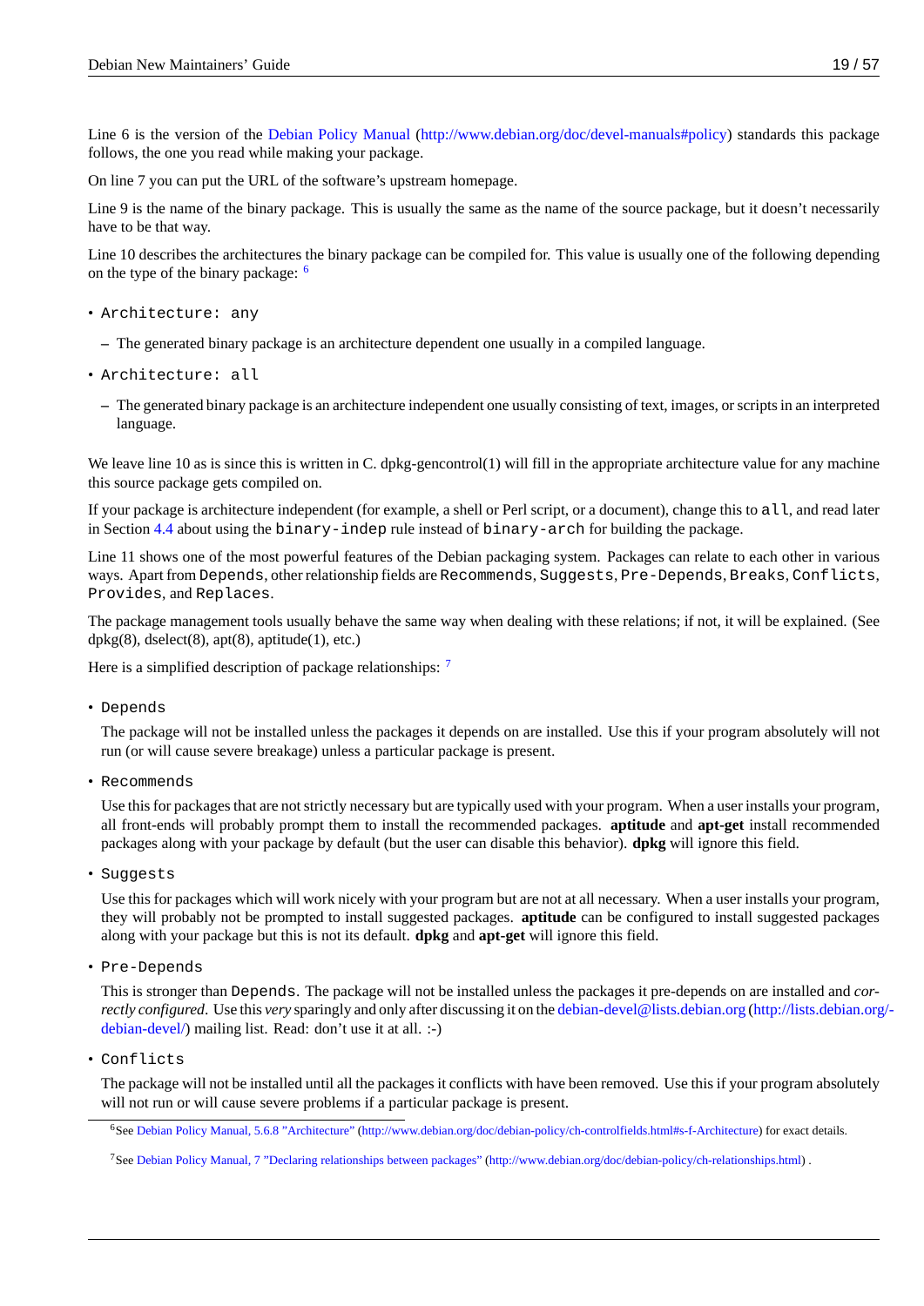Line 6 is the version of the Debian Policy Manual (http://www.debian.org/doc/devel-manuals#policy) standards this package follows, the one you read while making your package.

On line 7 you can put the URL of the software's upstream homepage.

Line 9 is the name of the binary package. This is usually the same as the name of the source package, but it doesn't necessarily have to be that way.

Line 10 describes the architectures the binary package can be compiled for. This value is usually one of the following depending on the type of the binary package: [6]

- `Architecture: any`
  - The generated binary package is an architecture dependent one usually in a compiled language.
- `Architecture: all`
  - The generated binary package is an architecture independent one usually consisting of text, images, or scripts in an interpreted language.

We leave line 10 as is since this is written in C. dpkg-gencontrol(1) will fill in the appropriate architecture value for any machine this source package gets compiled on.

If your package is architecture independent (for example, a shell or Perl script, or a document), change this to `all`, and read later in Section 4.4 about using the `binary-indep` rule instead of `binary-arch` for building the package.

Line 11 shows one of the most powerful features of the Debian packaging system. Packages can relate to each other in various ways. Apart from `Depends`, other relationship fields are `Recommends`, `Suggests`, `Pre-Depends`, `Breaks`, `Conflicts`, `Provides`, and `Replaces`.

The package management tools usually behave the same way when dealing with these relations; if not, it will be explained. (See dpkg(8), dselect(8), apt(8), aptitude(1), etc.)

Here is a simplified description of package relationships: [7]

- `Depends`

  The package will not be installed unless the packages it depends on are installed. Use this if your program absolutely will not run (or will cause severe breakage) unless a particular package is present.

- `Recommends`

  Use this for packages that are not strictly necessary but are typically used with your program. When a user installs your program, all front-ends will probably prompt them to install the recommended packages. **aptitude** and **apt-get** install recommended packages along with your package by default (but the user can disable this behavior). **dpkg** will ignore this field.

- `Suggests`

  Use this for packages which will work nicely with your program but are not at all necessary. When a user installs your program, they will probably not be prompted to install suggested packages. **aptitude** can be configured to install suggested packages along with your package but this is not its default. **dpkg** and **apt-get** will ignore this field.

- `Pre-Depends`

  This is stronger than `Depends`. The package will not be installed unless the packages it pre-depends on are installed and *correctly configured*. Use this *very* sparingly and only after discussing it on the debian-devel@lists.debian.org (http://lists.debian.org/debian-devel/) mailing list. Read: don't use it at all. :-)

- `Conflicts`

  The package will not be installed until all the packages it conflicts with have been removed. Use this if your program absolutely will not run or will cause severe problems if a particular package is present.

---

[6] See Debian Policy Manual, 5.6.8 "Architecture" (http://www.debian.org/doc/debian-policy/ch-controlfields.html#s-f-Architecture) for exact details.

[7] See Debian Policy Manual, 7 "Declaring relationships between packages" (http://www.debian.org/doc/debian-policy/ch-relationships.html) .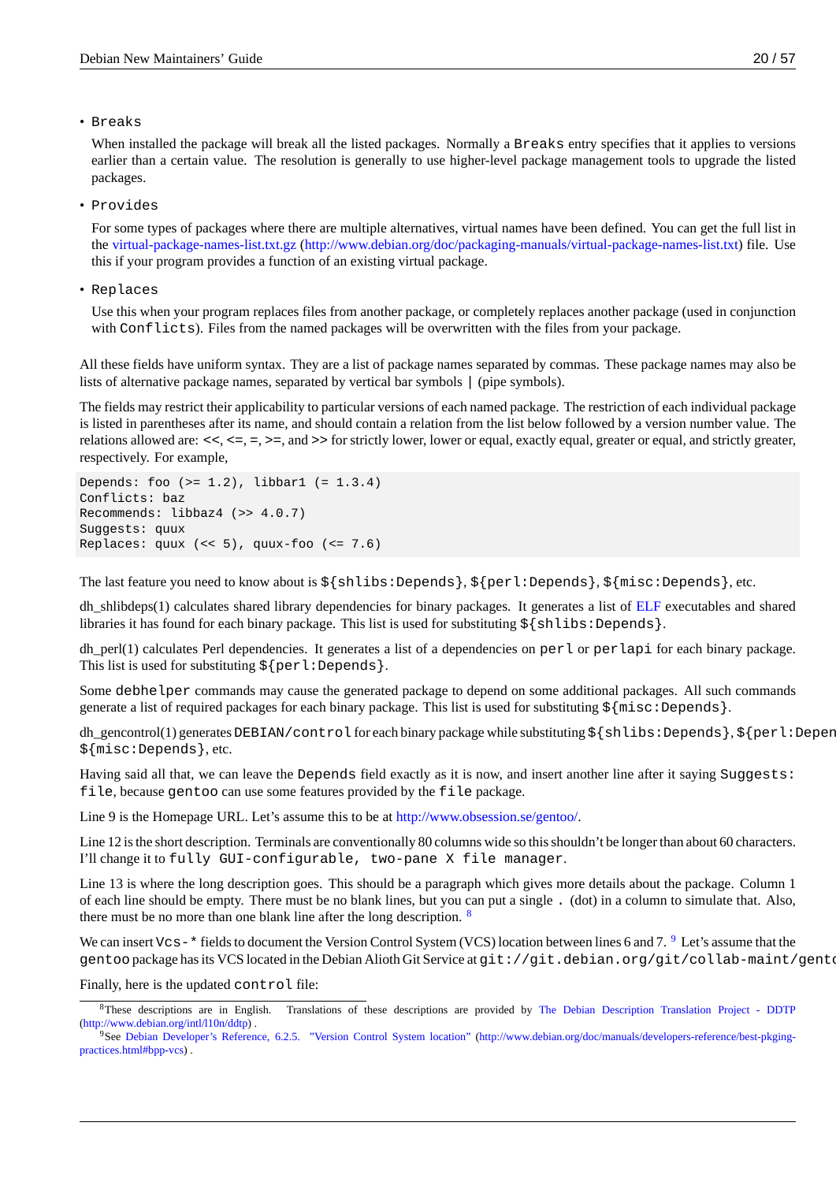- `Breaks`

  When installed the package will break all the listed packages. Normally a `Breaks` entry specifies that it applies to versions earlier than a certain value. The resolution is generally to use higher-level package management tools to upgrade the listed packages.

- `Provides`

  For some types of packages where there are multiple alternatives, virtual names have been defined. You can get the full list in the virtual-package-names-list.txt.gz (http://www.debian.org/doc/packaging-manuals/virtual-package-names-list.txt) file. Use this if your program provides a function of an existing virtual package.

- `Replaces`

  Use this when your program replaces files from another package, or completely replaces another package (used in conjunction with `Conflicts`). Files from the named packages will be overwritten with the files from your package.

All these fields have uniform syntax. They are a list of package names separated by commas. These package names may also be lists of alternative package names, separated by vertical bar symbols `|` (pipe symbols).

The fields may restrict their applicability to particular versions of each named package. The restriction of each individual package is listed in parentheses after its name, and should contain a relation from the list below followed by a version number value. The relations allowed are: <<, <=, =, >=, and >> for strictly lower, lower or equal, exactly equal, greater or equal, and strictly greater, respectively. For example,

```
Depends: foo (>= 1.2), libbar1 (= 1.3.4)
Conflicts: baz
Recommends: libbaz4 (>> 4.0.7)
Suggests: quux
Replaces: quux (<< 5), quux-foo (<= 7.6)
```

The last feature you need to know about is `${shlibs:Depends}`, `${perl:Depends}`, `${misc:Depends}`, etc.

dh_shlibdeps(1) calculates shared library dependencies for binary packages. It generates a list of ELF executables and shared libraries it has found for each binary package. This list is used for substituting `${shlibs:Depends}`.

dh_perl(1) calculates Perl dependencies. It generates a list of a dependencies on `perl` or `perlapi` for each binary package. This list is used for substituting `${perl:Depends}`.

Some `debhelper` commands may cause the generated package to depend on some additional packages. All such commands generate a list of required packages for each binary package. This list is used for substituting `${misc:Depends}`.

dh_gencontrol(1) generates `DEBIAN/control` for each binary package while substituting `${shlibs:Depends}`, `${perl:Depen` `${misc:Depends}`, etc.

Having said all that, we can leave the `Depends` field exactly as it is now, and insert another line after it saying `Suggests: file`, because `gentoo` can use some features provided by the `file` package.

Line 9 is the Homepage URL. Let's assume this to be at http://www.obsession.se/gentoo/.

Line 12 is the short description. Terminals are conventionally 80 columns wide so this shouldn't be longer than about 60 characters. I'll change it to `fully GUI-configurable, two-pane X file manager`.

Line 13 is where the long description goes. This should be a paragraph which gives more details about the package. Column 1 of each line should be empty. There must be no blank lines, but you can put a single `.` (dot) in a column to simulate that. Also, there must be no more than one blank line after the long description. [8]

We can insert `Vcs-*` fields to document the Version Control System (VCS) location between lines 6 and 7. [9] Let's assume that the `gentoo` package has its VCS located in the Debian Alioth Git Service at `git://git.debian.org/git/collab-maint/gent`

Finally, here is the updated `control` file:

---

[8] These descriptions are in English. Translations of these descriptions are provided by The Debian Description Translation Project - DDTP (http://www.debian.org/intl/l10n/ddtp) .

[9] See Debian Developer's Reference, 6.2.5. "Version Control System location" (http://www.debian.org/doc/manuals/developers-reference/best-pkging-practices.html#bpp-vcs) .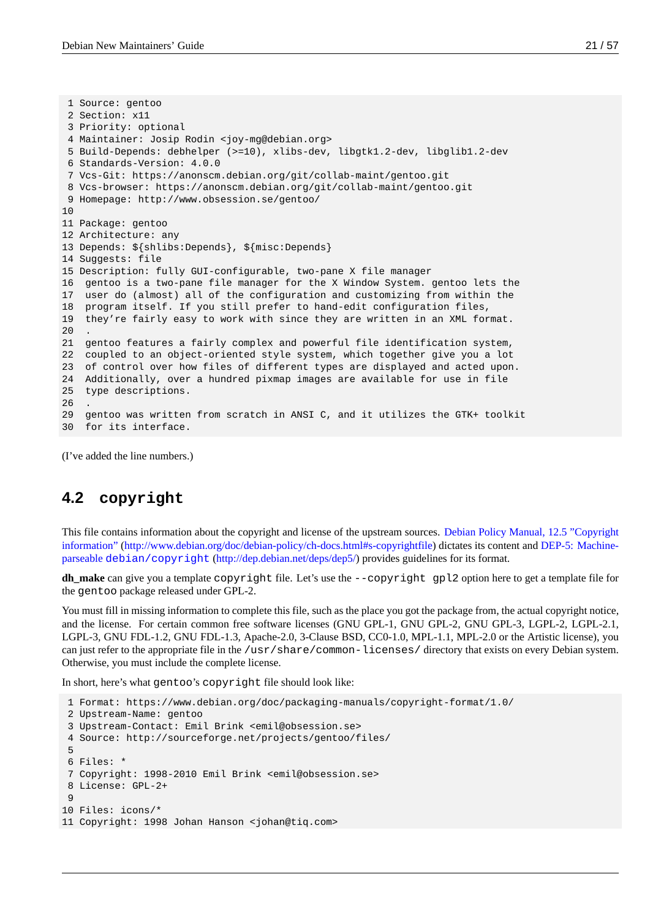```
 1 Source: gentoo
 2 Section: x11
 3 Priority: optional
 4 Maintainer: Josip Rodin <joy-mg@debian.org>
 5 Build-Depends: debhelper (>=10), xlibs-dev, libgtk1.2-dev, libglib1.2-dev
 6 Standards-Version: 4.0.0
 7 Vcs-Git: https://anonscm.debian.org/git/collab-maint/gentoo.git
 8 Vcs-browser: https://anonscm.debian.org/git/collab-maint/gentoo.git
 9 Homepage: http://www.obsession.se/gentoo/
10
11 Package: gentoo
12 Architecture: any
13 Depends: ${shlibs:Depends}, ${misc:Depends}
14 Suggests: file
15 Description: fully GUI-configurable, two-pane X file manager
16  gentoo is a two-pane file manager for the X Window System. gentoo lets the
17  user do (almost) all of the configuration and customizing from within the
18  program itself. If you still prefer to hand-edit configuration files,
19  they're fairly easy to work with since they are written in an XML format.
20  .
21  gentoo features a fairly complex and powerful file identification system,
22  coupled to an object-oriented style system, which together give you a lot
23  of control over how files of different types are displayed and acted upon.
24  Additionally, over a hundred pixmap images are available for use in file
25  type descriptions.
26  .
29  gentoo was written from scratch in ANSI C, and it utilizes the GTK+ toolkit
30  for its interface.
```

(I've added the line numbers.)

## 4.2 copyright

This file contains information about the copyright and license of the upstream sources. Debian Policy Manual, 12.5 "Copyright information" (http://www.debian.org/doc/debian-policy/ch-docs.html#s-copyrightfile) dictates its content and DEP-5: Machine-parseable `debian/copyright` (http://dep.debian.net/deps/dep5/) provides guidelines for its format.

**dh_make** can give you a template `copyright` file. Let's use the `--copyright gpl2` option here to get a template file for the `gentoo` package released under GPL-2.

You must fill in missing information to complete this file, such as the place you got the package from, the actual copyright notice, and the license. For certain common free software licenses (GNU GPL-1, GNU GPL-2, GNU GPL-3, LGPL-2, LGPL-2.1, LGPL-3, GNU FDL-1.2, GNU FDL-1.3, Apache-2.0, 3-Clause BSD, CC0-1.0, MPL-1.1, MPL-2.0 or the Artistic license), you can just refer to the appropriate file in the `/usr/share/common-licenses/` directory that exists on every Debian system. Otherwise, you must include the complete license.

In short, here's what `gentoo`'s `copyright` file should look like:

```
 1 Format: https://www.debian.org/doc/packaging-manuals/copyright-format/1.0/
 2 Upstream-Name: gentoo
 3 Upstream-Contact: Emil Brink <emil@obsession.se>
 4 Source: http://sourceforge.net/projects/gentoo/files/
 5
 6 Files: *
 7 Copyright: 1998-2010 Emil Brink <emil@obsession.se>
 8 License: GPL-2+
 9
10 Files: icons/*
11 Copyright: 1998 Johan Hanson <johan@tiq.com>
```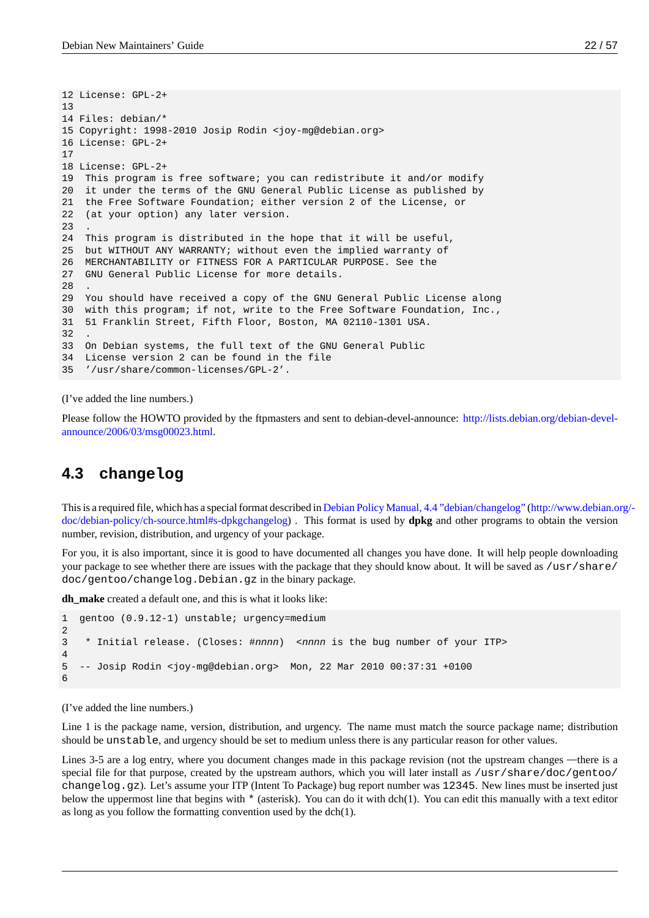```
12 License: GPL-2+
13
14 Files: debian/*
15 Copyright: 1998-2010 Josip Rodin <joy-mg@debian.org>
16 License: GPL-2+
17
18 License: GPL-2+
19  This program is free software; you can redistribute it and/or modify
20  it under the terms of the GNU General Public License as published by
21  the Free Software Foundation; either version 2 of the License, or
22  (at your option) any later version.
23  .
24  This program is distributed in the hope that it will be useful,
25  but WITHOUT ANY WARRANTY; without even the implied warranty of
26  MERCHANTABILITY or FITNESS FOR A PARTICULAR PURPOSE. See the
27  GNU General Public License for more details.
28  .
29  You should have received a copy of the GNU General Public License along
30  with this program; if not, write to the Free Software Foundation, Inc.,
31  51 Franklin Street, Fifth Floor, Boston, MA 02110-1301 USA.
32  .
33  On Debian systems, the full text of the GNU General Public
34  License version 2 can be found in the file
35  '/usr/share/common-licenses/GPL-2'.
```

(I've added the line numbers.)

Please follow the HOWTO provided by the ftpmasters and sent to debian-devel-announce: http://lists.debian.org/debian-devel-announce/2006/03/msg00023.html.

## 4.3 changelog

This is a required file, which has a special format described in Debian Policy Manual, 4.4 "debian/changelog" (http://www.debian.org/doc/debian-policy/ch-source.html#s-dpkgchangelog) . This format is used by **dpkg** and other programs to obtain the version number, revision, distribution, and urgency of your package.

For you, it is also important, since it is good to have documented all changes you have done. It will help people downloading your package to see whether there are issues with the package that they should know about. It will be saved as `/usr/share/doc/gentoo/changelog.Debian.gz` in the binary package.

**dh_make** created a default one, and this is what it looks like:

```
1  gentoo (0.9.12-1) unstable; urgency=medium
2
3   * Initial release. (Closes: #nnnn)  <nnnn is the bug number of your ITP>
4
5  -- Josip Rodin <joy-mg@debian.org>  Mon, 22 Mar 2010 00:37:31 +0100
6
```

(I've added the line numbers.)

Line 1 is the package name, version, distribution, and urgency. The name must match the source package name; distribution should be `unstable`, and urgency should be set to medium unless there is any particular reason for other values.

Lines 3-5 are a log entry, where you document changes made in this package revision (not the upstream changes —there is a special file for that purpose, created by the upstream authors, which you will later install as `/usr/share/doc/gentoo/changelog.gz`). Let's assume your ITP (Intent To Package) bug report number was `12345`. New lines must be inserted just below the uppermost line that begins with `*` (asterisk). You can do it with dch(1). You can edit this manually with a text editor as long as you follow the formatting convention used by the dch(1).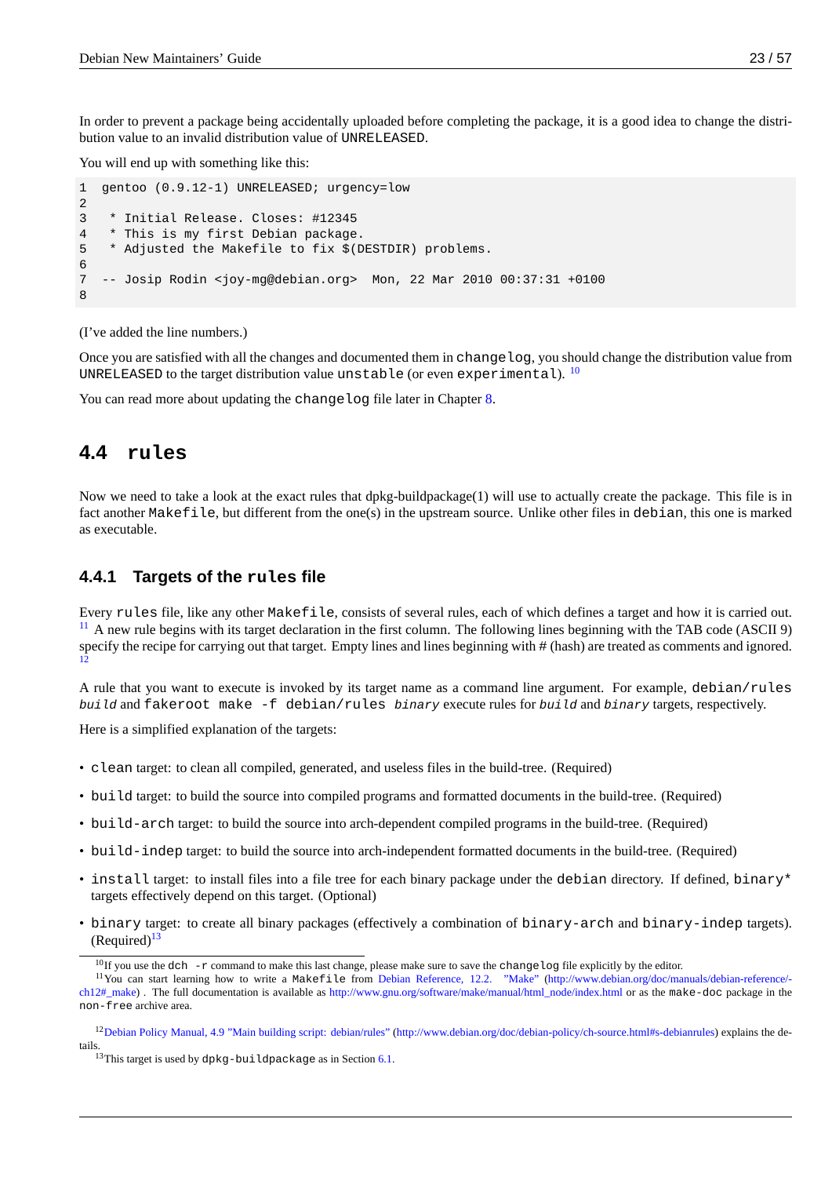In order to prevent a package being accidentally uploaded before completing the package, it is a good idea to change the distribution value to an invalid distribution value of UNRELEASED.

You will end up with something like this:

```
1  gentoo (0.9.12-1) UNRELEASED; urgency=low
2
3   * Initial Release. Closes: #12345
4   * This is my first Debian package.
5   * Adjusted the Makefile to fix $(DESTDIR) problems.
6
7  -- Josip Rodin <joy-mg@debian.org>  Mon, 22 Mar 2010 00:37:31 +0100
8
```

(I've added the line numbers.)

Once you are satisfied with all the changes and documented them in changelog, you should change the distribution value from UNRELEASED to the target distribution value unstable (or even experimental). [10]

You can read more about updating the changelog file later in Chapter 8.

## 4.4 rules

Now we need to take a look at the exact rules that dpkg-buildpackage(1) will use to actually create the package. This file is in fact another Makefile, but different from the one(s) in the upstream source. Unlike other files in debian, this one is marked as executable.

### 4.4.1 Targets of the rules file

Every rules file, like any other Makefile, consists of several rules, each of which defines a target and how it is carried out. [11] A new rule begins with its target declaration in the first column. The following lines beginning with the TAB code (ASCII 9) specify the recipe for carrying out that target. Empty lines and lines beginning with # (hash) are treated as comments and ignored. [12]

A rule that you want to execute is invoked by its target name as a command line argument. For example, debian/rules *build* and fakeroot make -f debian/rules *binary* execute rules for *build* and *binary* targets, respectively.

Here is a simplified explanation of the targets:

- clean target: to clean all compiled, generated, and useless files in the build-tree. (Required)
- build target: to build the source into compiled programs and formatted documents in the build-tree. (Required)
- build-arch target: to build the source into arch-dependent compiled programs in the build-tree. (Required)
- build-indep target: to build the source into arch-independent formatted documents in the build-tree. (Required)
- install target: to install files into a file tree for each binary package under the debian directory. If defined, binary* targets effectively depend on this target. (Optional)
- binary target: to create all binary packages (effectively a combination of binary-arch and binary-indep targets). (Required)[13]

---

[10] If you use the dch -r command to make this last change, please make sure to save the changelog file explicitly by the editor.

[11] You can start learning how to write a Makefile from Debian Reference, 12.2. "Make" (http://www.debian.org/doc/manuals/debian-reference/ch12#_make) . The full documentation is available as http://www.gnu.org/software/make/manual/html_node/index.html or as the make-doc package in the non-free archive area.

[12] Debian Policy Manual, 4.9 "Main building script: debian/rules" (http://www.debian.org/doc/debian-policy/ch-source.html#s-debianrules) explains the details.

[13] This target is used by dpkg-buildpackage as in Section 6.1.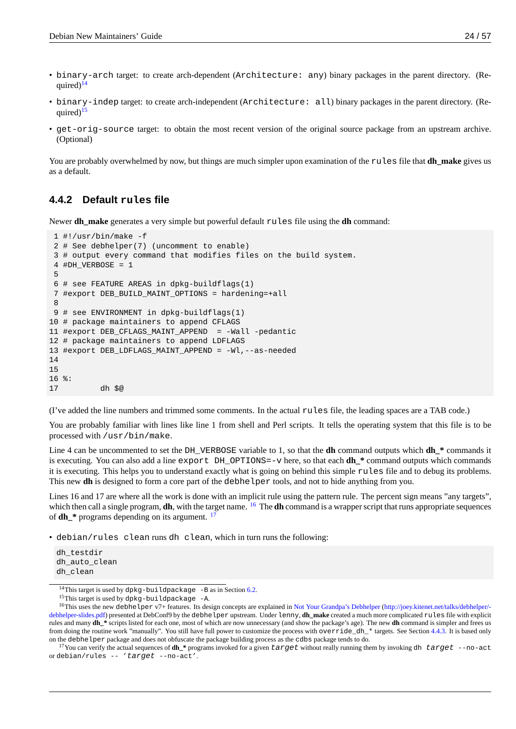- `binary-arch` target: to create arch-dependent (`Architecture: any`) binary packages in the parent directory. (Required)[14]
- `binary-indep` target: to create arch-independent (`Architecture: all`) binary packages in the parent directory. (Required)[15]
- `get-orig-source` target: to obtain the most recent version of the original source package from an upstream archive. (Optional)

You are probably overwhelmed by now, but things are much simpler upon examination of the `rules` file that **dh_make** gives us as a default.

### 4.4.2 Default `rules` file

Newer **dh_make** generates a very simple but powerful default `rules` file using the **dh** command:

```
 1 #!/usr/bin/make -f
 2 # See debhelper(7) (uncomment to enable)
 3 # output every command that modifies files on the build system.
 4 #DH_VERBOSE = 1
 5
 6 # see FEATURE AREAS in dpkg-buildflags(1)
 7 #export DEB_BUILD_MAINT_OPTIONS = hardening=+all
 8
 9 # see ENVIRONMENT in dpkg-buildflags(1)
10 # package maintainers to append CFLAGS
11 #export DEB_CFLAGS_MAINT_APPEND  = -Wall -pedantic
12 # package maintainers to append LDFLAGS
13 #export DEB_LDFLAGS_MAINT_APPEND = -Wl,--as-needed
14
15
16 %:
17         dh $@
```

(I've added the line numbers and trimmed some comments. In the actual `rules` file, the leading spaces are a TAB code.)

You are probably familiar with lines like line 1 from shell and Perl scripts. It tells the operating system that this file is to be processed with `/usr/bin/make`.

Line 4 can be uncommented to set the `DH_VERBOSE` variable to 1, so that the **dh** command outputs which **dh_*** commands it is executing. You can also add a line `export DH_OPTIONS=-v` here, so that each **dh_*** command outputs which commands it is executing. This helps you to understand exactly what is going on behind this simple `rules` file and to debug its problems. This new **dh** is designed to form a core part of the `debhelper` tools, and not to hide anything from you.

Lines 16 and 17 are where all the work is done with an implicit rule using the pattern rule. The percent sign means "any targets", which then call a single program, **dh**, with the target name. [16] The **dh** command is a wrapper script that runs appropriate sequences of **dh_*** programs depending on its argument. [17]

- `debian/rules clean` runs `dh clean`, which in turn runs the following:

```
dh_testdir
dh_auto_clean
dh_clean
```

[14] This target is used by `dpkg-buildpackage -B` as in Section 6.2.

[15] This target is used by `dpkg-buildpackage -A`.

[16] This uses the new `debhelper` v7+ features. Its design concepts are explained in Not Your Grandpa's Debhelper (http://joey.kitenet.net/talks/debhelper/debhelper-slides.pdf) presented at DebConf9 by the `debhelper` upstream. Under `lenny`, **dh_make** created a much more complicated `rules` file with explicit rules and many **dh_*** scripts listed for each one, most of which are now unnecessary (and show the package's age). The new **dh** command is simpler and frees us from doing the routine work "manually". You still have full power to customize the process with `override_dh_*` targets. See Section 4.4.3. It is based only on the `debhelper` package and does not obfuscate the package building process as the `cdbs` package tends to do.

[17] You can verify the actual sequences of **dh_*** programs invoked for a given *target* without really running them by invoking `dh target --no-act` or `debian/rules -- 'target --no-act'`.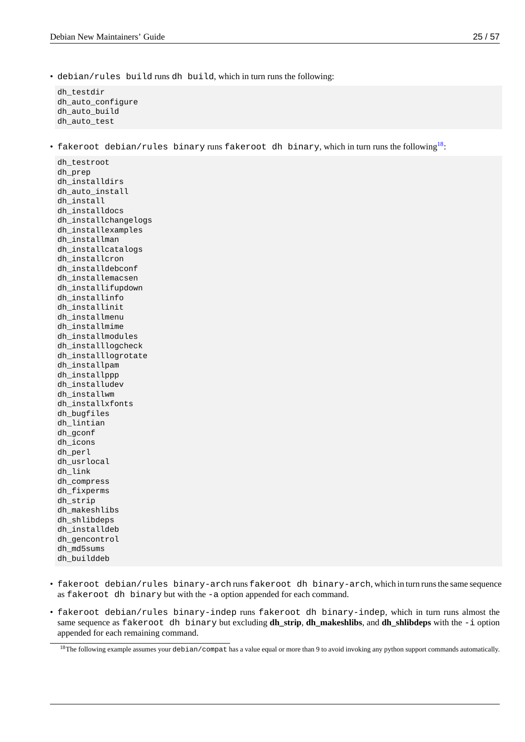- `debian/rules build` runs `dh build`, which in turn runs the following:

```
dh_testdir
dh_auto_configure
dh_auto_build
dh_auto_test
```

- `fakeroot debian/rules binary` runs `fakeroot dh binary`, which in turn runs the following[18]:

```
dh_testroot
dh_prep
dh_installdirs
dh_auto_install
dh_install
dh_installdocs
dh_installchangelogs
dh_installexamples
dh_installman
dh_installcatalogs
dh_installcron
dh_installdebconf
dh_installemacsen
dh_installifupdown
dh_installinfo
dh_installinit
dh_installmenu
dh_installmime
dh_installmodules
dh_installlogcheck
dh_installlogrotate
dh_installpam
dh_installppp
dh_installudev
dh_installwm
dh_installxfonts
dh_bugfiles
dh_lintian
dh_gconf
dh_icons
dh_perl
dh_usrlocal
dh_link
dh_compress
dh_fixperms
dh_strip
dh_makeshlibs
dh_shlibdeps
dh_installdeb
dh_gencontrol
dh_md5sums
dh_builddeb
```

- `fakeroot debian/rules binary-arch` runs `fakeroot dh binary-arch`, which in turn runs the same sequence as `fakeroot dh binary` but with the `-a` option appended for each command.

- `fakeroot debian/rules binary-indep` runs `fakeroot dh binary-indep`, which in turn runs almost the same sequence as `fakeroot dh binary` but excluding **dh_strip**, **dh_makeshlibs**, and **dh_shlibdeps** with the `-i` option appended for each remaining command.

[18] The following example assumes your `debian/compat` has a value equal or more than 9 to avoid invoking any python support commands automatically.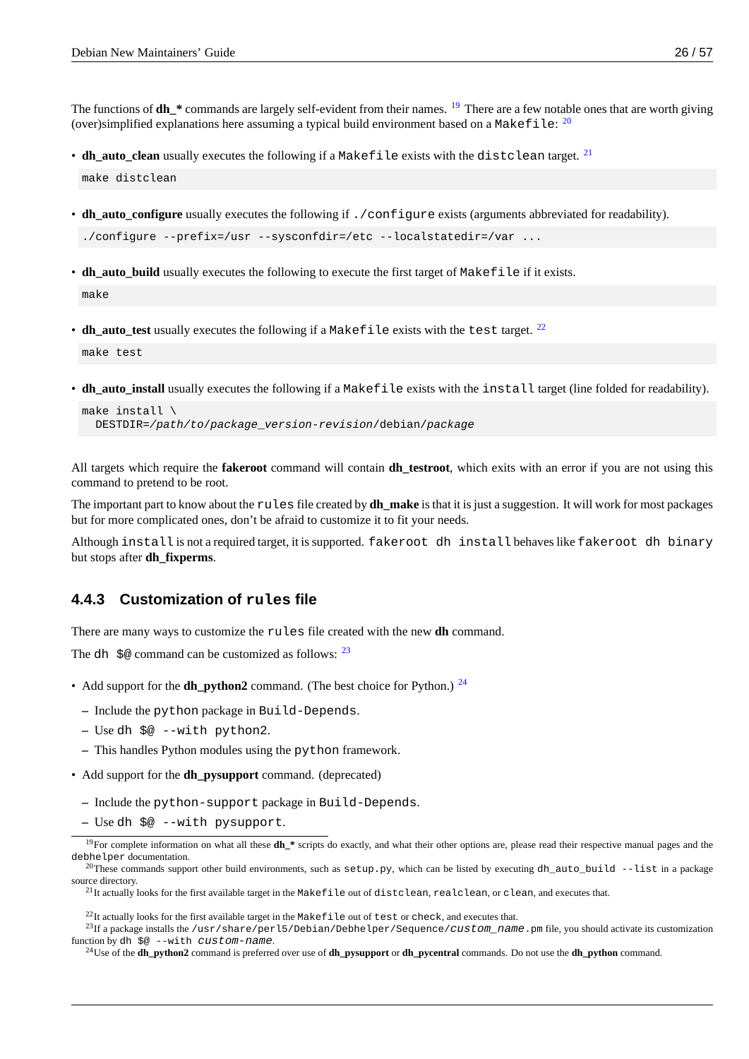The functions of **dh_*** commands are largely self-evident from their names. [19] There are a few notable ones that are worth giving (over)simplified explanations here assuming a typical build environment based on a `Makefile`: [20]

- **dh_auto_clean** usually executes the following if a `Makefile` exists with the `distclean` target. [21]

```
make distclean
```

- **dh_auto_configure** usually executes the following if `./configure` exists (arguments abbreviated for readability).

```
./configure --prefix=/usr --sysconfdir=/etc --localstatedir=/var ...
```

- **dh_auto_build** usually executes the following to execute the first target of `Makefile` if it exists.

```
make
```

- **dh_auto_test** usually executes the following if a `Makefile` exists with the `test` target. [22]

```
make test
```

- **dh_auto_install** usually executes the following if a `Makefile` exists with the `install` target (line folded for readability).

```
make install \
  DESTDIR=/path/to/package_version-revision/debian/package
```

All targets which require the **fakeroot** command will contain **dh_testroot**, which exits with an error if you are not using this command to pretend to be root.

The important part to know about the `rules` file created by **dh_make** is that it is just a suggestion. It will work for most packages but for more complicated ones, don't be afraid to customize it to fit your needs.

Although `install` is not a required target, it is supported. `fakeroot dh install` behaves like `fakeroot dh binary` but stops after **dh_fixperms**.

### 4.4.3 Customization of `rules` file

There are many ways to customize the `rules` file created with the new **dh** command.

The `dh $@` command can be customized as follows: [23]

- Add support for the **dh_python2** command. (The best choice for Python.) [24]
  - Include the `python` package in `Build-Depends`.
  - Use `dh $@ --with python2`.
  - This handles Python modules using the `python` framework.
- Add support for the **dh_pysupport** command. (deprecated)
  - Include the `python-support` package in `Build-Depends`.
  - Use `dh $@ --with pysupport`.

---

[19] For complete information on what all these **dh_*** scripts do exactly, and what their other options are, please read their respective manual pages and the `debhelper` documentation.

[20] These commands support other build environments, such as `setup.py`, which can be listed by executing `dh_auto_build --list` in a package source directory.

[21] It actually looks for the first available target in the `Makefile` out of `distclean`, `realclean`, or `clean`, and executes that.

[22] It actually looks for the first available target in the `Makefile` out of `test` or `check`, and executes that.

[23] If a package installs the `/usr/share/perl5/Debian/Debhelper/Sequence/custom_name.pm` file, you should activate its customization function by `dh $@ --with custom-name`.

[24] Use of the **dh_python2** command is preferred over use of **dh_pysupport** or **dh_pycentral** commands. Do not use the **dh_python** command.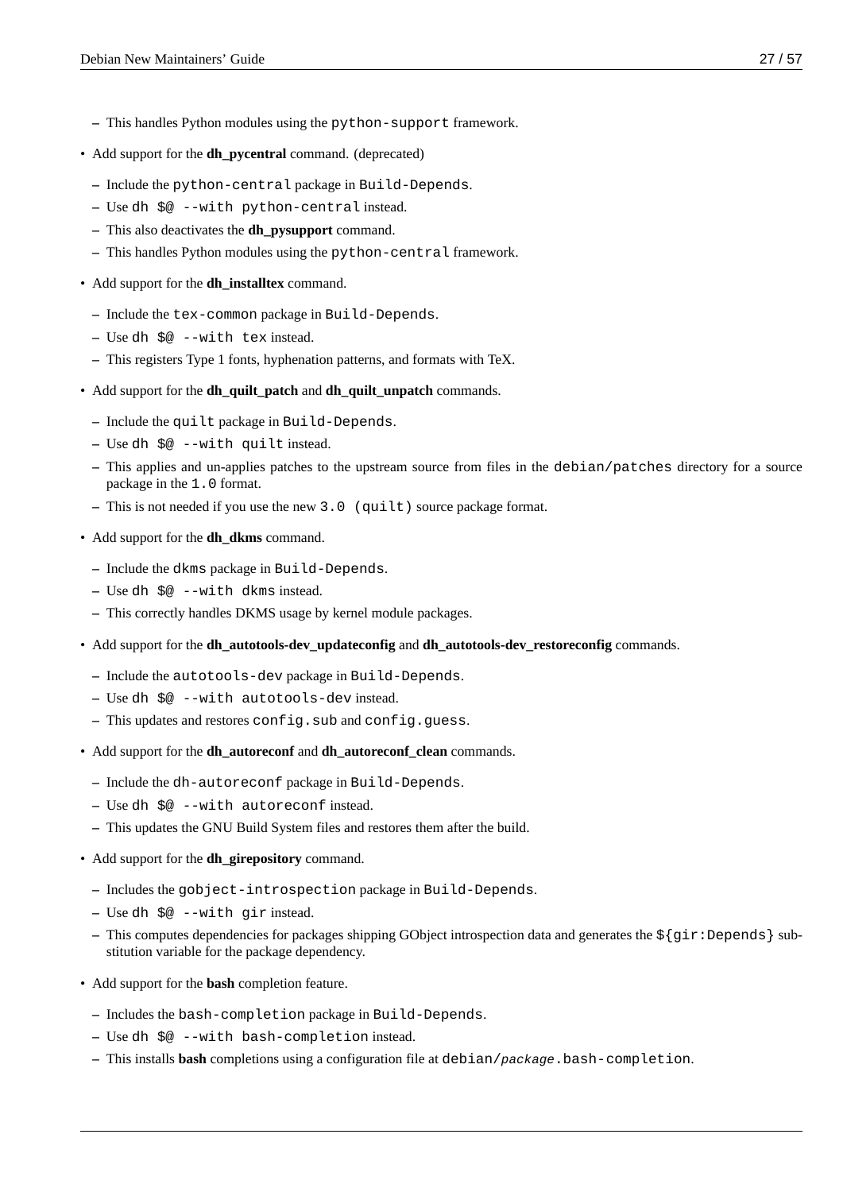- This handles Python modules using the `python-support` framework.

- Add support for the **dh_pycentral** command. (deprecated)
  - Include the `python-central` package in `Build-Depends`.
  - Use `dh $@ --with python-central` instead.
  - This also deactivates the **dh_pysupport** command.
  - This handles Python modules using the `python-central` framework.

- Add support for the **dh_installtex** command.
  - Include the `tex-common` package in `Build-Depends`.
  - Use `dh $@ --with tex` instead.
  - This registers Type 1 fonts, hyphenation patterns, and formats with TeX.

- Add support for the **dh_quilt_patch** and **dh_quilt_unpatch** commands.
  - Include the `quilt` package in `Build-Depends`.
  - Use `dh $@ --with quilt` instead.
  - This applies and un-applies patches to the upstream source from files in the `debian/patches` directory for a source package in the `1.0` format.
  - This is not needed if you use the new `3.0 (quilt)` source package format.

- Add support for the **dh_dkms** command.
  - Include the `dkms` package in `Build-Depends`.
  - Use `dh $@ --with dkms` instead.
  - This correctly handles DKMS usage by kernel module packages.

- Add support for the **dh_autotools-dev_updateconfig** and **dh_autotools-dev_restoreconfig** commands.
  - Include the `autotools-dev` package in `Build-Depends`.
  - Use `dh $@ --with autotools-dev` instead.
  - This updates and restores `config.sub` and `config.guess`.

- Add support for the **dh_autoreconf** and **dh_autoreconf_clean** commands.
  - Include the `dh-autoreconf` package in `Build-Depends`.
  - Use `dh $@ --with autoreconf` instead.
  - This updates the GNU Build System files and restores them after the build.

- Add support for the **dh_girepository** command.
  - Includes the `gobject-introspection` package in `Build-Depends`.
  - Use `dh $@ --with gir` instead.
  - This computes dependencies for packages shipping GObject introspection data and generates the `${gir:Depends}` substitution variable for the package dependency.

- Add support for the **bash** completion feature.
  - Includes the `bash-completion` package in `Build-Depends`.
  - Use `dh $@ --with bash-completion` instead.
  - This installs **bash** completions using a configuration file at `debian/package.bash-completion`.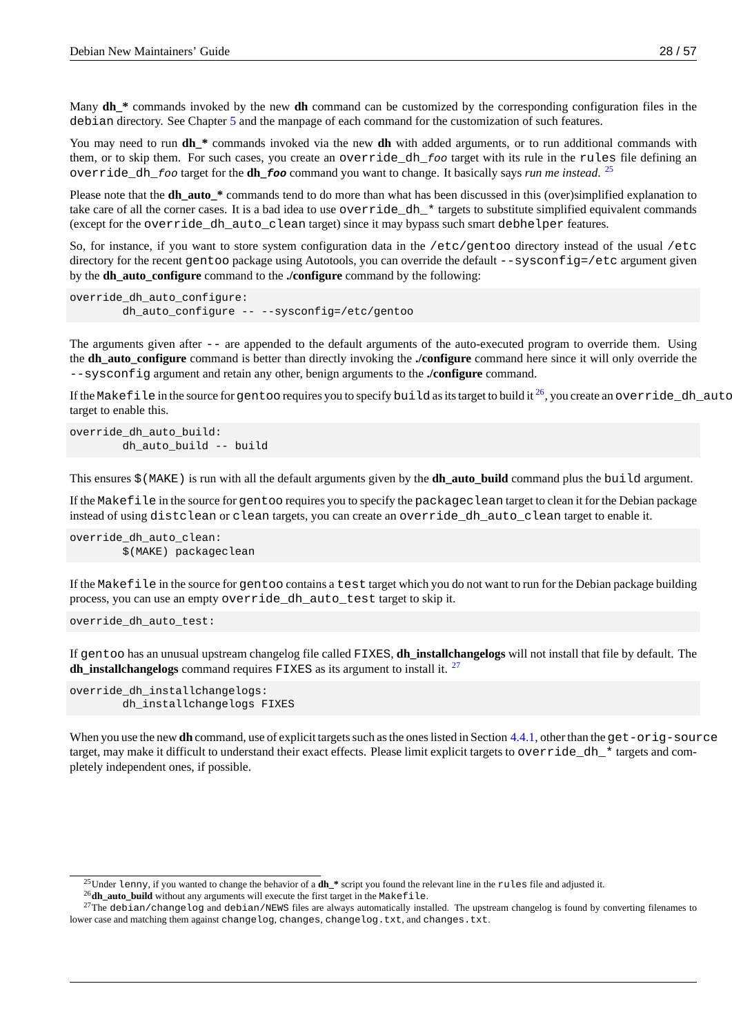Many **dh_*** commands invoked by the new **dh** command can be customized by the corresponding configuration files in the `debian` directory. See Chapter 5 and the manpage of each command for the customization of such features.

You may need to run **dh_*** commands invoked via the new **dh** with added arguments, or to run additional commands with them, or to skip them. For such cases, you create an `override_dh_foo` target with its rule in the `rules` file defining an `override_dh_foo` target for the **dh_foo** command you want to change. It basically says *run me instead*. [25]

Please note that the **dh_auto_*** commands tend to do more than what has been discussed in this (over)simplified explanation to take care of all the corner cases. It is a bad idea to use `override_dh_*` targets to substitute simplified equivalent commands (except for the `override_dh_auto_clean` target) since it may bypass such smart `debhelper` features.

So, for instance, if you want to store system configuration data in the `/etc/gentoo` directory instead of the usual `/etc` directory for the recent `gentoo` package using Autotools, you can override the default `--sysconfig=/etc` argument given by the **dh_auto_configure** command to the **./configure** command by the following:

```
override_dh_auto_configure:
        dh_auto_configure -- --sysconfig=/etc/gentoo
```

The arguments given after `--` are appended to the default arguments of the auto-executed program to override them. Using the **dh_auto_configure** command is better than directly invoking the **./configure** command here since it will only override the `--sysconfig` argument and retain any other, benign arguments to the **./configure** command.

If the `Makefile` in the source for `gentoo` requires you to specify `build` as its target to build it [26], you create an `override_dh_auto_build` target to enable this.

```
override_dh_auto_build:
        dh_auto_build -- build
```

This ensures `$(MAKE)` is run with all the default arguments given by the **dh_auto_build** command plus the `build` argument.

If the `Makefile` in the source for `gentoo` requires you to specify the `packageclean` target to clean it for the Debian package instead of using `distclean` or `clean` targets, you can create an `override_dh_auto_clean` target to enable it.

```
override_dh_auto_clean:
        $(MAKE) packageclean
```

If the `Makefile` in the source for `gentoo` contains a `test` target which you do not want to run for the Debian package building process, you can use an empty `override_dh_auto_test` target to skip it.

```
override_dh_auto_test:
```

If `gentoo` has an unusual upstream changelog file called `FIXES`, **dh_installchangelogs** will not install that file by default. The **dh_installchangelogs** command requires `FIXES` as its argument to install it. [27]

```
override_dh_installchangelogs:
        dh_installchangelogs FIXES
```

When you use the new **dh** command, use of explicit targets such as the ones listed in Section 4.4.1, other than the `get-orig-source` target, may make it difficult to understand their exact effects. Please limit explicit targets to `override_dh_*` targets and completely independent ones, if possible.

---

[25] Under `lenny`, if you wanted to change the behavior of a **dh_*** script you found the relevant line in the `rules` file and adjusted it.

[26] **dh_auto_build** without any arguments will execute the first target in the `Makefile`.

[27] The `debian/changelog` and `debian/NEWS` files are always automatically installed. The upstream changelog is found by converting filenames to lower case and matching them against `changelog`, `changes`, `changelog.txt`, and `changes.txt`.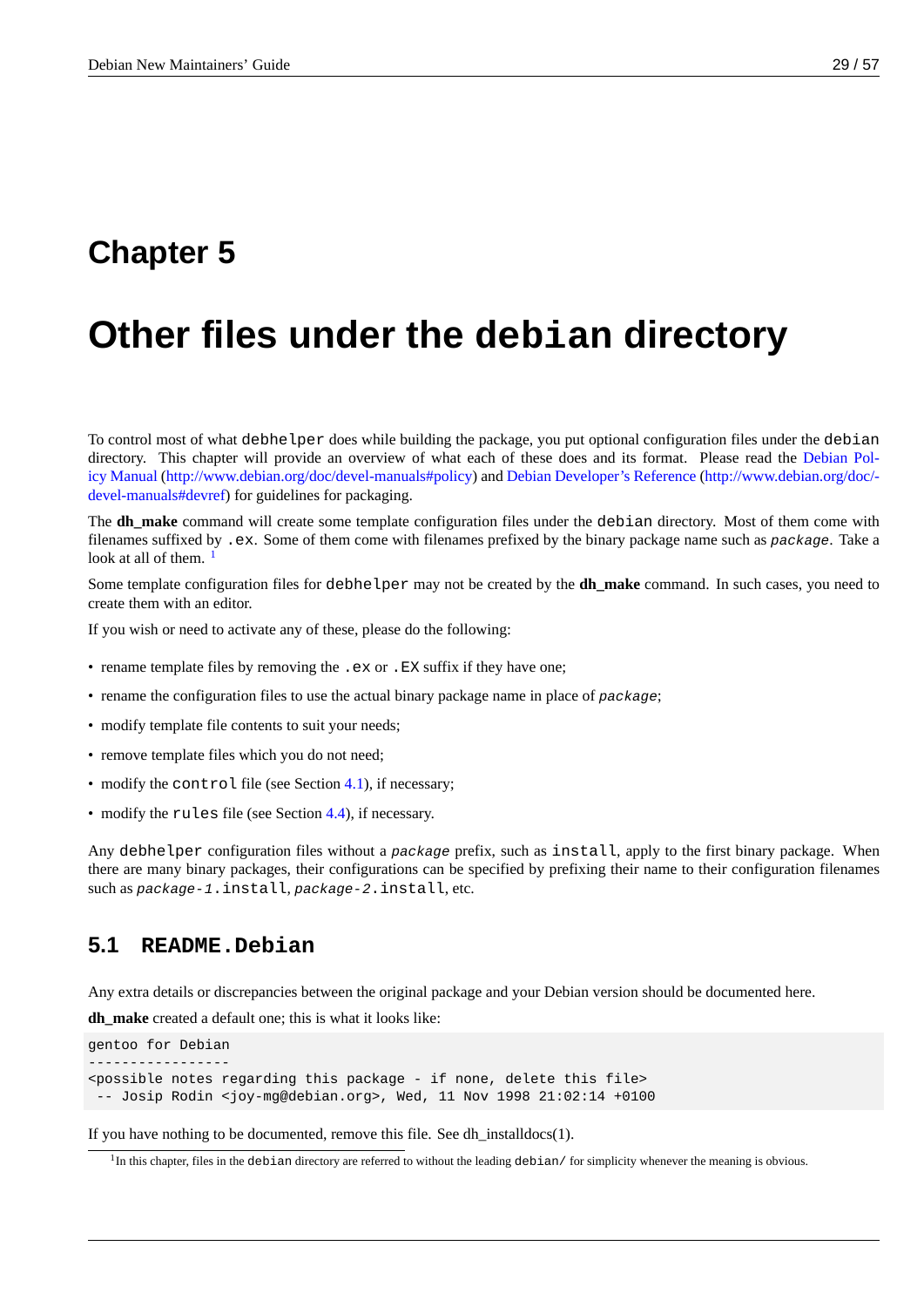# Chapter 5

# Other files under the debian directory

To control most of what `debhelper` does while building the package, you put optional configuration files under the `debian` directory. This chapter will provide an overview of what each of these does and its format. Please read the Debian Policy Manual (http://www.debian.org/doc/devel-manuals#policy) and Debian Developer's Reference (http://www.debian.org/doc/devel-manuals#devref) for guidelines for packaging.

The **dh_make** command will create some template configuration files under the `debian` directory. Most of them come with filenames suffixed by `.ex`. Some of them come with filenames prefixed by the binary package name such as *`package`*. Take a look at all of them. [1]

Some template configuration files for `debhelper` may not be created by the **dh_make** command. In such cases, you need to create them with an editor.

If you wish or need to activate any of these, please do the following:

- rename template files by removing the `.ex` or `.EX` suffix if they have one;
- rename the configuration files to use the actual binary package name in place of *`package`*;
- modify template file contents to suit your needs;
- remove template files which you do not need;
- modify the `control` file (see Section 4.1), if necessary;
- modify the `rules` file (see Section 4.4), if necessary.

Any `debhelper` configuration files without a *`package`* prefix, such as `install`, apply to the first binary package. When there are many binary packages, their configurations can be specified by prefixing their name to their configuration filenames such as *`package-1`*`.install`, *`package-2`*`.install`, etc.

## 5.1 README.Debian

Any extra details or discrepancies between the original package and your Debian version should be documented here.

**dh_make** created a default one; this is what it looks like:

```
gentoo for Debian
-----------------
<possible notes regarding this package - if none, delete this file>
 -- Josip Rodin <joy-mg@debian.org>, Wed, 11 Nov 1998 21:02:14 +0100
```

If you have nothing to be documented, remove this file. See dh_installdocs(1).

[1] In this chapter, files in the `debian` directory are referred to without the leading `debian/` for simplicity whenever the meaning is obvious.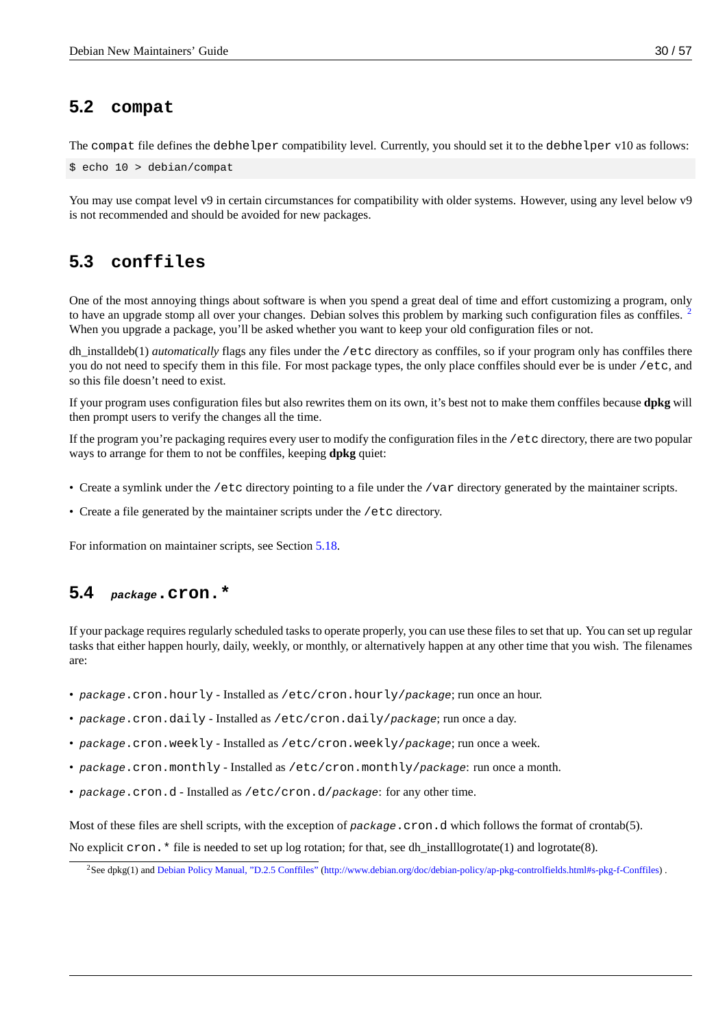## 5.2 `compat`

The `compat` file defines the `debhelper` compatibility level. Currently, you should set it to the `debhelper` v10 as follows:

```
$ echo 10 > debian/compat
```

You may use compat level v9 in certain circumstances for compatibility with older systems. However, using any level below v9 is not recommended and should be avoided for new packages.

## 5.3 `conffiles`

One of the most annoying things about software is when you spend a great deal of time and effort customizing a program, only to have an upgrade stomp all over your changes. Debian solves this problem by marking such configuration files as conffiles. [2] When you upgrade a package, you'll be asked whether you want to keep your old configuration files or not.

dh_installdeb(1) *automatically* flags any files under the `/etc` directory as conffiles, so if your program only has conffiles there you do not need to specify them in this file. For most package types, the only place conffiles should ever be is under `/etc`, and so this file doesn't need to exist.

If your program uses configuration files but also rewrites them on its own, it's best not to make them conffiles because **dpkg** will then prompt users to verify the changes all the time.

If the program you're packaging requires every user to modify the configuration files in the `/etc` directory, there are two popular ways to arrange for them to not be conffiles, keeping **dpkg** quiet:

- Create a symlink under the `/etc` directory pointing to a file under the `/var` directory generated by the maintainer scripts.
- Create a file generated by the maintainer scripts under the `/etc` directory.

For information on maintainer scripts, see Section 5.18.

## 5.4 *package*`.cron.*`

If your package requires regularly scheduled tasks to operate properly, you can use these files to set that up. You can set up regular tasks that either happen hourly, daily, weekly, or monthly, or alternatively happen at any other time that you wish. The filenames are:

- *package*`.cron.hourly` - Installed as `/etc/cron.hourly/`*package*; run once an hour.
- *package*`.cron.daily` - Installed as `/etc/cron.daily/`*package*; run once a day.
- *package*`.cron.weekly` - Installed as `/etc/cron.weekly/`*package*; run once a week.
- *package*`.cron.monthly` - Installed as `/etc/cron.monthly/`*package*: run once a month.
- *package*`.cron.d` - Installed as `/etc/cron.d/`*package*: for any other time.

Most of these files are shell scripts, with the exception of *package*`.cron.d` which follows the format of crontab(5).

No explicit `cron.*` file is needed to set up log rotation; for that, see dh_installlogrotate(1) and logrotate(8).

[2] See dpkg(1) and Debian Policy Manual, "D.2.5 Conffiles" (http://www.debian.org/doc/debian-policy/ap-pkg-controlfields.html#s-pkg-f-Conffiles) .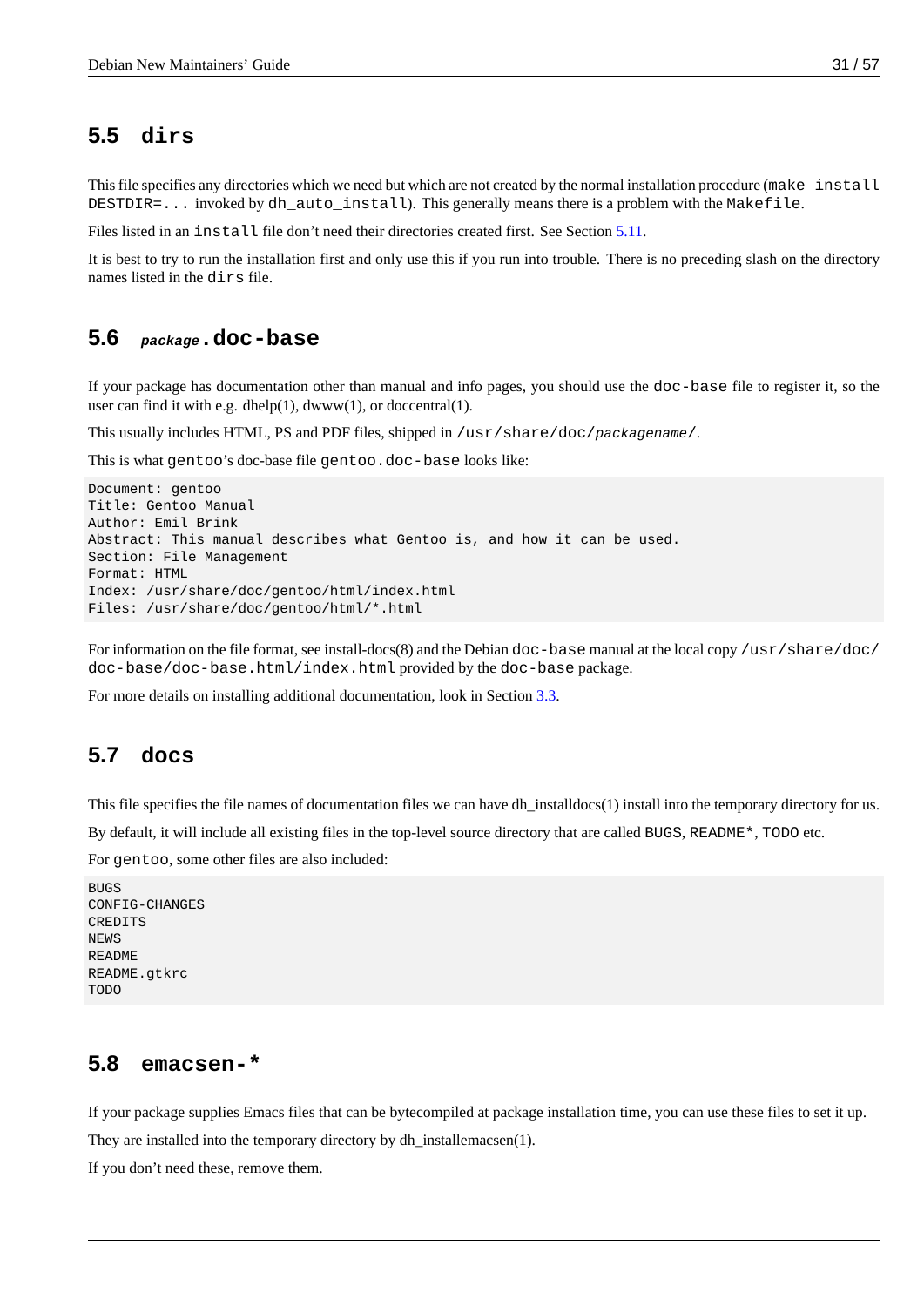## 5.5 `dirs`

This file specifies any directories which we need but which are not created by the normal installation procedure (`make install DESTDIR=...` invoked by `dh_auto_install`). This generally means there is a problem with the `Makefile`.

Files listed in an `install` file don't need their directories created first. See Section 5.11.

It is best to try to run the installation first and only use this if you run into trouble. There is no preceding slash on the directory names listed in the `dirs` file.

## 5.6 *package*.`doc-base`

If your package has documentation other than manual and info pages, you should use the `doc-base` file to register it, so the user can find it with e.g. dhelp(1), dwww(1), or doccentral(1).

This usually includes HTML, PS and PDF files, shipped in `/usr/share/doc/`*packagename*`/`.

This is what `gentoo`'s doc-base file `gentoo.doc-base` looks like:

```
Document: gentoo
Title: Gentoo Manual
Author: Emil Brink
Abstract: This manual describes what Gentoo is, and how it can be used.
Section: File Management
Format: HTML
Index: /usr/share/doc/gentoo/html/index.html
Files: /usr/share/doc/gentoo/html/*.html
```

For information on the file format, see install-docs(8) and the Debian `doc-base` manual at the local copy `/usr/share/doc/doc-base/doc-base.html/index.html` provided by the `doc-base` package.

For more details on installing additional documentation, look in Section 3.3.

## 5.7 `docs`

This file specifies the file names of documentation files we can have dh_installdocs(1) install into the temporary directory for us.

By default, it will include all existing files in the top-level source directory that are called `BUGS`, `README*`, `TODO` etc.

For `gentoo`, some other files are also included:

```
BUGS
CONFIG-CHANGES
CREDITS
NEWS
README
README.gtkrc
TODO
```

## 5.8 `emacsen-*`

If your package supplies Emacs files that can be bytecompiled at package installation time, you can use these files to set it up.

They are installed into the temporary directory by dh_installemacsen(1).

If you don't need these, remove them.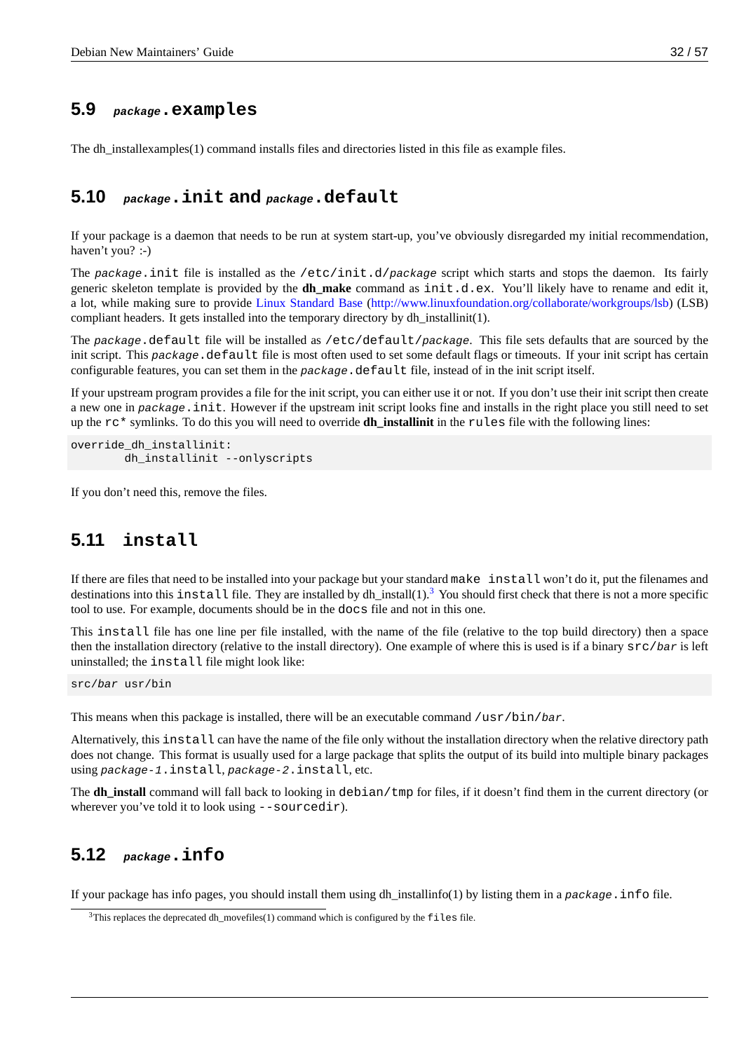## 5.9 *package*.examples

The dh_installexamples(1) command installs files and directories listed in this file as example files.

## 5.10 *package*.init and *package*.default

If your package is a daemon that needs to be run at system start-up, you've obviously disregarded my initial recommendation, haven't you? :-)

The *package*.init file is installed as the /etc/init.d/*package* script which starts and stops the daemon. Its fairly generic skeleton template is provided by the **dh_make** command as init.d.ex. You'll likely have to rename and edit it, a lot, while making sure to provide Linux Standard Base (http://www.linuxfoundation.org/collaborate/workgroups/lsb) (LSB) compliant headers. It gets installed into the temporary directory by dh_installinit(1).

The *package*.default file will be installed as /etc/default/*package*. This file sets defaults that are sourced by the init script. This *package*.default file is most often used to set some default flags or timeouts. If your init script has certain configurable features, you can set them in the *package*.default file, instead of in the init script itself.

If your upstream program provides a file for the init script, you can either use it or not. If you don't use their init script then create a new one in *package*.init. However if the upstream init script looks fine and installs in the right place you still need to set up the rc* symlinks. To do this you will need to override **dh_installinit** in the rules file with the following lines:

```
override_dh_installinit:
        dh_installinit --onlyscripts
```

If you don't need this, remove the files.

## 5.11 install

If there are files that need to be installed into your package but your standard make install won't do it, put the filenames and destinations into this install file. They are installed by dh_install(1).[3] You should first check that there is not a more specific tool to use. For example, documents should be in the docs file and not in this one.

This install file has one line per file installed, with the name of the file (relative to the top build directory) then a space then the installation directory (relative to the install directory). One example of where this is used is if a binary src/*bar* is left uninstalled; the install file might look like:

```
src/bar usr/bin
```

This means when this package is installed, there will be an executable command /usr/bin/*bar*.

Alternatively, this install can have the name of the file only without the installation directory when the relative directory path does not change. This format is usually used for a large package that splits the output of its build into multiple binary packages using *package-1*.install, *package-2*.install, etc.

The **dh_install** command will fall back to looking in debian/tmp for files, if it doesn't find them in the current directory (or wherever you've told it to look using --sourcedir).

## 5.12 *package*.info

If your package has info pages, you should install them using dh_installinfo(1) by listing them in a *package*.info file.

[3] This replaces the deprecated dh_movefiles(1) command which is configured by the files file.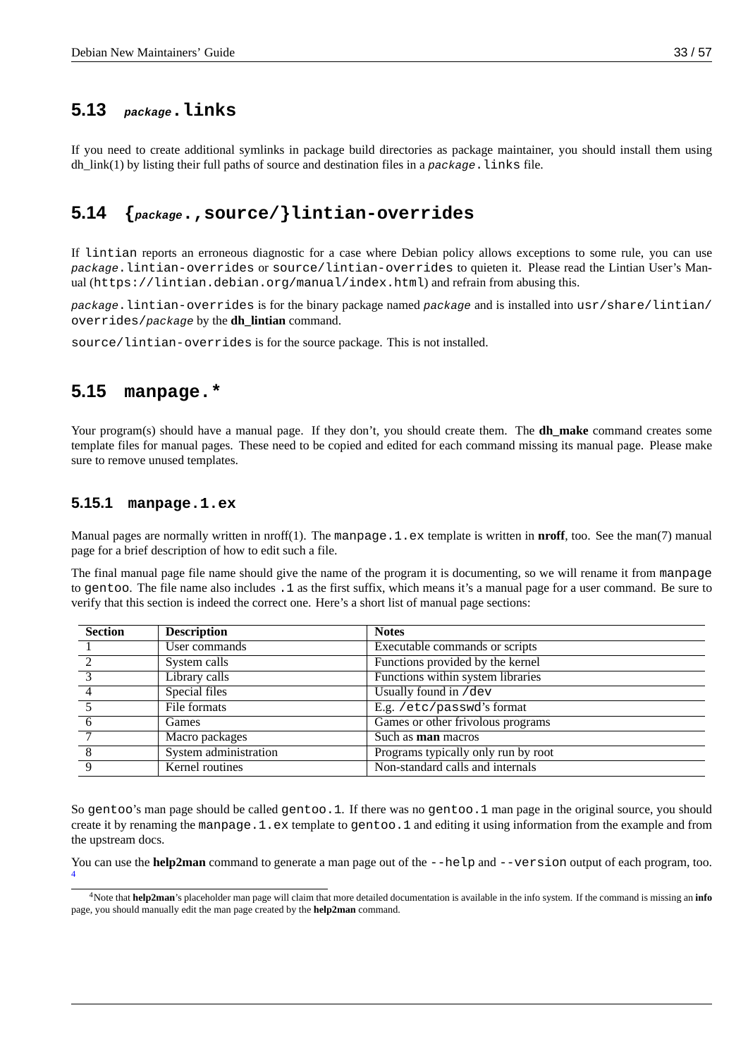## 5.13 *package*.links

If you need to create additional symlinks in package build directories as package maintainer, you should install them using dh_link(1) by listing their full paths of source and destination files in a `package.links` file.

## 5.14 {*package*.,source/}lintian-overrides

If `lintian` reports an erroneous diagnostic for a case where Debian policy allows exceptions to some rule, you can use `package.lintian-overrides` or `source/lintian-overrides` to quieten it. Please read the Lintian User's Manual (`https://lintian.debian.org/manual/index.html`) and refrain from abusing this.

`package.lintian-overrides` is for the binary package named *package* and is installed into `usr/share/lintian/overrides/package` by the **dh_lintian** command.

`source/lintian-overrides` is for the source package. This is not installed.

## 5.15 manpage.*

Your program(s) should have a manual page. If they don't, you should create them. The **dh_make** command creates some template files for manual pages. These need to be copied and edited for each command missing its manual page. Please make sure to remove unused templates.

### 5.15.1 manpage.1.ex

Manual pages are normally written in nroff(1). The `manpage.1.ex` template is written in **nroff**, too. See the man(7) manual page for a brief description of how to edit such a file.

The final manual page file name should give the name of the program it is documenting, so we will rename it from `manpage` to `gentoo`. The file name also includes `.1` as the first suffix, which means it's a manual page for a user command. Be sure to verify that this section is indeed the correct one. Here's a short list of manual page sections:

| Section | Description | Notes |
|---|---|---|
| 1 | User commands | Executable commands or scripts |
| 2 | System calls | Functions provided by the kernel |
| 3 | Library calls | Functions within system libraries |
| 4 | Special files | Usually found in `/dev` |
| 5 | File formats | E.g. `/etc/passwd`'s format |
| 6 | Games | Games or other frivolous programs |
| 7 | Macro packages | Such as **man** macros |
| 8 | System administration | Programs typically only run by root |
| 9 | Kernel routines | Non-standard calls and internals |

So `gentoo`'s man page should be called `gentoo.1`. If there was no `gentoo.1` man page in the original source, you should create it by renaming the `manpage.1.ex` template to `gentoo.1` and editing it using information from the example and from the upstream docs.

You can use the **help2man** command to generate a man page out of the `--help` and `--version` output of each program, too. [4]

[4] Note that **help2man**'s placeholder man page will claim that more detailed documentation is available in the info system. If the command is missing an **info** page, you should manually edit the man page created by the **help2man** command.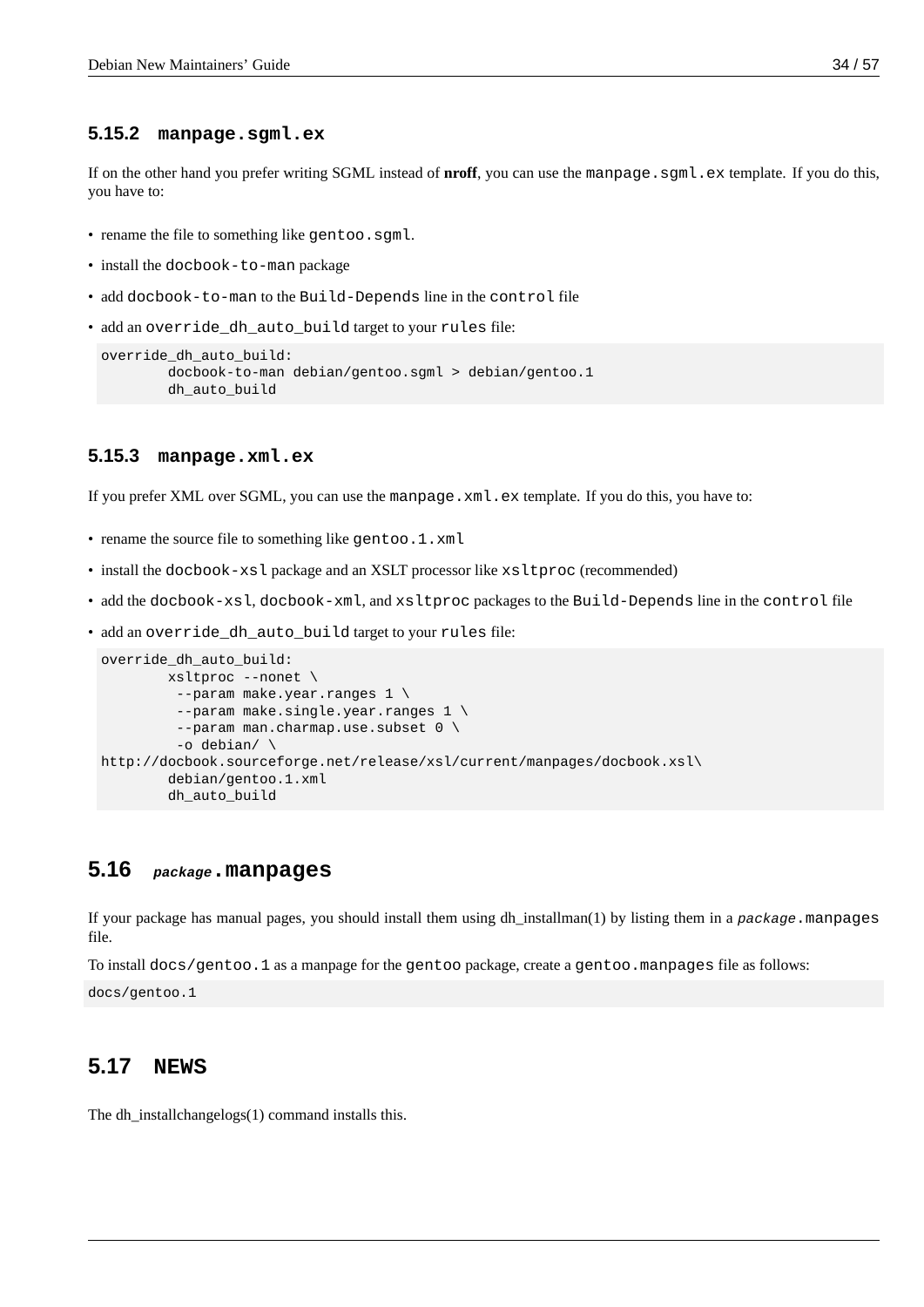### 5.15.2 `manpage.sgml.ex`

If on the other hand you prefer writing SGML instead of **nroff**, you can use the `manpage.sgml.ex` template. If you do this, you have to:

- rename the file to something like `gentoo.sgml`.
- install the `docbook-to-man` package
- add `docbook-to-man` to the `Build-Depends` line in the `control` file
- add an `override_dh_auto_build` target to your `rules` file:

```
override_dh_auto_build:
        docbook-to-man debian/gentoo.sgml > debian/gentoo.1
        dh_auto_build
```

### 5.15.3 `manpage.xml.ex`

If you prefer XML over SGML, you can use the `manpage.xml.ex` template. If you do this, you have to:

- rename the source file to something like `gentoo.1.xml`
- install the `docbook-xsl` package and an XSLT processor like `xsltproc` (recommended)
- add the `docbook-xsl`, `docbook-xml`, and `xsltproc` packages to the `Build-Depends` line in the `control` file
- add an `override_dh_auto_build` target to your `rules` file:

```
override_dh_auto_build:
        xsltproc --nonet \
         --param make.year.ranges 1 \
         --param make.single.year.ranges 1 \
         --param man.charmap.use.subset 0 \
         -o debian/ \
http://docbook.sourceforge.net/release/xsl/current/manpages/docbook.xsl\
        debian/gentoo.1.xml
        dh_auto_build
```

## 5.16 *package*.manpages

If your package has manual pages, you should install them using dh_installman(1) by listing them in a *package*.manpages file.

To install `docs/gentoo.1` as a manpage for the `gentoo` package, create a `gentoo.manpages` file as follows:

```
docs/gentoo.1
```

## 5.17 NEWS

The dh_installchangelogs(1) command installs this.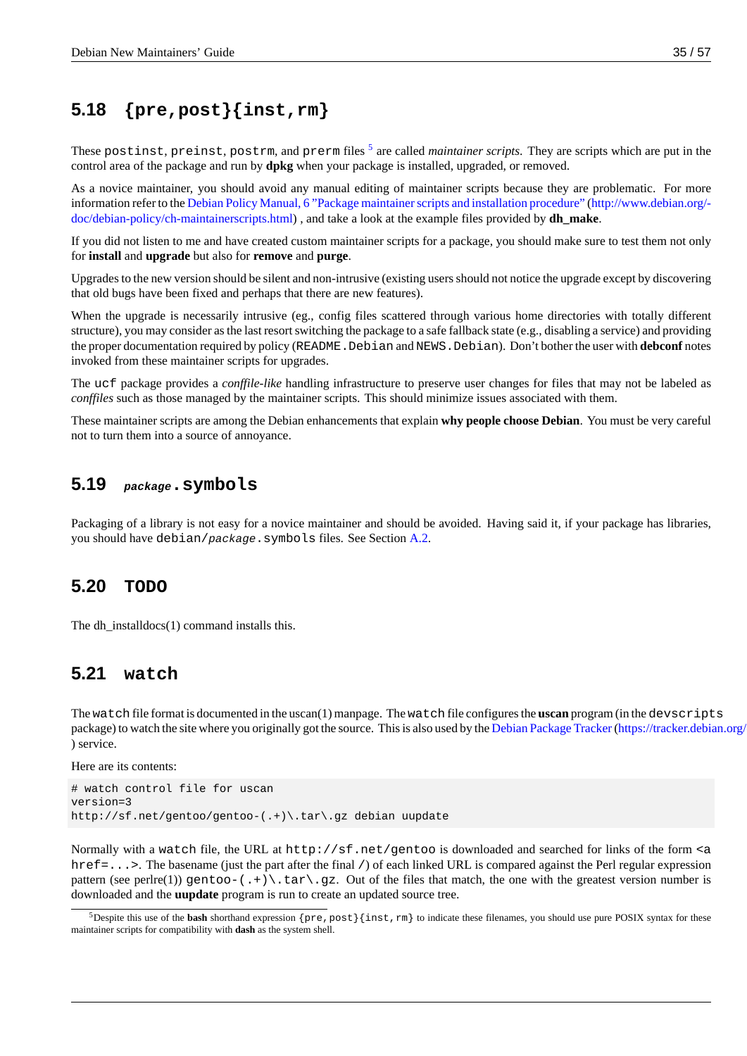## 5.18 {pre,post}{inst,rm}

These postinst, preinst, postrm, and prerm files [5] are called *maintainer scripts*. They are scripts which are put in the control area of the package and run by **dpkg** when your package is installed, upgraded, or removed.

As a novice maintainer, you should avoid any manual editing of maintainer scripts because they are problematic. For more information refer to the Debian Policy Manual, 6 "Package maintainer scripts and installation procedure" (http://www.debian.org/doc/debian-policy/ch-maintainerscripts.html) , and take a look at the example files provided by **dh_make**.

If you did not listen to me and have created custom maintainer scripts for a package, you should make sure to test them not only for **install** and **upgrade** but also for **remove** and **purge**.

Upgrades to the new version should be silent and non-intrusive (existing users should not notice the upgrade except by discovering that old bugs have been fixed and perhaps that there are new features).

When the upgrade is necessarily intrusive (eg., config files scattered through various home directories with totally different structure), you may consider as the last resort switching the package to a safe fallback state (e.g., disabling a service) and providing the proper documentation required by policy (README.Debian and NEWS.Debian). Don't bother the user with **debconf** notes invoked from these maintainer scripts for upgrades.

The ucf package provides a *conffile-like* handling infrastructure to preserve user changes for files that may not be labeled as *conffiles* such as those managed by the maintainer scripts. This should minimize issues associated with them.

These maintainer scripts are among the Debian enhancements that explain **why people choose Debian**. You must be very careful not to turn them into a source of annoyance.

## 5.19 *package*.symbols

Packaging of a library is not easy for a novice maintainer and should be avoided. Having said it, if your package has libraries, you should have debian/*package*.symbols files. See Section A.2.

## 5.20 TODO

The dh_installdocs(1) command installs this.

## 5.21 watch

The watch file format is documented in the uscan(1) manpage. The watch file configures the **uscan** program (in the devscripts package) to watch the site where you originally got the source. This is also used by the Debian Package Tracker (https://tracker.debian.org/) service.

Here are its contents:

```
# watch control file for uscan
version=3
http://sf.net/gentoo/gentoo-(.+)\.tar\.gz debian uupdate
```

Normally with a watch file, the URL at http://sf.net/gentoo is downloaded and searched for links of the form <a href=...>. The basename (just the part after the final /) of each linked URL is compared against the Perl regular expression pattern (see perlre(1)) gentoo-(.+)\.tar\.gz. Out of the files that match, the one with the greatest version number is downloaded and the **uupdate** program is run to create an updated source tree.

---

[5] Despite this use of the **bash** shorthand expression {pre,post}{inst,rm} to indicate these filenames, you should use pure POSIX syntax for these maintainer scripts for compatibility with **dash** as the system shell.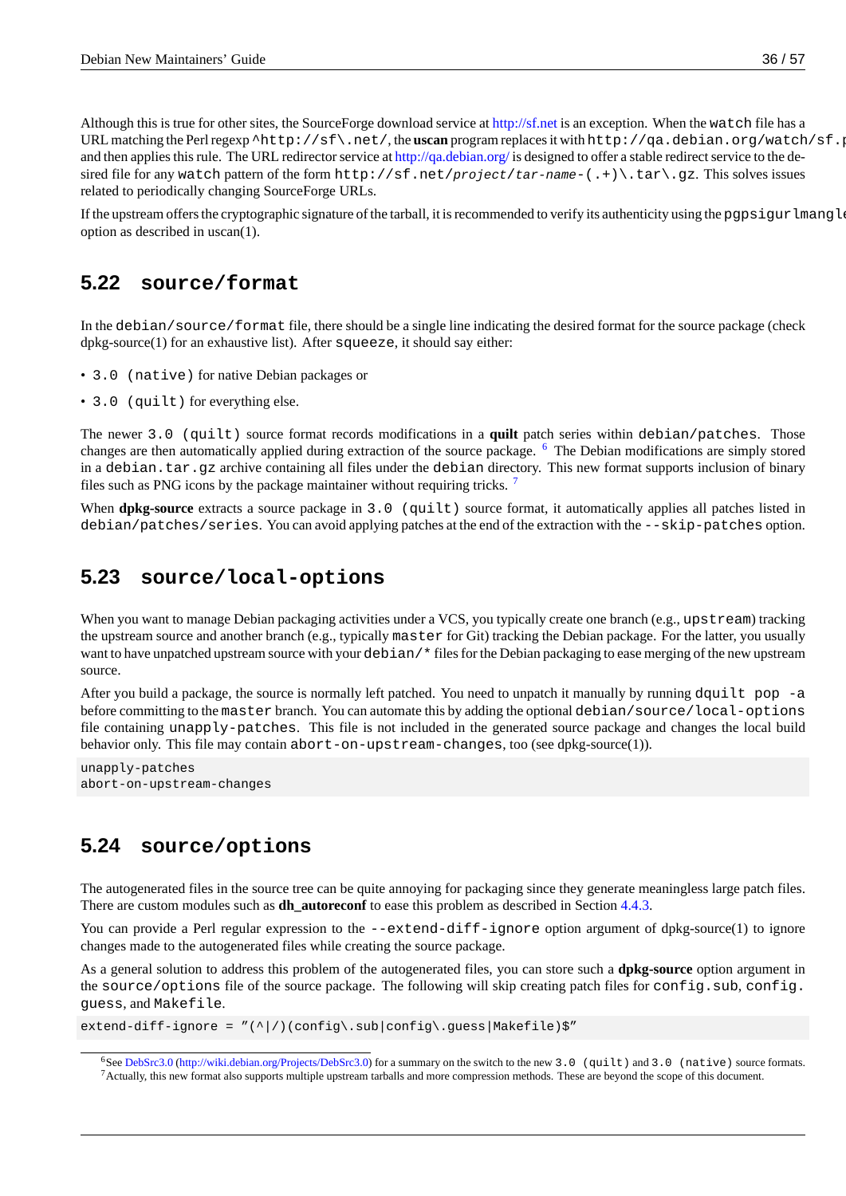Although this is true for other sites, the SourceForge download service at http://sf.net is an exception. When the `watch` file has a URL matching the Perl regexp `^http://sf\.net/`, the **uscan** program replaces it with `http://qa.debian.org/watch/sf.p` and then applies this rule. The URL redirector service at http://qa.debian.org/ is designed to offer a stable redirect service to the desired file for any `watch` pattern of the form `http://sf.net/project/tar-name-(.+)\.tar\.gz`. This solves issues related to periodically changing SourceForge URLs.

If the upstream offers the cryptographic signature of the tarball, it is recommended to verify its authenticity using the `pgpsigurlmangle` option as described in uscan(1).

## 5.22 source/format

In the `debian/source/format` file, there should be a single line indicating the desired format for the source package (check dpkg-source(1) for an exhaustive list). After `squeeze`, it should say either:

- `3.0 (native)` for native Debian packages or
- `3.0 (quilt)` for everything else.

The newer `3.0 (quilt)` source format records modifications in a **quilt** patch series within `debian/patches`. Those changes are then automatically applied during extraction of the source package. [6] The Debian modifications are simply stored in a `debian.tar.gz` archive containing all files under the `debian` directory. This new format supports inclusion of binary files such as PNG icons by the package maintainer without requiring tricks. [7]

When **dpkg-source** extracts a source package in `3.0 (quilt)` source format, it automatically applies all patches listed in `debian/patches/series`. You can avoid applying patches at the end of the extraction with the `--skip-patches` option.

## 5.23 source/local-options

When you want to manage Debian packaging activities under a VCS, you typically create one branch (e.g., `upstream`) tracking the upstream source and another branch (e.g., typically `master` for Git) tracking the Debian package. For the latter, you usually want to have unpatched upstream source with your `debian/*` files for the Debian packaging to ease merging of the new upstream source.

After you build a package, the source is normally left patched. You need to unpatch it manually by running `dquilt pop -a` before committing to the `master` branch. You can automate this by adding the optional `debian/source/local-options` file containing `unapply-patches`. This file is not included in the generated source package and changes the local build behavior only. This file may contain `abort-on-upstream-changes`, too (see dpkg-source(1)).

```
unapply-patches
abort-on-upstream-changes
```

## 5.24 source/options

The autogenerated files in the source tree can be quite annoying for packaging since they generate meaningless large patch files. There are custom modules such as **dh_autoreconf** to ease this problem as described in Section 4.4.3.

You can provide a Perl regular expression to the `--extend-diff-ignore` option argument of dpkg-source(1) to ignore changes made to the autogenerated files while creating the source package.

As a general solution to address this problem of the autogenerated files, you can store such a **dpkg-source** option argument in the `source/options` file of the source package. The following will skip creating patch files for `config.sub`, `config.guess`, and `Makefile`.

```
extend-diff-ignore = "(^|/)(config\.sub|config\.guess|Makefile)$"
```

---

[6] See DebSrc3.0 (http://wiki.debian.org/Projects/DebSrc3.0) for a summary on the switch to the new `3.0 (quilt)` and `3.0 (native)` source formats.

[7] Actually, this new format also supports multiple upstream tarballs and more compression methods. These are beyond the scope of this document.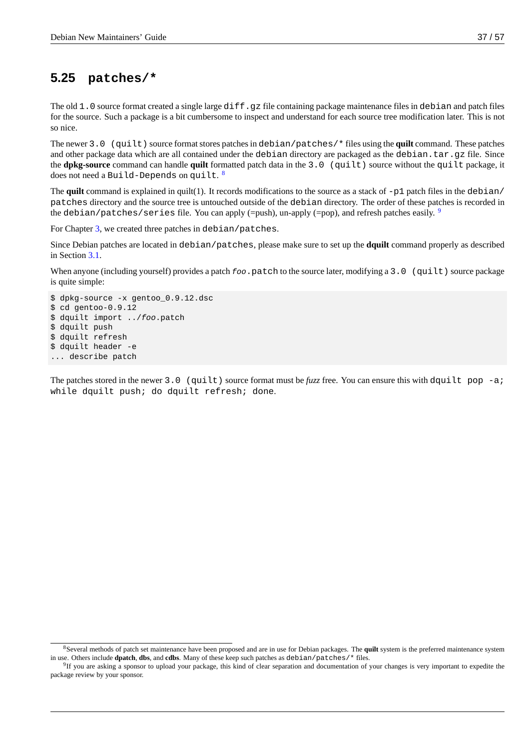## 5.25 patches/*

The old `1.0` source format created a single large `diff.gz` file containing package maintenance files in `debian` and patch files for the source. Such a package is a bit cumbersome to inspect and understand for each source tree modification later. This is not so nice.

The newer `3.0 (quilt)` source format stores patches in `debian/patches/*` files using the **quilt** command. These patches and other package data which are all contained under the `debian` directory are packaged as the `debian.tar.gz` file. Since the **dpkg-source** command can handle **quilt** formatted patch data in the `3.0 (quilt)` source without the `quilt` package, it does not need a `Build-Depends` on `quilt`. [8]

The **quilt** command is explained in quilt(1). It records modifications to the source as a stack of `-p1` patch files in the `debian/patches` directory and the source tree is untouched outside of the `debian` directory. The order of these patches is recorded in the `debian/patches/series` file. You can apply (=push), un-apply (=pop), and refresh patches easily. [9]

For Chapter 3, we created three patches in `debian/patches`.

Since Debian patches are located in `debian/patches`, please make sure to set up the **dquilt** command properly as described in Section 3.1.

When anyone (including yourself) provides a patch *foo*`.patch` to the source later, modifying a `3.0 (quilt)` source package is quite simple:

```
$ dpkg-source -x gentoo_0.9.12.dsc
$ cd gentoo-0.9.12
$ dquilt import ../foo.patch
$ dquilt push
$ dquilt refresh
$ dquilt header -e
... describe patch
```

The patches stored in the newer `3.0 (quilt)` source format must be *fuzz* free. You can ensure this with `dquilt pop -a; while dquilt push; do dquilt refresh; done`.

---

[8] Several methods of patch set maintenance have been proposed and are in use for Debian packages. The **quilt** system is the preferred maintenance system in use. Others include **dpatch**, **dbs**, and **cdbs**. Many of these keep such patches as `debian/patches/*` files.

[9] If you are asking a sponsor to upload your package, this kind of clear separation and documentation of your changes is very important to expedite the package review by your sponsor.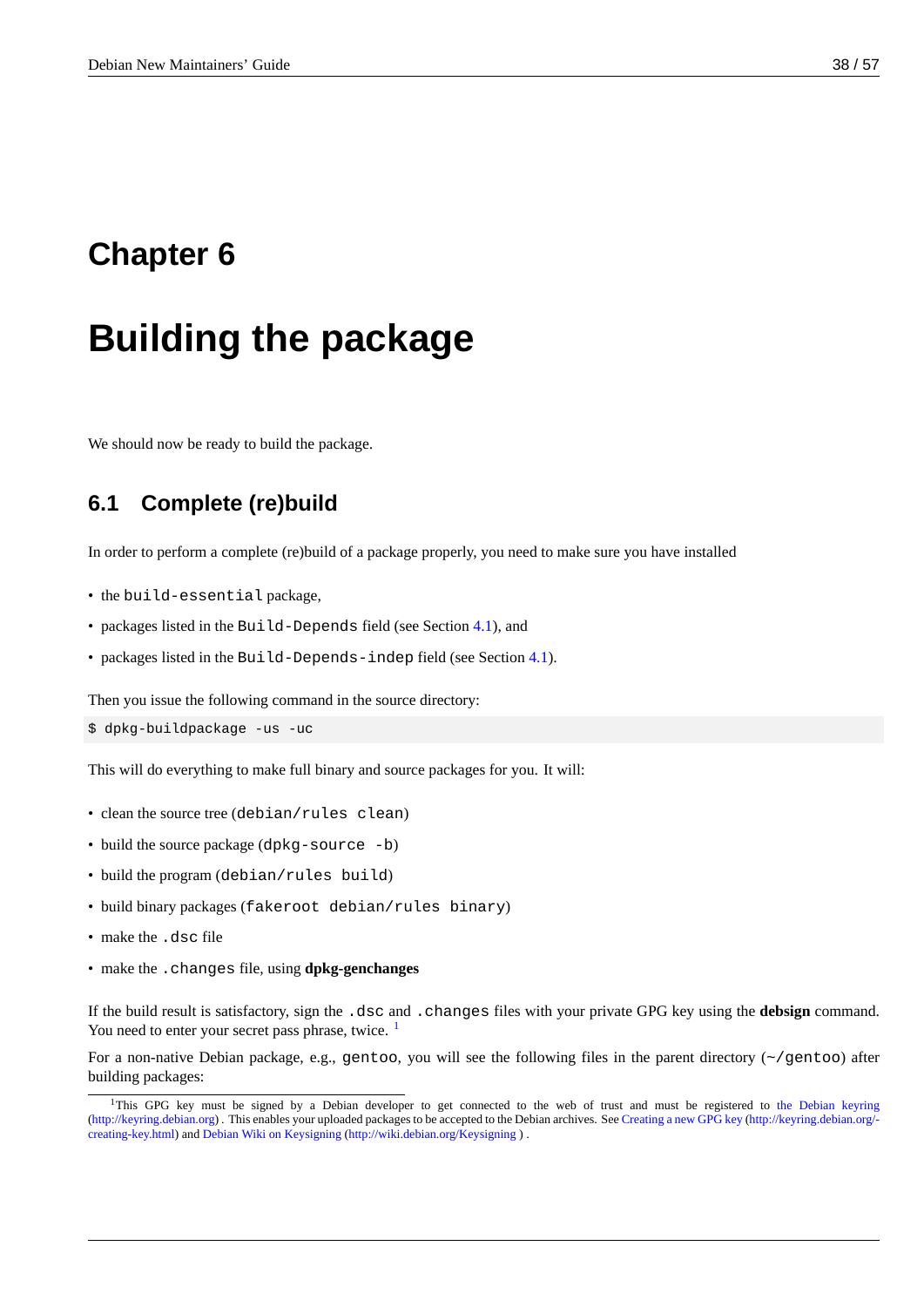# Chapter 6

# Building the package

We should now be ready to build the package.

## 6.1 Complete (re)build

In order to perform a complete (re)build of a package properly, you need to make sure you have installed

- the `build-essential` package,
- packages listed in the `Build-Depends` field (see Section 4.1), and
- packages listed in the `Build-Depends-indep` field (see Section 4.1).

Then you issue the following command in the source directory:

```
$ dpkg-buildpackage -us -uc
```

This will do everything to make full binary and source packages for you. It will:

- clean the source tree (`debian/rules clean`)
- build the source package (`dpkg-source -b`)
- build the program (`debian/rules build`)
- build binary packages (`fakeroot debian/rules binary`)
- make the `.dsc` file
- make the `.changes` file, using **dpkg-genchanges**

If the build result is satisfactory, sign the `.dsc` and `.changes` files with your private GPG key using the **debsign** command. You need to enter your secret pass phrase, twice. [1]

For a non-native Debian package, e.g., `gentoo`, you will see the following files in the parent directory (`~/gentoo`) after building packages:

---

[1] This GPG key must be signed by a Debian developer to get connected to the web of trust and must be registered to the Debian keyring (http://keyring.debian.org) . This enables your uploaded packages to be accepted to the Debian archives. See Creating a new GPG key (http://keyring.debian.org/creating-key.html) and Debian Wiki on Keysigning (http://wiki.debian.org/Keysigning ) .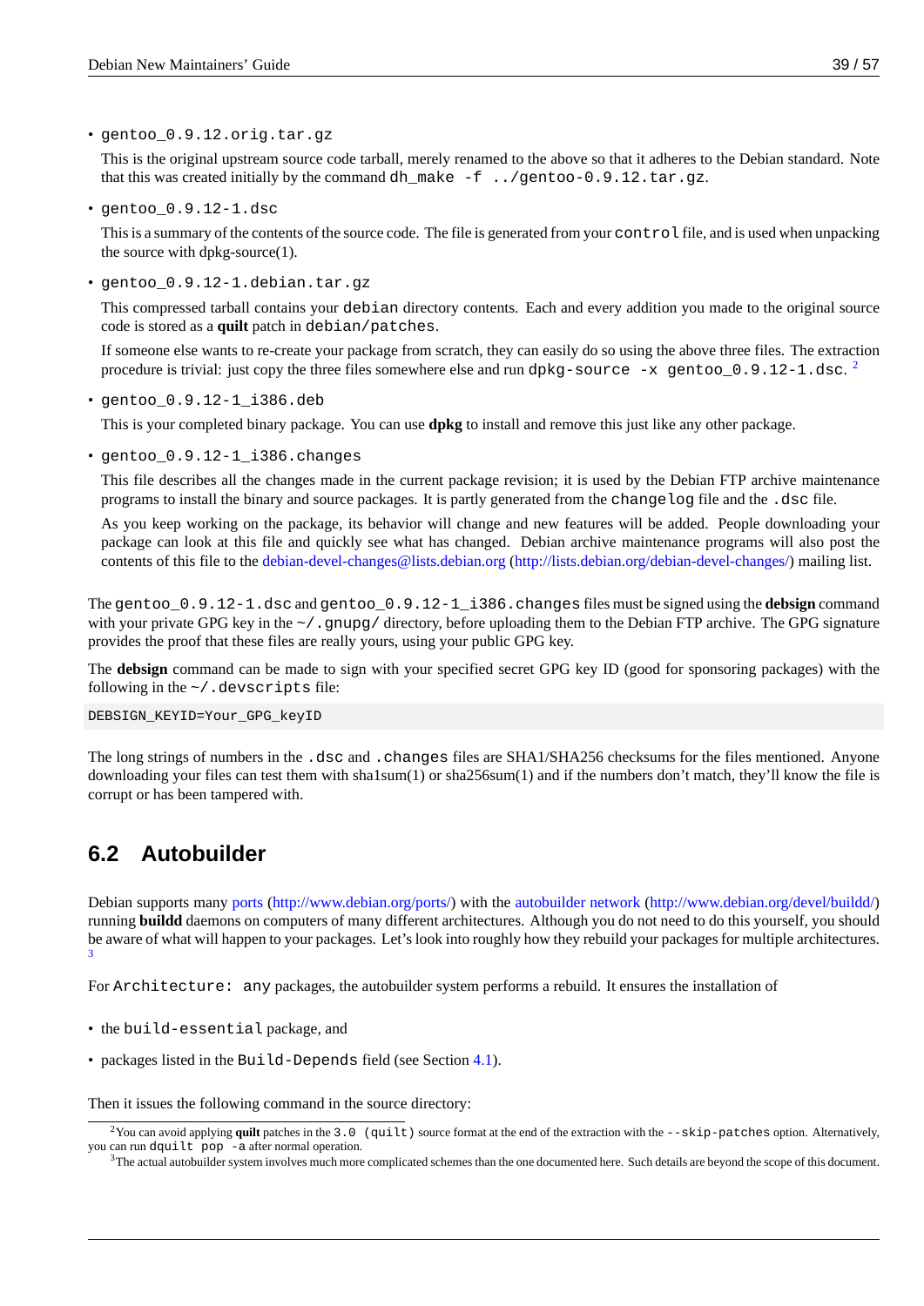- `gentoo_0.9.12.orig.tar.gz`

  This is the original upstream source code tarball, merely renamed to the above so that it adheres to the Debian standard. Note that this was created initially by the command `dh_make -f ../gentoo-0.9.12.tar.gz`.

- `gentoo_0.9.12-1.dsc`

  This is a summary of the contents of the source code. The file is generated from your `control` file, and is used when unpacking the source with dpkg-source(1).

- `gentoo_0.9.12-1.debian.tar.gz`

  This compressed tarball contains your `debian` directory contents. Each and every addition you made to the original source code is stored as a **quilt** patch in `debian/patches`.

  If someone else wants to re-create your package from scratch, they can easily do so using the above three files. The extraction procedure is trivial: just copy the three files somewhere else and run `dpkg-source -x gentoo_0.9.12-1.dsc`. [2]

- `gentoo_0.9.12-1_i386.deb`

  This is your completed binary package. You can use **dpkg** to install and remove this just like any other package.

- `gentoo_0.9.12-1_i386.changes`

  This file describes all the changes made in the current package revision; it is used by the Debian FTP archive maintenance programs to install the binary and source packages. It is partly generated from the `changelog` file and the `.dsc` file.

  As you keep working on the package, its behavior will change and new features will be added. People downloading your package can look at this file and quickly see what has changed. Debian archive maintenance programs will also post the contents of this file to the debian-devel-changes@lists.debian.org (http://lists.debian.org/debian-devel-changes/) mailing list.

The `gentoo_0.9.12-1.dsc` and `gentoo_0.9.12-1_i386.changes` files must be signed using the **debsign** command with your private GPG key in the `~/.gnupg/` directory, before uploading them to the Debian FTP archive. The GPG signature provides the proof that these files are really yours, using your public GPG key.

The **debsign** command can be made to sign with your specified secret GPG key ID (good for sponsoring packages) with the following in the `~/.devscripts` file:

```
DEBSIGN_KEYID=Your_GPG_keyID
```

The long strings of numbers in the `.dsc` and `.changes` files are SHA1/SHA256 checksums for the files mentioned. Anyone downloading your files can test them with sha1sum(1) or sha256sum(1) and if the numbers don't match, they'll know the file is corrupt or has been tampered with.

## 6.2 Autobuilder

Debian supports many ports (http://www.debian.org/ports/) with the autobuilder network (http://www.debian.org/devel/buildd/) running **buildd** daemons on computers of many different architectures. Although you do not need to do this yourself, you should be aware of what will happen to your packages. Let's look into roughly how they rebuild your packages for multiple architectures. [3]

For `Architecture: any` packages, the autobuilder system performs a rebuild. It ensures the installation of

- the `build-essential` package, and
- packages listed in the `Build-Depends` field (see Section 4.1).

Then it issues the following command in the source directory:

---

[2] You can avoid applying **quilt** patches in the `3.0 (quilt)` source format at the end of the extraction with the `--skip-patches` option. Alternatively, you can run `dquilt pop -a` after normal operation.

[3] The actual autobuilder system involves much more complicated schemes than the one documented here. Such details are beyond the scope of this document.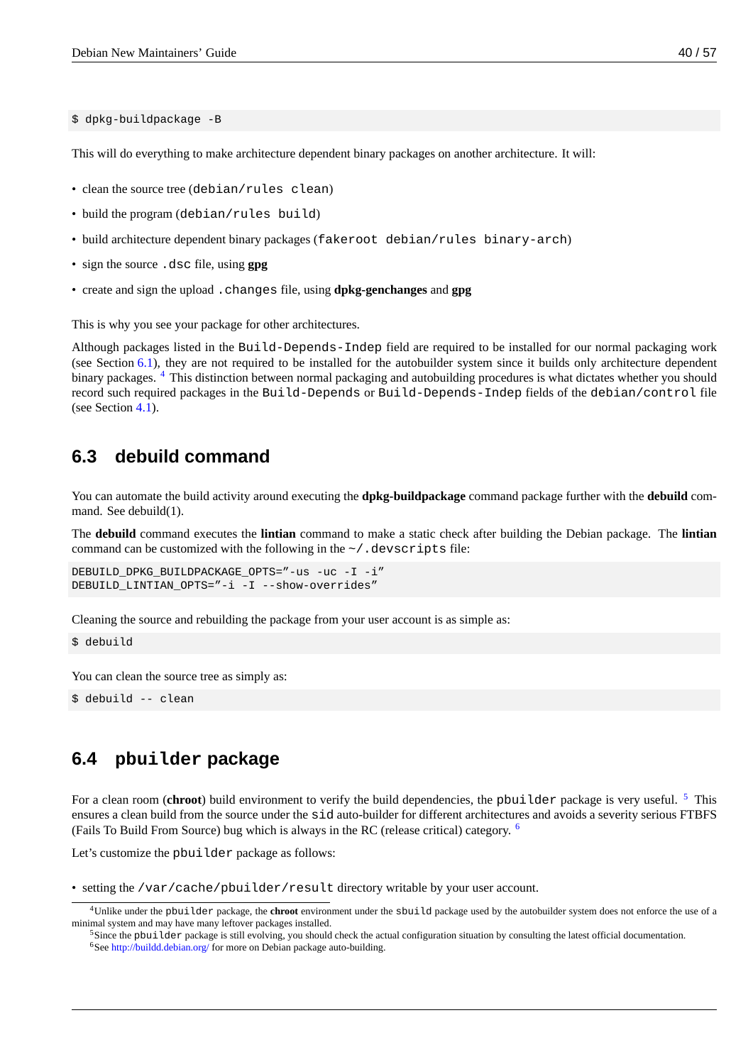```
$ dpkg-buildpackage -B
```

This will do everything to make architecture dependent binary packages on another architecture. It will:

- clean the source tree (`debian/rules clean`)
- build the program (`debian/rules build`)
- build architecture dependent binary packages (`fakeroot debian/rules binary-arch`)
- sign the source `.dsc` file, using **gpg**
- create and sign the upload `.changes` file, using **dpkg-genchanges** and **gpg**

This is why you see your package for other architectures.

Although packages listed in the `Build-Depends-Indep` field are required to be installed for our normal packaging work (see Section 6.1), they are not required to be installed for the autobuilder system since it builds only architecture dependent binary packages. [4] This distinction between normal packaging and autobuilding procedures is what dictates whether you should record such required packages in the `Build-Depends` or `Build-Depends-Indep` fields of the `debian/control` file (see Section 4.1).

## 6.3 debuild command

You can automate the build activity around executing the **dpkg-buildpackage** command package further with the **debuild** command. See debuild(1).

The **debuild** command executes the **lintian** command to make a static check after building the Debian package. The **lintian** command can be customized with the following in the `~/.devscripts` file:

```
DEBUILD_DPKG_BUILDPACKAGE_OPTS="-us -uc -I -i"
DEBUILD_LINTIAN_OPTS="-i -I --show-overrides"
```

Cleaning the source and rebuilding the package from your user account is as simple as:

```
$ debuild
```

You can clean the source tree as simply as:

```
$ debuild -- clean
```

## 6.4 `pbuilder` package

For a clean room (**chroot**) build environment to verify the build dependencies, the `pbuilder` package is very useful. [5] This ensures a clean build from the source under the `sid` auto-builder for different architectures and avoids a severity serious FTBFS (Fails To Build From Source) bug which is always in the RC (release critical) category. [6]

Let's customize the `pbuilder` package as follows:

- setting the `/var/cache/pbuilder/result` directory writable by your user account.

---

[4] Unlike under the `pbuilder` package, the **chroot** environment under the `sbuild` package used by the autobuilder system does not enforce the use of a minimal system and may have many leftover packages installed.

[5] Since the `pbuilder` package is still evolving, you should check the actual configuration situation by consulting the latest official documentation.

[6] See http://buildd.debian.org/ for more on Debian package auto-building.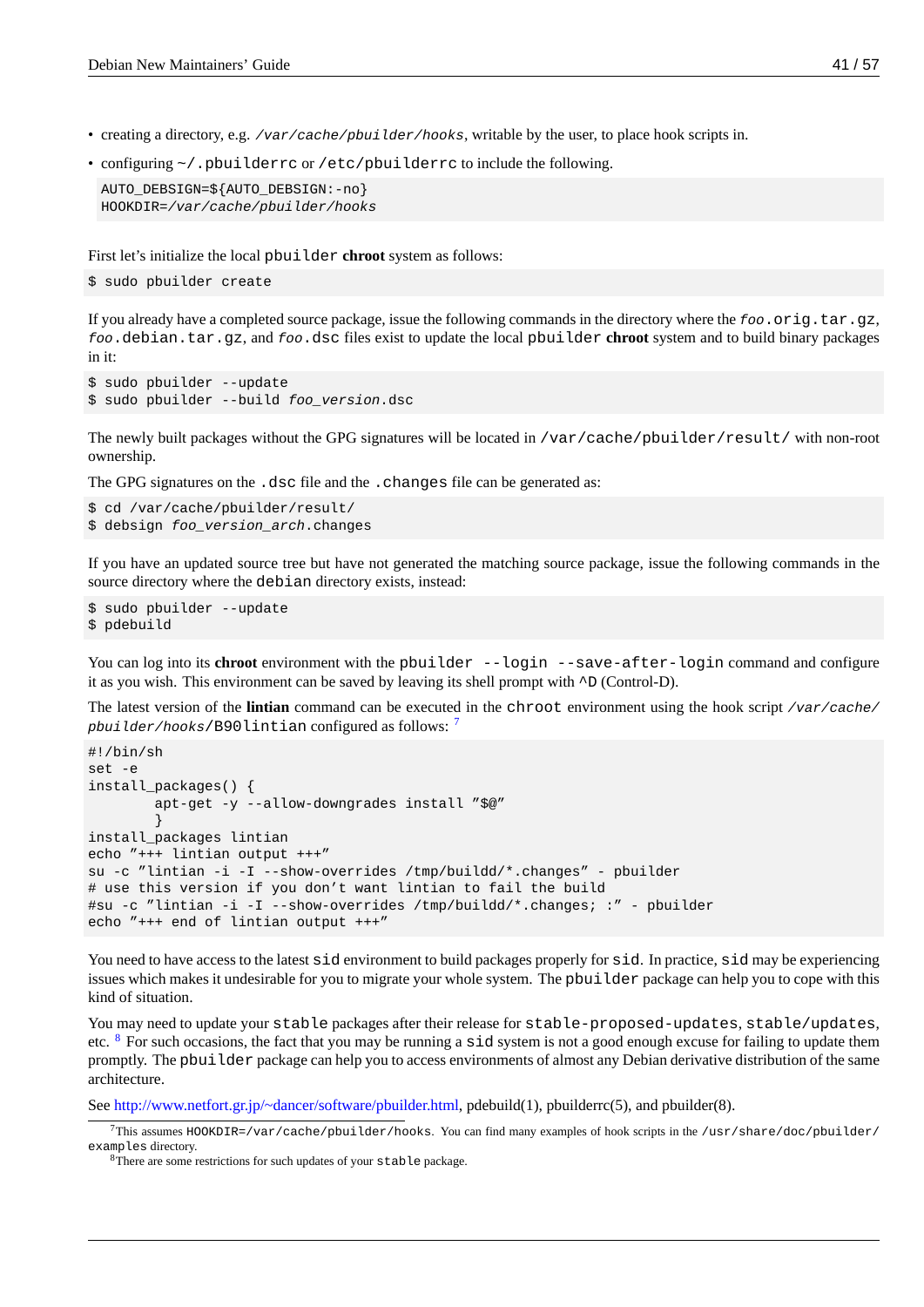- creating a directory, e.g. */var/cache/pbuilder/hooks*, writable by the user, to place hook scripts in.
- configuring `~/.pbuilderrc` or `/etc/pbuilderrc` to include the following.

```
AUTO_DEBSIGN=${AUTO_DEBSIGN:-no}
HOOKDIR=/var/cache/pbuilder/hooks
```

First let's initialize the local `pbuilder` **chroot** system as follows:

```
$ sudo pbuilder create
```

If you already have a completed source package, issue the following commands in the directory where the *foo*`.orig.tar.gz`, *foo*`.debian.tar.gz`, and *foo*`.dsc` files exist to update the local `pbuilder` **chroot** system and to build binary packages in it:

```
$ sudo pbuilder --update
$ sudo pbuilder --build foo_version.dsc
```

The newly built packages without the GPG signatures will be located in `/var/cache/pbuilder/result/` with non-root ownership.

The GPG signatures on the `.dsc` file and the `.changes` file can be generated as:

```
$ cd /var/cache/pbuilder/result/
$ debsign foo_version_arch.changes
```

If you have an updated source tree but have not generated the matching source package, issue the following commands in the source directory where the `debian` directory exists, instead:

```
$ sudo pbuilder --update
$ pdebuild
```

You can log into its **chroot** environment with the `pbuilder --login --save-after-login` command and configure it as you wish. This environment can be saved by leaving its shell prompt with `^D` (Control-D).

The latest version of the **lintian** command can be executed in the `chroot` environment using the hook script */var/cache/pbuilder/hooks*`/B90lintian` configured as follows: [7]

```
#!/bin/sh
set -e
install_packages() {
        apt-get -y --allow-downgrades install "$@"
        }
install_packages lintian
echo "+++ lintian output +++"
su -c "lintian -i -I --show-overrides /tmp/buildd/*.changes" - pbuilder
# use this version if you don't want lintian to fail the build
#su -c "lintian -i -I --show-overrides /tmp/buildd/*.changes; :" - pbuilder
echo "+++ end of lintian output +++"
```

You need to have access to the latest `sid` environment to build packages properly for `sid`. In practice, `sid` may be experiencing issues which makes it undesirable for you to migrate your whole system. The `pbuilder` package can help you to cope with this kind of situation.

You may need to update your `stable` packages after their release for `stable-proposed-updates`, `stable/updates`, etc. [8] For such occasions, the fact that you may be running a `sid` system is not a good enough excuse for failing to update them promptly. The `pbuilder` package can help you to access environments of almost any Debian derivative distribution of the same architecture.

See http://www.netfort.gr.jp/~dancer/software/pbuilder.html, pdebuild(1), pbuilderrc(5), and pbuilder(8).

[7] This assumes `HOOKDIR=/var/cache/pbuilder/hooks`. You can find many examples of hook scripts in the `/usr/share/doc/pbuilder/examples` directory.

[8] There are some restrictions for such updates of your `stable` package.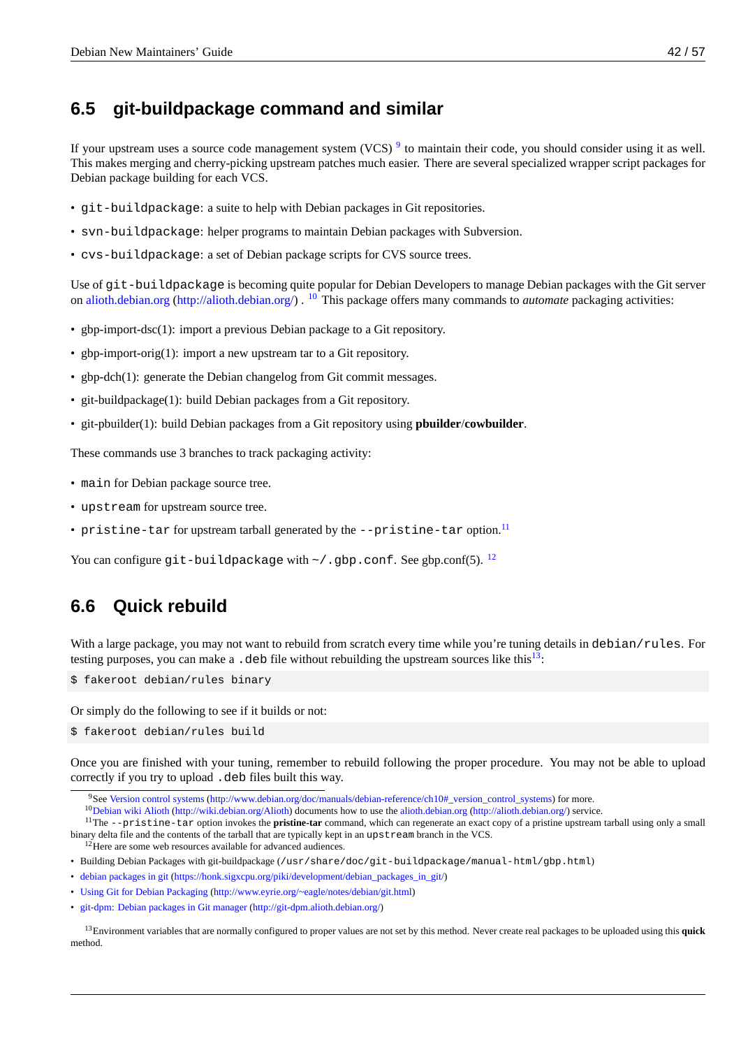## 6.5 git-buildpackage command and similar

If your upstream uses a source code management system (VCS) [9] to maintain their code, you should consider using it as well. This makes merging and cherry-picking upstream patches much easier. There are several specialized wrapper script packages for Debian package building for each VCS.

- `git-buildpackage`: a suite to help with Debian packages in Git repositories.
- `svn-buildpackage`: helper programs to maintain Debian packages with Subversion.
- `cvs-buildpackage`: a set of Debian package scripts for CVS source trees.

Use of `git-buildpackage` is becoming quite popular for Debian Developers to manage Debian packages with the Git server on alioth.debian.org (http://alioth.debian.org/) . [10] This package offers many commands to *automate* packaging activities:

- gbp-import-dsc(1): import a previous Debian package to a Git repository.
- gbp-import-orig(1): import a new upstream tar to a Git repository.
- gbp-dch(1): generate the Debian changelog from Git commit messages.
- git-buildpackage(1): build Debian packages from a Git repository.
- git-pbuilder(1): build Debian packages from a Git repository using **pbuilder**/**cowbuilder**.

These commands use 3 branches to track packaging activity:

- `main` for Debian package source tree.
- `upstream` for upstream source tree.
- `pristine-tar` for upstream tarball generated by the `--pristine-tar` option.[11]

You can configure `git-buildpackage` with `~/.gbp.conf`. See gbp.conf(5). [12]

## 6.6 Quick rebuild

With a large package, you may not want to rebuild from scratch every time while you're tuning details in `debian/rules`. For testing purposes, you can make a `.deb` file without rebuilding the upstream sources like this[13]:

```
$ fakeroot debian/rules binary
```

Or simply do the following to see if it builds or not:

```
$ fakeroot debian/rules build
```

Once you are finished with your tuning, remember to rebuild following the proper procedure. You may not be able to upload correctly if you try to upload `.deb` files built this way.

---

[9] See Version control systems (http://www.debian.org/doc/manuals/debian-reference/ch10#_version_control_systems) for more.

[10] Debian wiki Alioth (http://wiki.debian.org/Alioth) documents how to use the alioth.debian.org (http://alioth.debian.org/) service.

[11] The `--pristine-tar` option invokes the **pristine-tar** command, which can regenerate an exact copy of a pristine upstream tarball using only a small binary delta file and the contents of the tarball that are typically kept in an `upstream` branch in the VCS.

[12] Here are some web resources available for advanced audiences.

- Building Debian Packages with git-buildpackage (`/usr/share/doc/git-buildpackage/manual-html/gbp.html`)
- debian packages in git (https://honk.sigxcpu.org/piki/development/debian_packages_in_git/)
- Using Git for Debian Packaging (http://www.eyrie.org/~eagle/notes/debian/git.html)
- git-dpm: Debian packages in Git manager (http://git-dpm.alioth.debian.org/)

[13] Environment variables that are normally configured to proper values are not set by this method. Never create real packages to be uploaded using this **quick** method.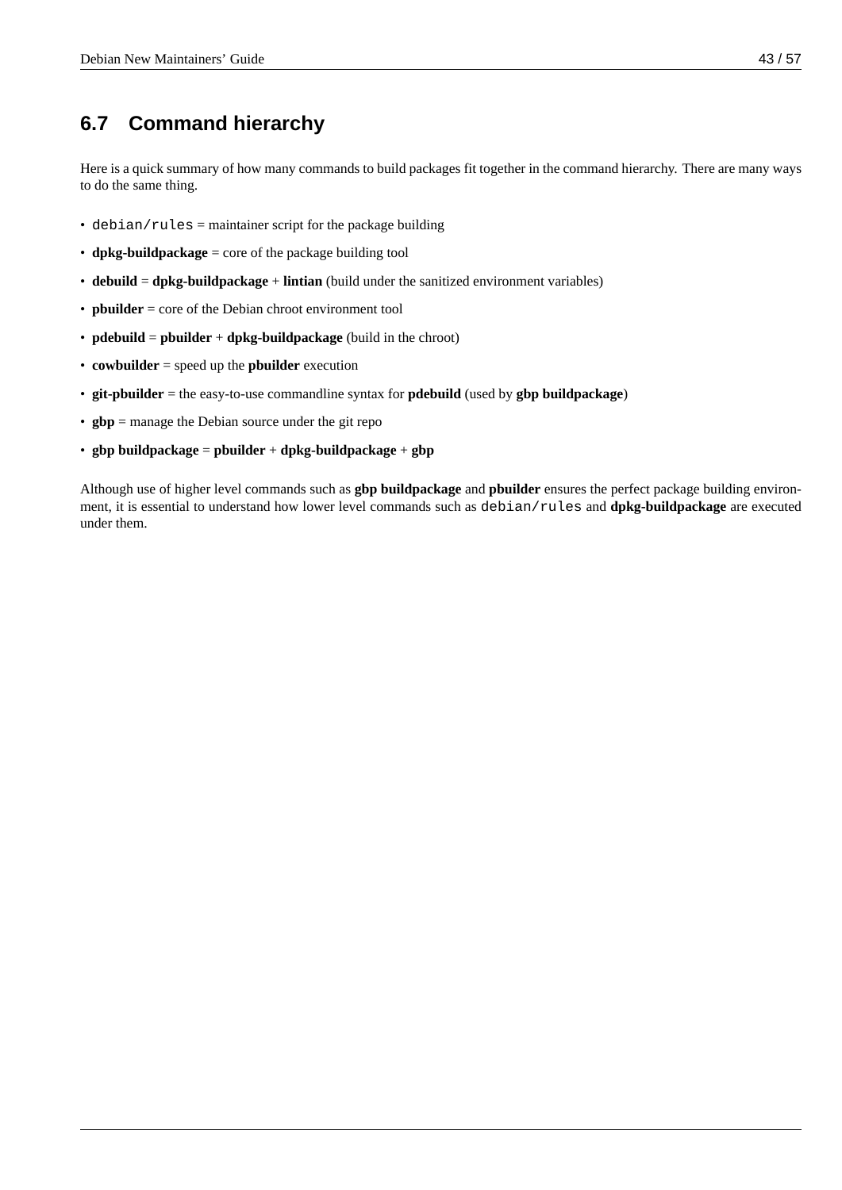## 6.7 Command hierarchy

Here is a quick summary of how many commands to build packages fit together in the command hierarchy. There are many ways to do the same thing.

- `debian/rules` = maintainer script for the package building
- **dpkg-buildpackage** = core of the package building tool
- **debuild** = **dpkg-buildpackage** + **lintian** (build under the sanitized environment variables)
- **pbuilder** = core of the Debian chroot environment tool
- **pdebuild** = **pbuilder** + **dpkg-buildpackage** (build in the chroot)
- **cowbuilder** = speed up the **pbuilder** execution
- **git-pbuilder** = the easy-to-use commandline syntax for **pdebuild** (used by **gbp buildpackage**)
- **gbp** = manage the Debian source under the git repo
- **gbp buildpackage** = **pbuilder** + **dpkg-buildpackage** + **gbp**

Although use of higher level commands such as **gbp buildpackage** and **pbuilder** ensures the perfect package building environment, it is essential to understand how lower level commands such as `debian/rules` and **dpkg-buildpackage** are executed under them.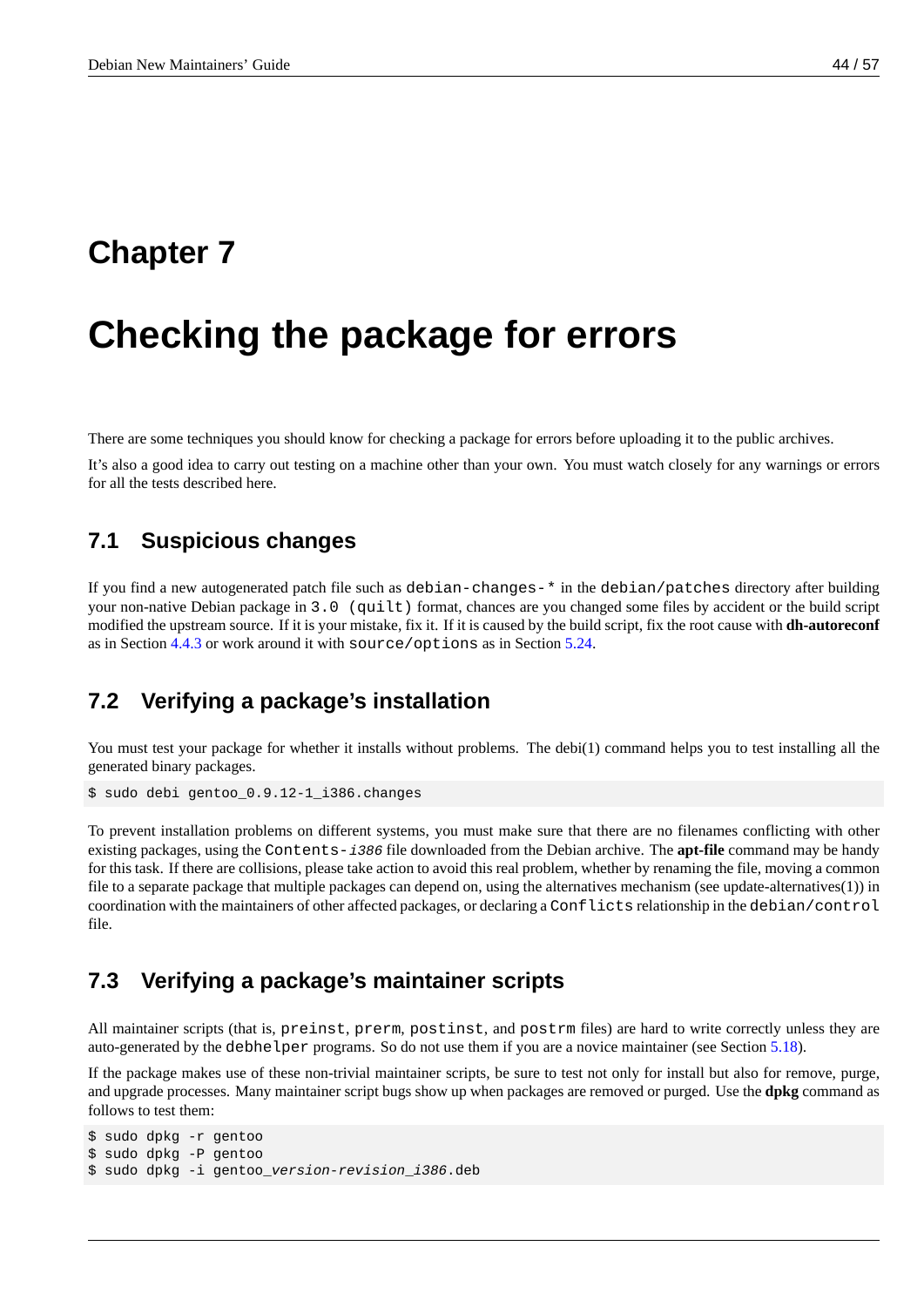# Chapter 7

# Checking the package for errors

There are some techniques you should know for checking a package for errors before uploading it to the public archives.

It's also a good idea to carry out testing on a machine other than your own. You must watch closely for any warnings or errors for all the tests described here.

## 7.1 Suspicious changes

If you find a new autogenerated patch file such as `debian-changes-*` in the `debian/patches` directory after building your non-native Debian package in `3.0 (quilt)` format, chances are you changed some files by accident or the build script modified the upstream source. If it is your mistake, fix it. If it is caused by the build script, fix the root cause with **dh-autoreconf** as in Section 4.4.3 or work around it with `source/options` as in Section 5.24.

## 7.2 Verifying a package's installation

You must test your package for whether it installs without problems. The debi(1) command helps you to test installing all the generated binary packages.

```
$ sudo debi gentoo_0.9.12-1_i386.changes
```

To prevent installation problems on different systems, you must make sure that there are no filenames conflicting with other existing packages, using the `Contents-`*`i386`* file downloaded from the Debian archive. The **apt-file** command may be handy for this task. If there are collisions, please take action to avoid this real problem, whether by renaming the file, moving a common file to a separate package that multiple packages can depend on, using the alternatives mechanism (see update-alternatives(1)) in coordination with the maintainers of other affected packages, or declaring a `Conflicts` relationship in the `debian/control` file.

## 7.3 Verifying a package's maintainer scripts

All maintainer scripts (that is, `preinst`, `prerm`, `postinst`, and `postrm` files) are hard to write correctly unless they are auto-generated by the `debhelper` programs. So do not use them if you are a novice maintainer (see Section 5.18).

If the package makes use of these non-trivial maintainer scripts, be sure to test not only for install but also for remove, purge, and upgrade processes. Many maintainer script bugs show up when packages are removed or purged. Use the **dpkg** command as follows to test them:

```
$ sudo dpkg -r gentoo
$ sudo dpkg -P gentoo
$ sudo dpkg -i gentoo_version-revision_i386.deb
```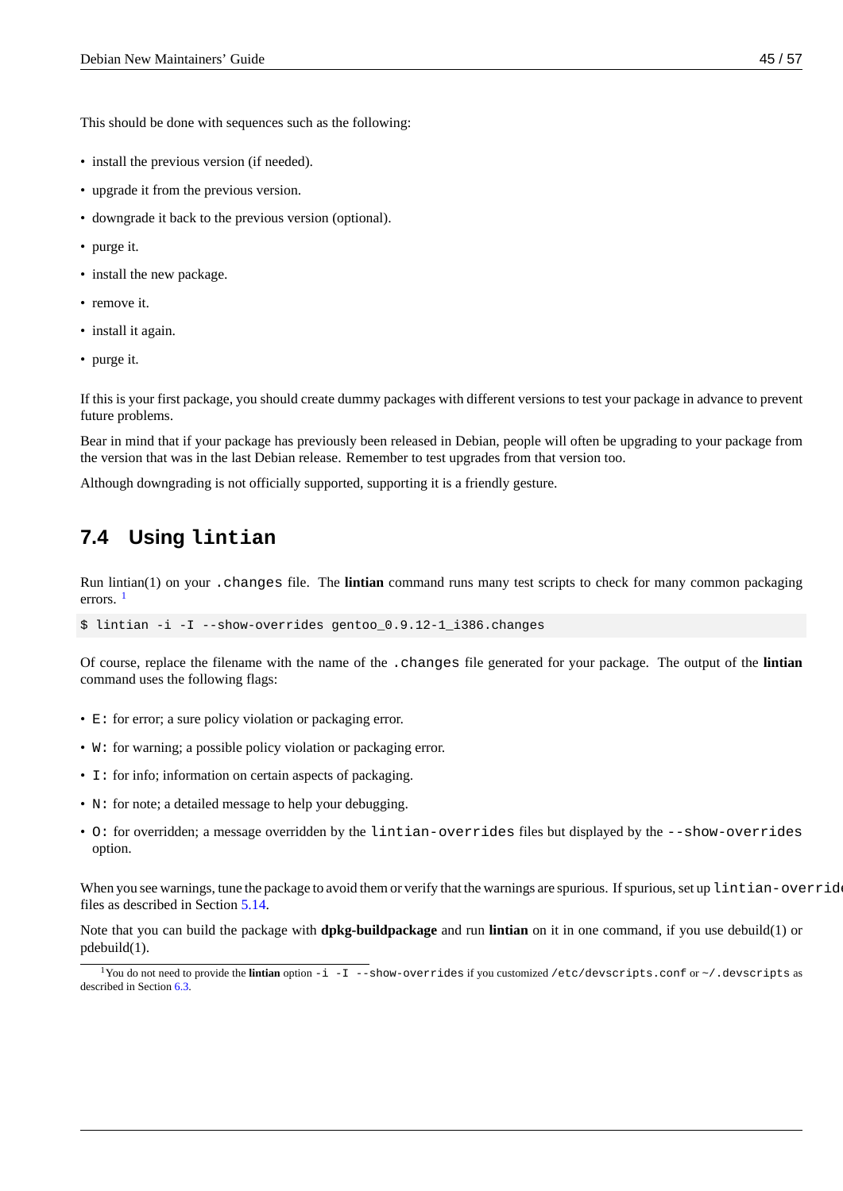This should be done with sequences such as the following:

- install the previous version (if needed).
- upgrade it from the previous version.
- downgrade it back to the previous version (optional).
- purge it.
- install the new package.
- remove it.
- install it again.
- purge it.

If this is your first package, you should create dummy packages with different versions to test your package in advance to prevent future problems.

Bear in mind that if your package has previously been released in Debian, people will often be upgrading to your package from the version that was in the last Debian release. Remember to test upgrades from that version too.

Although downgrading is not officially supported, supporting it is a friendly gesture.

## 7.4 Using `lintian`

Run lintian(1) on your `.changes` file. The **lintian** command runs many test scripts to check for many common packaging errors. [1]

```
$ lintian -i -I --show-overrides gentoo_0.9.12-1_i386.changes
```

Of course, replace the filename with the name of the `.changes` file generated for your package. The output of the **lintian** command uses the following flags:

- `E:` for error; a sure policy violation or packaging error.
- `W:` for warning; a possible policy violation or packaging error.
- `I:` for info; information on certain aspects of packaging.
- `N:` for note; a detailed message to help your debugging.
- `O:` for overridden; a message overridden by the `lintian-overrides` files but displayed by the `--show-overrides` option.

When you see warnings, tune the package to avoid them or verify that the warnings are spurious. If spurious, set up `lintian-overrides` files as described in Section 5.14.

Note that you can build the package with **dpkg-buildpackage** and run **lintian** on it in one command, if you use debuild(1) or pdebuild(1).

[1] You do not need to provide the **lintian** option `-i -I --show-overrides` if you customized `/etc/devscripts.conf` or `~/.devscripts` as described in Section 6.3.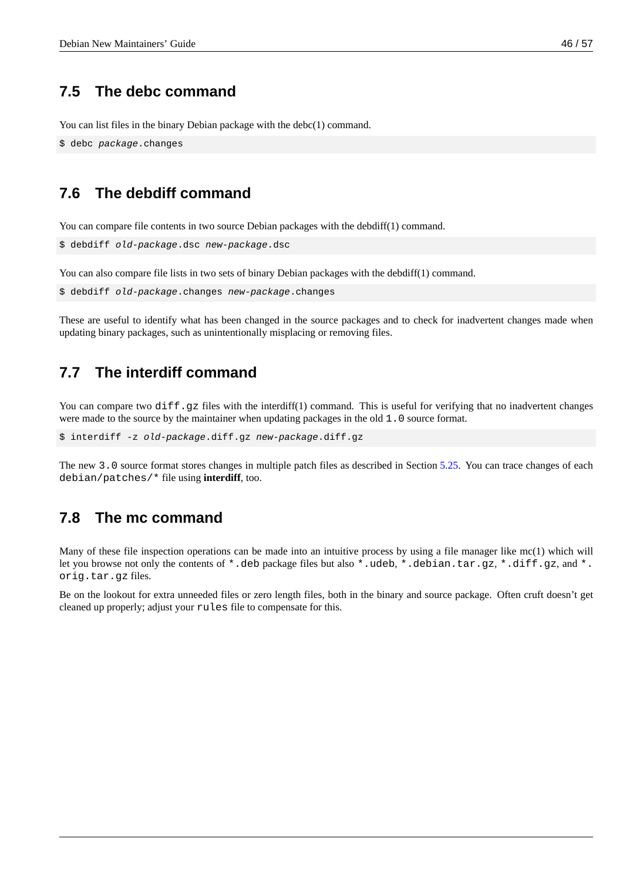## 7.5 The debc command

You can list files in the binary Debian package with the debc(1) command.

```
$ debc package.changes
```

## 7.6 The debdiff command

You can compare file contents in two source Debian packages with the debdiff(1) command.

```
$ debdiff old-package.dsc new-package.dsc
```

You can also compare file lists in two sets of binary Debian packages with the debdiff(1) command.

```
$ debdiff old-package.changes new-package.changes
```

These are useful to identify what has been changed in the source packages and to check for inadvertent changes made when updating binary packages, such as unintentionally misplacing or removing files.

## 7.7 The interdiff command

You can compare two `diff.gz` files with the interdiff(1) command. This is useful for verifying that no inadvertent changes were made to the source by the maintainer when updating packages in the old `1.0` source format.

```
$ interdiff -z old-package.diff.gz new-package.diff.gz
```

The new `3.0` source format stores changes in multiple patch files as described in Section 5.25. You can trace changes of each `debian/patches/*` file using **interdiff**, too.

## 7.8 The mc command

Many of these file inspection operations can be made into an intuitive process by using a file manager like mc(1) which will let you browse not only the contents of `*.deb` package files but also `*.udeb`, `*.debian.tar.gz`, `*.diff.gz`, and `*.orig.tar.gz` files.

Be on the lookout for extra unneeded files or zero length files, both in the binary and source package. Often cruft doesn't get cleaned up properly; adjust your `rules` file to compensate for this.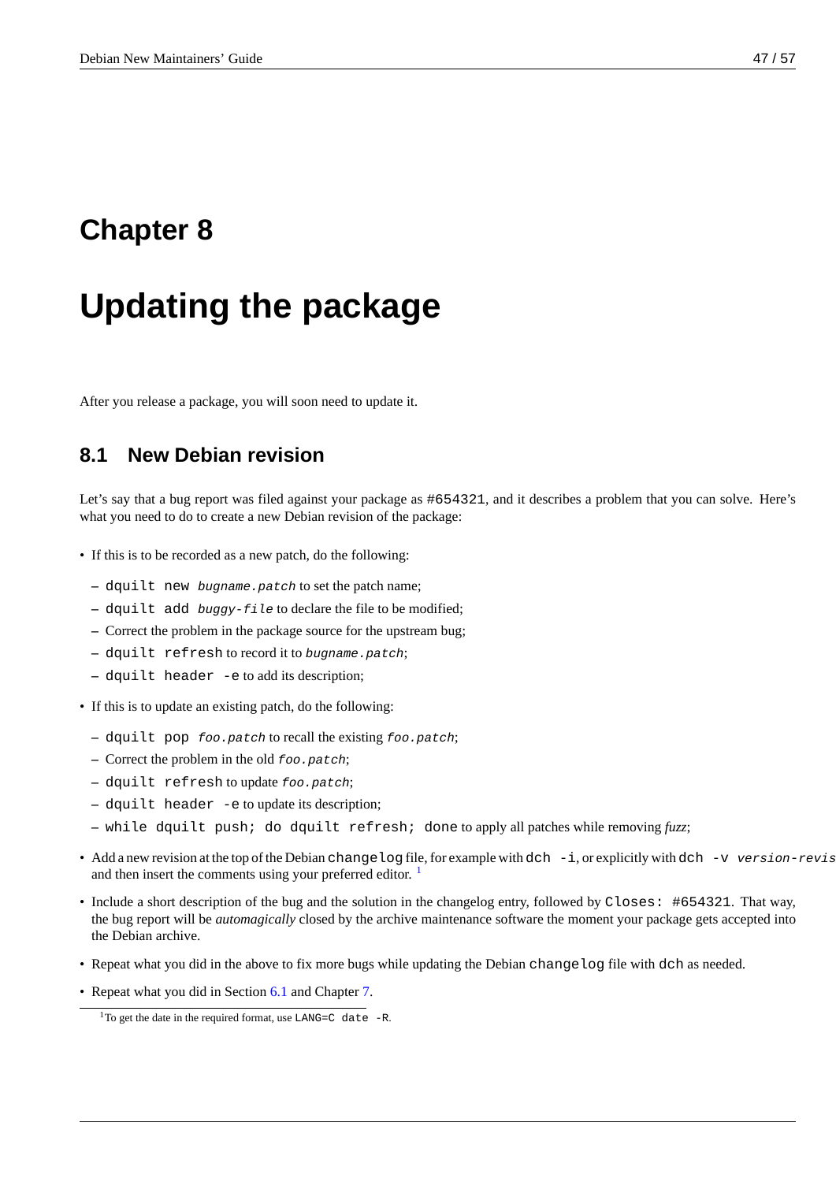# Chapter 8

# Updating the package

After you release a package, you will soon need to update it.

## 8.1 New Debian revision

Let's say that a bug report was filed against your package as `#654321`, and it describes a problem that you can solve. Here's what you need to do to create a new Debian revision of the package:

- If this is to be recorded as a new patch, do the following:
  - `dquilt new` *`bugname.patch`* to set the patch name;
  - `dquilt add` *`buggy-file`* to declare the file to be modified;
  - Correct the problem in the package source for the upstream bug;
  - `dquilt refresh` to record it to *`bugname.patch`*;
  - `dquilt header -e` to add its description;
- If this is to update an existing patch, do the following:
  - `dquilt pop` *`foo.patch`* to recall the existing *`foo.patch`*;
  - Correct the problem in the old *`foo.patch`*;
  - `dquilt refresh` to update *`foo.patch`*;
  - `dquilt header -e` to update its description;
  - `while dquilt push; do dquilt refresh; done` to apply all patches while removing *fuzz*;
- Add a new revision at the top of the Debian `changelog` file, for example with `dch -i`, or explicitly with `dch -v` *`version-revis`* and then insert the comments using your preferred editor. [1]
- Include a short description of the bug and the solution in the changelog entry, followed by `Closes: #654321`. That way, the bug report will be *automagically* closed by the archive maintenance software the moment your package gets accepted into the Debian archive.
- Repeat what you did in the above to fix more bugs while updating the Debian `changelog` file with `dch` as needed.
- Repeat what you did in Section 6.1 and Chapter 7.

[1] To get the date in the required format, use `LANG=C date -R`.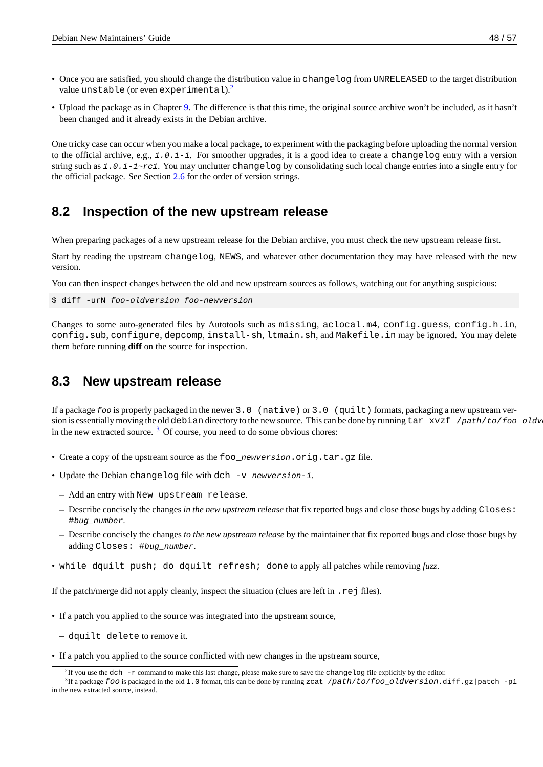- Once you are satisfied, you should change the distribution value in `changelog` from `UNRELEASED` to the target distribution value `unstable` (or even `experimental`).[2]
- Upload the package as in Chapter 9. The difference is that this time, the original source archive won't be included, as it hasn't been changed and it already exists in the Debian archive.

One tricky case can occur when you make a local package, to experiment with the packaging before uploading the normal version to the official archive, e.g., *1.0.1-1*. For smoother upgrades, it is a good idea to create a `changelog` entry with a version string such as *1.0.1-1~rc1*. You may unclutter `changelog` by consolidating such local change entries into a single entry for the official package. See Section 2.6 for the order of version strings.

## 8.2 Inspection of the new upstream release

When preparing packages of a new upstream release for the Debian archive, you must check the new upstream release first.

Start by reading the upstream `changelog`, `NEWS`, and whatever other documentation they may have released with the new version.

You can then inspect changes between the old and new upstream sources as follows, watching out for anything suspicious:

```
$ diff -urN foo-oldversion foo-newversion
```

Changes to some auto-generated files by Autotools such as `missing`, `aclocal.m4`, `config.guess`, `config.h.in`, `config.sub`, `configure`, `depcomp`, `install-sh`, `ltmain.sh`, and `Makefile.in` may be ignored. You may delete them before running **diff** on the source for inspection.

## 8.3 New upstream release

If a package *foo* is properly packaged in the newer `3.0 (native)` or `3.0 (quilt)` formats, packaging a new upstream version is essentially moving the old `debian` directory to the new source. This can be done by running `tar xvzf /path/to/foo_oldv` in the new extracted source. [3] Of course, you need to do some obvious chores:

- Create a copy of the upstream source as the `foo_newversion.orig.tar.gz` file.
- Update the Debian `changelog` file with `dch -v newversion-1`.
  - Add an entry with `New upstream release`.
  - Describe concisely the changes *in the new upstream release* that fix reported bugs and close those bugs by adding `Closes: #bug_number`.
  - Describe concisely the changes *to the new upstream release* by the maintainer that fix reported bugs and close those bugs by adding `Closes: #bug_number`.
- `while dquilt push; do dquilt refresh; done` to apply all patches while removing *fuzz*.

If the patch/merge did not apply cleanly, inspect the situation (clues are left in `.rej` files).

- If a patch you applied to the source was integrated into the upstream source,
  - `dquilt delete` to remove it.
- If a patch you applied to the source conflicted with new changes in the upstream source,

[2] If you use the `dch -r` command to make this last change, please make sure to save the `changelog` file explicitly by the editor.

[3] If a package *foo* is packaged in the old `1.0` format, this can be done by running `zcat /path/to/foo_oldversion.diff.gz|patch -p1` in the new extracted source, instead.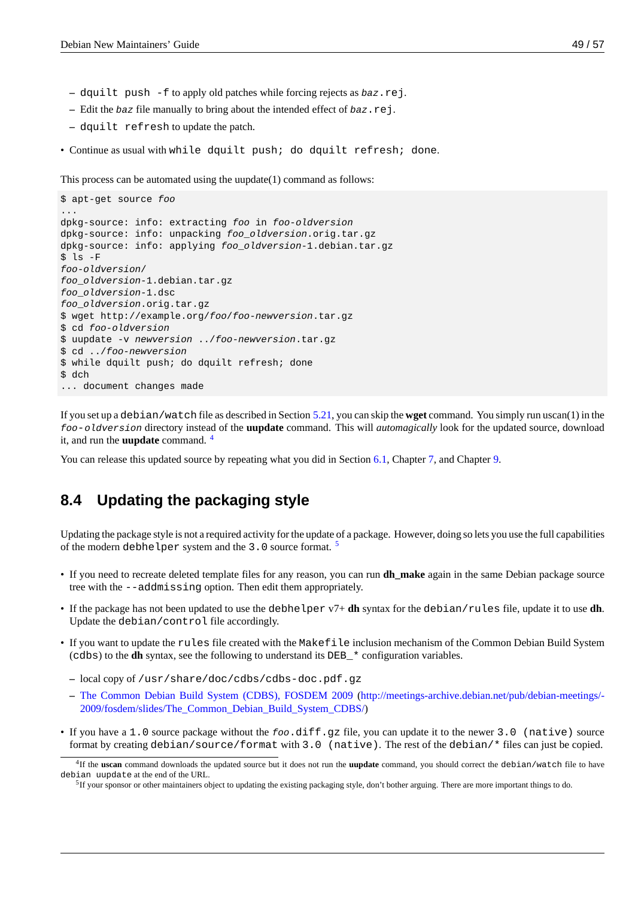- `dquilt push -f` to apply old patches while forcing rejects as *baz*`.rej`.
  - Edit the *baz* file manually to bring about the intended effect of *baz*`.rej`.
  - `dquilt refresh` to update the patch.

- Continue as usual with `while dquilt push; do dquilt refresh; done`.

This process can be automated using the uupdate(1) command as follows:

```
$ apt-get source foo
...
dpkg-source: info: extracting foo in foo-oldversion
dpkg-source: info: unpacking foo_oldversion.orig.tar.gz
dpkg-source: info: applying foo_oldversion-1.debian.tar.gz
$ ls -F
foo-oldversion/
foo_oldversion-1.debian.tar.gz
foo_oldversion-1.dsc
foo_oldversion.orig.tar.gz
$ wget http://example.org/foo/foo-newversion.tar.gz
$ cd foo-oldversion
$ uupdate -v newversion ../foo-newversion.tar.gz
$ cd ../foo-newversion
$ while dquilt push; do dquilt refresh; done
$ dch
... document changes made
```

If you set up a `debian/watch` file as described in Section 5.21, you can skip the **wget** command. You simply run uscan(1) in the *foo-oldversion* directory instead of the **uupdate** command. This will *automagically* look for the updated source, download it, and run the **uupdate** command. [4]

You can release this updated source by repeating what you did in Section 6.1, Chapter 7, and Chapter 9.

## 8.4 Updating the packaging style

Updating the package style is not a required activity for the update of a package. However, doing so lets you use the full capabilities of the modern `debhelper` system and the `3.0` source format. [5]

- If you need to recreate deleted template files for any reason, you can run **dh_make** again in the same Debian package source tree with the `--addmissing` option. Then edit them appropriately.
- If the package has not been updated to use the `debhelper` v7+ **dh** syntax for the `debian/rules` file, update it to use **dh**. Update the `debian/control` file accordingly.
- If you want to update the `rules` file created with the `Makefile` inclusion mechanism of the Common Debian Build System (`cdbs`) to the **dh** syntax, see the following to understand its `DEB_*` configuration variables.
  - local copy of `/usr/share/doc/cdbs/cdbs-doc.pdf.gz`
  - The Common Debian Build System (CDBS), FOSDEM 2009 (http://meetings-archive.debian.net/pub/debian-meetings/2009/fosdem/slides/The_Common_Debian_Build_System_CDBS/)
- If you have a `1.0` source package without the *foo*`.diff.gz` file, you can update it to the newer `3.0 (native)` source format by creating `debian/source/format` with `3.0 (native)`. The rest of the `debian/*` files can just be copied.

---

[4] If the **uscan** command downloads the updated source but it does not run the **uupdate** command, you should correct the `debian/watch` file to have `debian uupdate` at the end of the URL.

[5] If your sponsor or other maintainers object to updating the existing packaging style, don't bother arguing. There are more important things to do.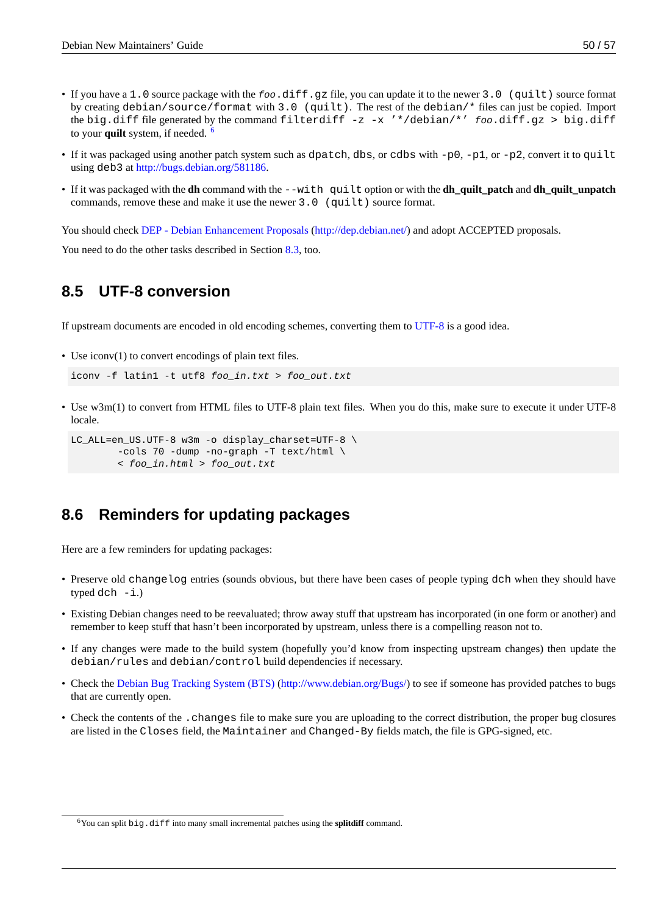- If you have a `1.0` source package with the *foo*`.diff.gz` file, you can update it to the newer `3.0 (quilt)` source format by creating `debian/source/format` with `3.0 (quilt)`. The rest of the `debian/*` files can just be copied. Import the `big.diff` file generated by the command `filterdiff -z -x '*/debian/*' foo.diff.gz > big.diff` to your **quilt** system, if needed. [6]

- If it was packaged using another patch system such as `dpatch`, `dbs`, or `cdbs` with `-p0`, `-p1`, or `-p2`, convert it to `quilt` using `deb3` at http://bugs.debian.org/581186.

- If it was packaged with the **dh** command with the `--with quilt` option or with the **dh_quilt_patch** and **dh_quilt_unpatch** commands, remove these and make it use the newer `3.0 (quilt)` source format.

You should check DEP - Debian Enhancement Proposals (http://dep.debian.net/) and adopt ACCEPTED proposals.

You need to do the other tasks described in Section 8.3, too.

## 8.5 UTF-8 conversion

If upstream documents are encoded in old encoding schemes, converting them to UTF-8 is a good idea.

- Use iconv(1) to convert encodings of plain text files.

```
iconv -f latin1 -t utf8 foo_in.txt > foo_out.txt
```

- Use w3m(1) to convert from HTML files to UTF-8 plain text files. When you do this, make sure to execute it under UTF-8 locale.

```
LC_ALL=en_US.UTF-8 w3m -o display_charset=UTF-8 \
        -cols 70 -dump -no-graph -T text/html \
        < foo_in.html > foo_out.txt
```

## 8.6 Reminders for updating packages

Here are a few reminders for updating packages:

- Preserve old `changelog` entries (sounds obvious, but there have been cases of people typing `dch` when they should have typed `dch -i`.)

- Existing Debian changes need to be reevaluated; throw away stuff that upstream has incorporated (in one form or another) and remember to keep stuff that hasn't been incorporated by upstream, unless there is a compelling reason not to.

- If any changes were made to the build system (hopefully you'd know from inspecting upstream changes) then update the `debian/rules` and `debian/control` build dependencies if necessary.

- Check the Debian Bug Tracking System (BTS) (http://www.debian.org/Bugs/) to see if someone has provided patches to bugs that are currently open.

- Check the contents of the `.changes` file to make sure you are uploading to the correct distribution, the proper bug closures are listed in the `Closes` field, the `Maintainer` and `Changed-By` fields match, the file is GPG-signed, etc.

---

[6] You can split `big.diff` into many small incremental patches using the **splitdiff** command.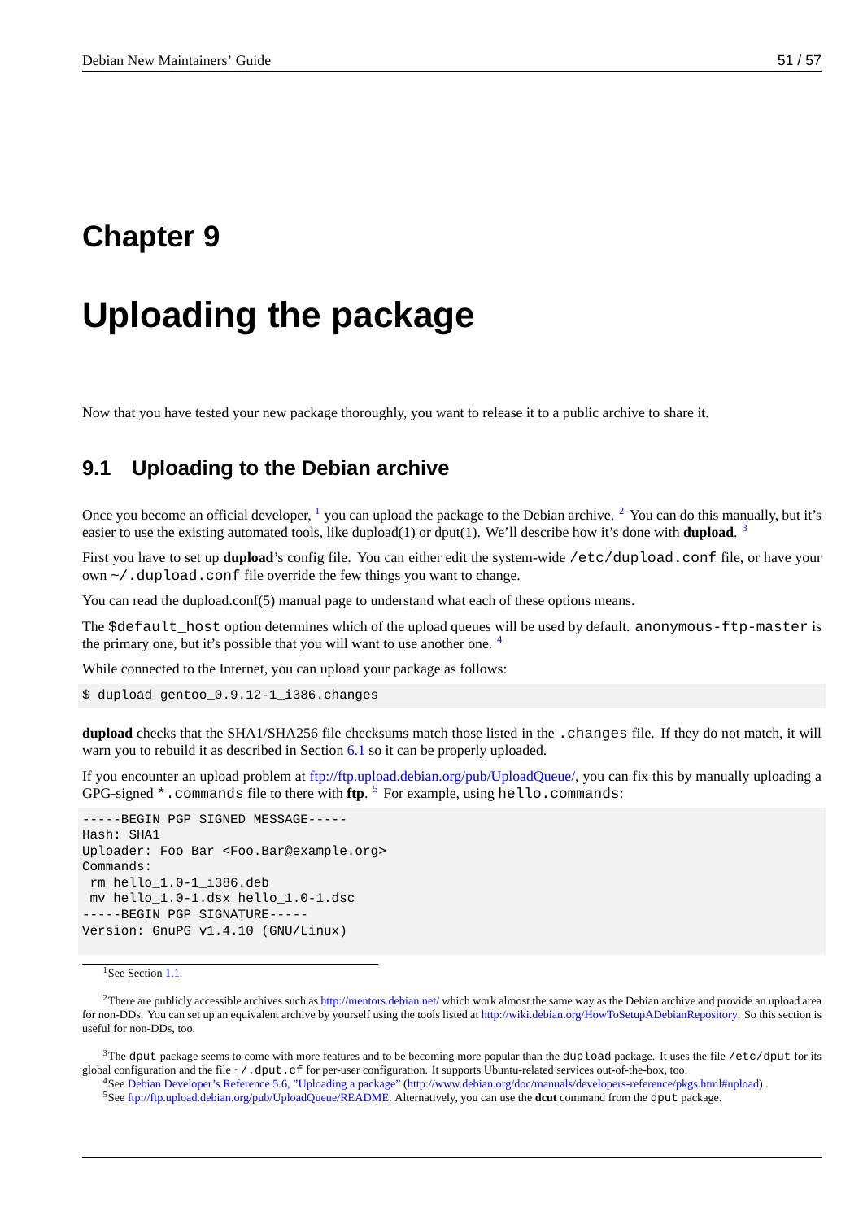# Chapter 9

# Uploading the package

Now that you have tested your new package thoroughly, you want to release it to a public archive to share it.

## 9.1 Uploading to the Debian archive

Once you become an official developer, [1] you can upload the package to the Debian archive. [2] You can do this manually, but it's easier to use the existing automated tools, like dupload(1) or dput(1). We'll describe how it's done with **dupload**. [3]

First you have to set up **dupload**'s config file. You can either edit the system-wide `/etc/dupload.conf` file, or have your own `~/.dupload.conf` file override the few things you want to change.

You can read the dupload.conf(5) manual page to understand what each of these options means.

The `$default_host` option determines which of the upload queues will be used by default. `anonymous-ftp-master` is the primary one, but it's possible that you will want to use another one. [4]

While connected to the Internet, you can upload your package as follows:

```
$ dupload gentoo_0.9.12-1_i386.changes
```

**dupload** checks that the SHA1/SHA256 file checksums match those listed in the `.changes` file. If they do not match, it will warn you to rebuild it as described in Section 6.1 so it can be properly uploaded.

If you encounter an upload problem at ftp://ftp.upload.debian.org/pub/UploadQueue/, you can fix this by manually uploading a GPG-signed `*.commands` file to there with **ftp**. [5] For example, using `hello.commands`:

```
-----BEGIN PGP SIGNED MESSAGE-----
Hash: SHA1
Uploader: Foo Bar <Foo.Bar@example.org>
Commands:
 rm hello_1.0-1_i386.deb
 mv hello_1.0-1.dsx hello_1.0-1.dsc
-----BEGIN PGP SIGNATURE-----
Version: GnuPG v1.4.10 (GNU/Linux)
```

[1] See Section 1.1.

[2] There are publicly accessible archives such as http://mentors.debian.net/ which work almost the same way as the Debian archive and provide an upload area for non-DDs. You can set up an equivalent archive by yourself using the tools listed at http://wiki.debian.org/HowToSetupADebianRepository. So this section is useful for non-DDs, too.

[3] The `dput` package seems to come with more features and to be becoming more popular than the `dupload` package. It uses the file `/etc/dput` for its global configuration and the file `~/.dput.cf` for per-user configuration. It supports Ubuntu-related services out-of-the-box, too.

[4] See Debian Developer's Reference 5.6, "Uploading a package" (http://www.debian.org/doc/manuals/developers-reference/pkgs.html#upload) .

[5] See ftp://ftp.upload.debian.org/pub/UploadQueue/README. Alternatively, you can use the **dcut** command from the `dput` package.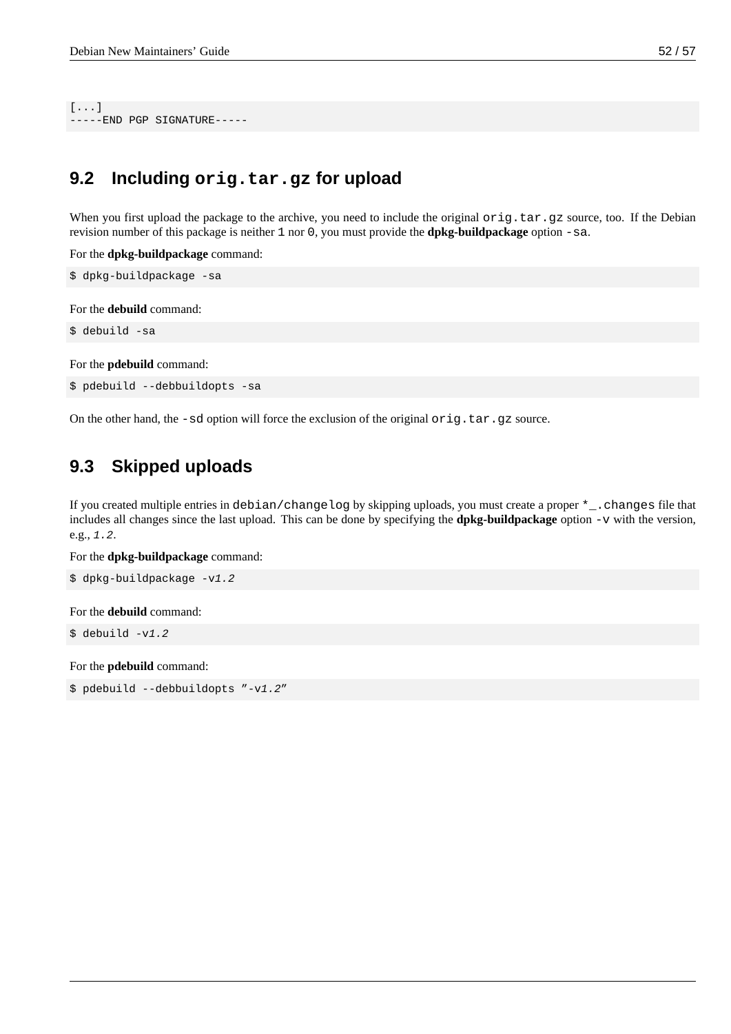```
[...]
-----END PGP SIGNATURE-----
```

## 9.2 Including `orig.tar.gz` for upload

When you first upload the package to the archive, you need to include the original `orig.tar.gz` source, too. If the Debian revision number of this package is neither `1` nor `0`, you must provide the **dpkg-buildpackage** option `-sa`.

For the **dpkg-buildpackage** command:

```
$ dpkg-buildpackage -sa
```

For the **debuild** command:

```
$ debuild -sa
```

For the **pdebuild** command:

```
$ pdebuild --debbuildopts -sa
```

On the other hand, the `-sd` option will force the exclusion of the original `orig.tar.gz` source.

## 9.3 Skipped uploads

If you created multiple entries in `debian/changelog` by skipping uploads, you must create a proper `*_.changes` file that includes all changes since the last upload. This can be done by specifying the **dpkg-buildpackage** option `-v` with the version, e.g., *1.2*.

For the **dpkg-buildpackage** command:

```
$ dpkg-buildpackage -v1.2
```

For the **debuild** command:

```
$ debuild -v1.2
```

For the **pdebuild** command:

```
$ pdebuild --debbuildopts "-v1.2"
```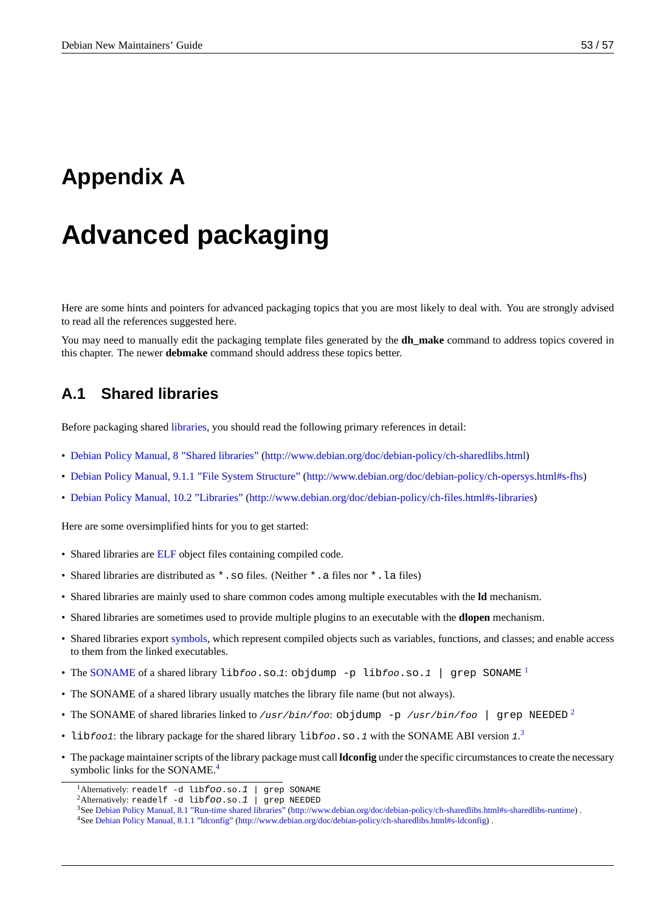# Appendix A

# Advanced packaging

Here are some hints and pointers for advanced packaging topics that you are most likely to deal with. You are strongly advised to read all the references suggested here.

You may need to manually edit the packaging template files generated by the **dh_make** command to address topics covered in this chapter. The newer **debmake** command should address these topics better.

## A.1 Shared libraries

Before packaging shared libraries, you should read the following primary references in detail:

- Debian Policy Manual, 8 "Shared libraries" (http://www.debian.org/doc/debian-policy/ch-sharedlibs.html)
- Debian Policy Manual, 9.1.1 "File System Structure" (http://www.debian.org/doc/debian-policy/ch-opersys.html#s-fhs)
- Debian Policy Manual, 10.2 "Libraries" (http://www.debian.org/doc/debian-policy/ch-files.html#s-libraries)

Here are some oversimplified hints for you to get started:

- Shared libraries are ELF object files containing compiled code.
- Shared libraries are distributed as `*.so` files. (Neither `*.a` files nor `*.la` files)
- Shared libraries are mainly used to share common codes among multiple executables with the **ld** mechanism.
- Shared libraries are sometimes used to provide multiple plugins to an executable with the **dlopen** mechanism.
- Shared libraries export symbols, which represent compiled objects such as variables, functions, and classes; and enable access to them from the linked executables.
- The SONAME of a shared library `lib`*foo*`.so.`*1*: `objdump -p lib`*foo*`.so.`*1* `| grep SONAME` [1]
- The SONAME of a shared library usually matches the library file name (but not always).
- The SONAME of shared libraries linked to */usr/bin/foo*: `objdump -p` */usr/bin/foo* `| grep NEEDED` [2]
- `lib`*foo1*: the library package for the shared library `lib`*foo*`.so.`*1* with the SONAME ABI version *1*.[3]
- The package maintainer scripts of the library package must call **ldconfig** under the specific circumstances to create the necessary symbolic links for the SONAME.[4]

---

[1] Alternatively: `readelf -d lib`*foo*`.so.`*1* `| grep SONAME`

[2] Alternatively: `readelf -d lib`*foo*`.so.`*1* `| grep NEEDED`

[3] See Debian Policy Manual, 8.1 "Run-time shared libraries" (http://www.debian.org/doc/debian-policy/ch-sharedlibs.html#s-sharedlibs-runtime) .

[4] See Debian Policy Manual, 8.1.1 "ldconfig" (http://www.debian.org/doc/debian-policy/ch-sharedlibs.html#s-ldconfig) .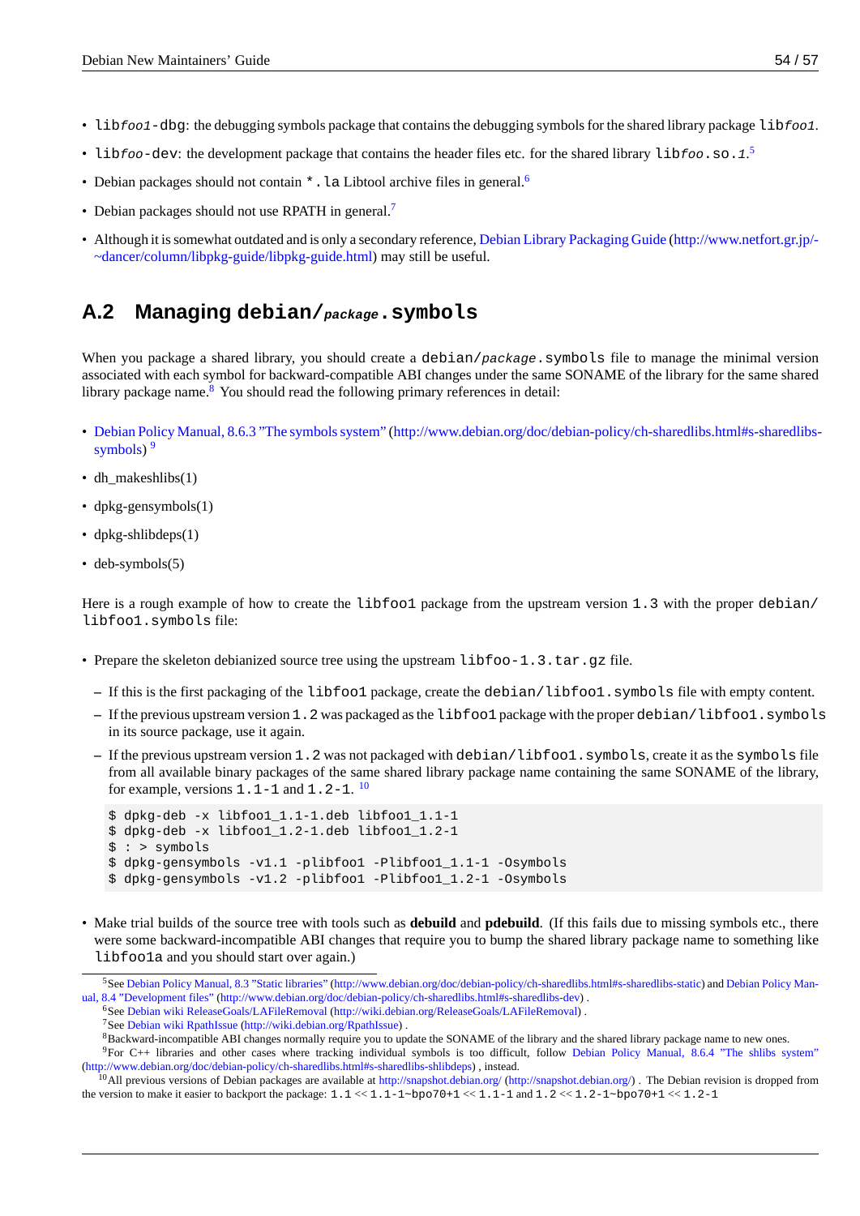- `libfoo1-dbg`: the debugging symbols package that contains the debugging symbols for the shared library package `libfoo1`.
- `libfoo-dev`: the development package that contains the header files etc. for the shared library `libfoo.so.1`.[5]
- Debian packages should not contain `*.la` Libtool archive files in general.[6]
- Debian packages should not use RPATH in general.[7]
- Although it is somewhat outdated and is only a secondary reference, Debian Library Packaging Guide (http://www.netfort.gr.jp/~dancer/column/libpkg-guide/libpkg-guide.html) may still be useful.

## A.2 Managing `debian/package.symbols`

When you package a shared library, you should create a `debian/package.symbols` file to manage the minimal version associated with each symbol for backward-compatible ABI changes under the same SONAME of the library for the same shared library package name.[8] You should read the following primary references in detail:

- Debian Policy Manual, 8.6.3 "The symbols system" (http://www.debian.org/doc/debian-policy/ch-sharedlibs.html#s-sharedlibs-symbols) [9]
- dh_makeshlibs(1)
- dpkg-gensymbols(1)
- dpkg-shlibdeps(1)
- deb-symbols(5)

Here is a rough example of how to create the `libfoo1` package from the upstream version `1.3` with the proper `debian/libfoo1.symbols` file:

- Prepare the skeleton debianized source tree using the upstream `libfoo-1.3.tar.gz` file.
  - If this is the first packaging of the `libfoo1` package, create the `debian/libfoo1.symbols` file with empty content.
  - If the previous upstream version `1.2` was packaged as the `libfoo1` package with the proper `debian/libfoo1.symbols` in its source package, use it again.
  - If the previous upstream version `1.2` was not packaged with `debian/libfoo1.symbols`, create it as the `symbols` file from all available binary packages of the same shared library package name containing the same SONAME of the library, for example, versions `1.1-1` and `1.2-1`. [10]

  ```
  $ dpkg-deb -x libfoo1_1.1-1.deb libfoo1_1.1-1
  $ dpkg-deb -x libfoo1_1.2-1.deb libfoo1_1.2-1
  $ : > symbols
  $ dpkg-gensymbols -v1.1 -plibfoo1 -Plibfoo1_1.1-1 -Osymbols
  $ dpkg-gensymbols -v1.2 -plibfoo1 -Plibfoo1_1.2-1 -Osymbols
  ```

- Make trial builds of the source tree with tools such as **debuild** and **pdebuild**. (If this fails due to missing symbols etc., there were some backward-incompatible ABI changes that require you to bump the shared library package name to something like `libfoo1a` and you should start over again.)

---

[5] See Debian Policy Manual, 8.3 "Static libraries" (http://www.debian.org/doc/debian-policy/ch-sharedlibs.html#s-sharedlibs-static) and Debian Policy Manual, 8.4 "Development files" (http://www.debian.org/doc/debian-policy/ch-sharedlibs.html#s-sharedlibs-dev) .

[6] See Debian wiki ReleaseGoals/LAFileRemoval (http://wiki.debian.org/ReleaseGoals/LAFileRemoval) .

[7] See Debian wiki RpathIssue (http://wiki.debian.org/RpathIssue) .

[8] Backward-incompatible ABI changes normally require you to update the SONAME of the library and the shared library package name to new ones.

[9] For C++ libraries and other cases where tracking individual symbols is too difficult, follow Debian Policy Manual, 8.6.4 "The shlibs system" (http://www.debian.org/doc/debian-policy/ch-sharedlibs.html#s-sharedlibs-shlibdeps) , instead.

[10] All previous versions of Debian packages are available at http://snapshot.debian.org/ (http://snapshot.debian.org/) . The Debian revision is dropped from the version to make it easier to backport the package: `1.1` << `1.1-1~bpo70+1` << `1.1-1` and `1.2` << `1.2-1~bpo70+1` << `1.2-1`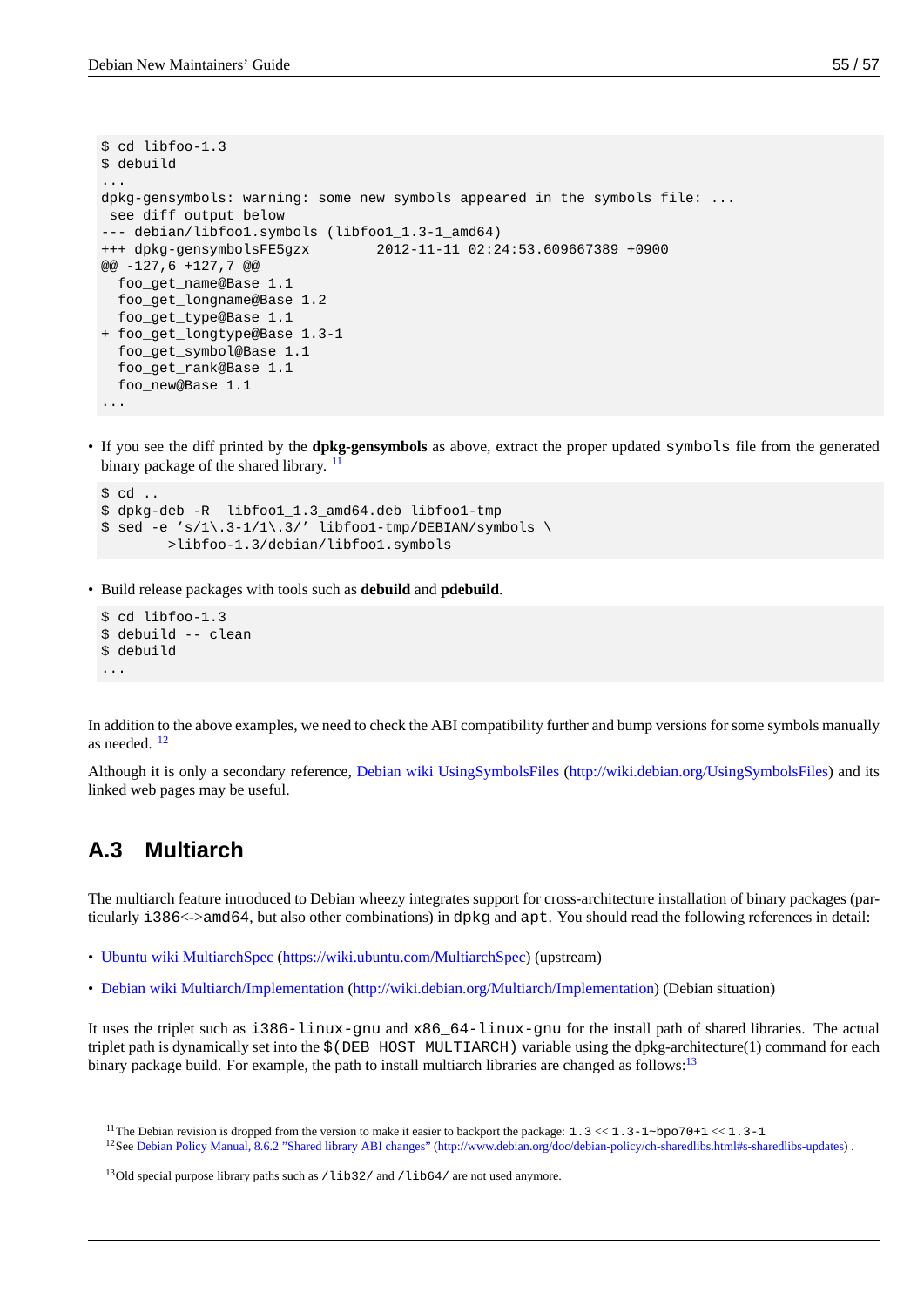```
$ cd libfoo-1.3
$ debuild
...
dpkg-gensymbols: warning: some new symbols appeared in the symbols file: ...
 see diff output below
--- debian/libfoo1.symbols (libfoo1_1.3-1_amd64)
+++ dpkg-gensymbolsFE5gzx        2012-11-11 02:24:53.609667389 +0900
@@ -127,6 +127,7 @@
  foo_get_name@Base 1.1
  foo_get_longname@Base 1.2
  foo_get_type@Base 1.1
+ foo_get_longtype@Base 1.3-1
  foo_get_symbol@Base 1.1
  foo_get_rank@Base 1.1
  foo_new@Base 1.1
...
```

- If you see the diff printed by the **dpkg-gensymbols** as above, extract the proper updated `symbols` file from the generated binary package of the shared library. [11]

```
$ cd ..
$ dpkg-deb -R  libfoo1_1.3_amd64.deb libfoo1-tmp
$ sed -e 's/1\.3-1/1\.3/' libfoo1-tmp/DEBIAN/symbols \
        >libfoo-1.3/debian/libfoo1.symbols
```

- Build release packages with tools such as **debuild** and **pdebuild**.

```
$ cd libfoo-1.3
$ debuild -- clean
$ debuild
...
```

In addition to the above examples, we need to check the ABI compatibility further and bump versions for some symbols manually as needed. [12]

Although it is only a secondary reference, Debian wiki UsingSymbolsFiles (http://wiki.debian.org/UsingSymbolsFiles) and its linked web pages may be useful.

## A.3 Multiarch

The multiarch feature introduced to Debian wheezy integrates support for cross-architecture installation of binary packages (particularly `i386`<->`amd64`, but also other combinations) in `dpkg` and `apt`. You should read the following references in detail:

- Ubuntu wiki MultiarchSpec (https://wiki.ubuntu.com/MultiarchSpec) (upstream)
- Debian wiki Multiarch/Implementation (http://wiki.debian.org/Multiarch/Implementation) (Debian situation)

It uses the triplet such as `i386-linux-gnu` and `x86_64-linux-gnu` for the install path of shared libraries. The actual triplet path is dynamically set into the `$(DEB_HOST_MULTIARCH)` variable using the dpkg-architecture(1) command for each binary package build. For example, the path to install multiarch libraries are changed as follows:[13]

---

[11] The Debian revision is dropped from the version to make it easier to backport the package: `1.3` << `1.3-1~bpo70+1` << `1.3-1`

[12] See Debian Policy Manual, 8.6.2 "Shared library ABI changes" (http://www.debian.org/doc/debian-policy/ch-sharedlibs.html#s-sharedlibs-updates) .

[13] Old special purpose library paths such as `/lib32/` and `/lib64/` are not used anymore.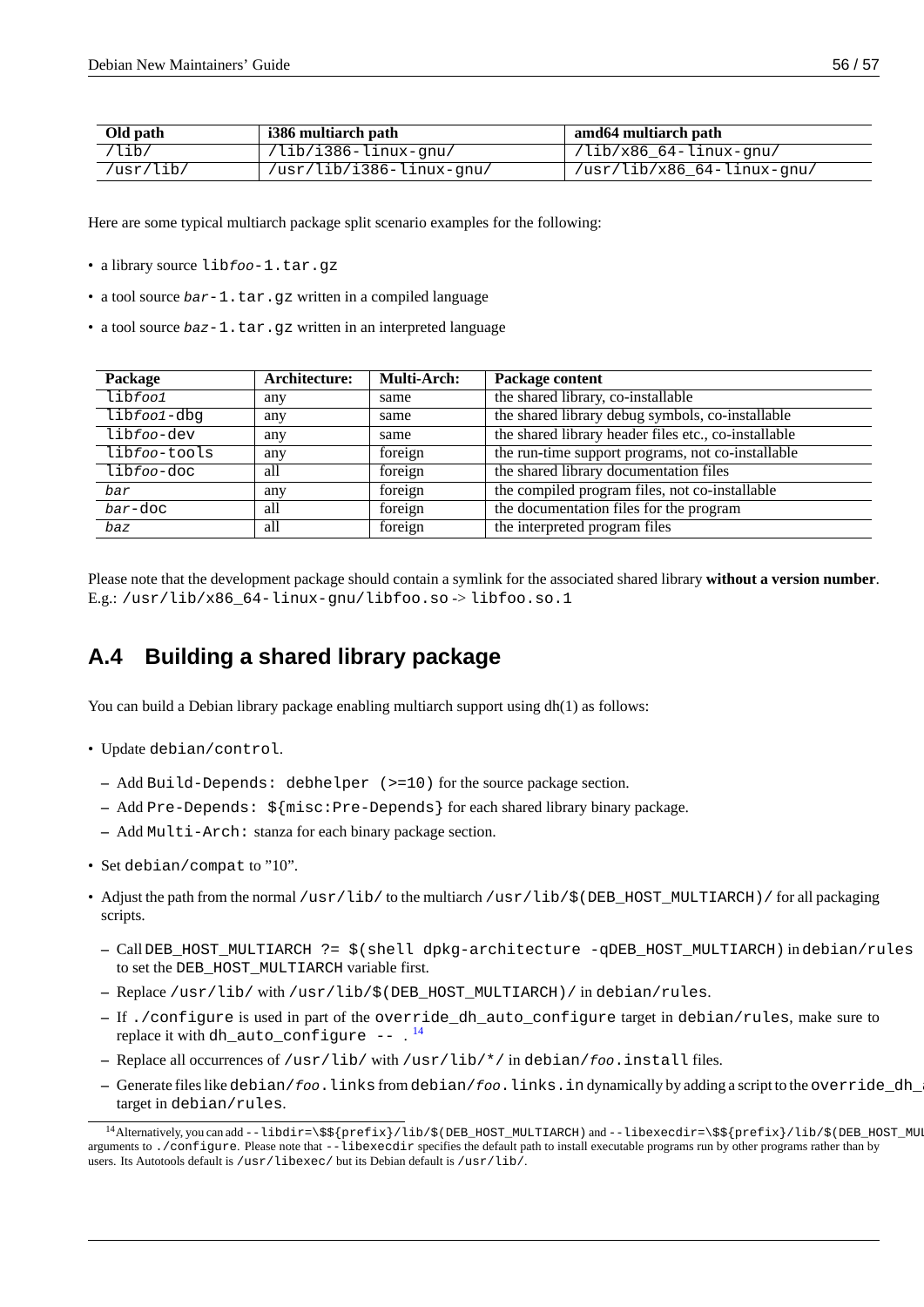| Old path | i386 multiarch path | amd64 multiarch path |
|---|---|---|
| `/lib/` | `/lib/i386-linux-gnu/` | `/lib/x86_64-linux-gnu/` |
| `/usr/lib/` | `/usr/lib/i386-linux-gnu/` | `/usr/lib/x86_64-linux-gnu/` |

Here are some typical multiarch package split scenario examples for the following:

- a library source `libfoo-1.tar.gz`
- a tool source `bar-1.tar.gz` written in a compiled language
- a tool source `baz-1.tar.gz` written in an interpreted language

| Package | Architecture: | Multi-Arch: | Package content |
|---|---|---|---|
| `libfoo1` | any | same | the shared library, co-installable |
| `libfoo1-dbg` | any | same | the shared library debug symbols, co-installable |
| `libfoo-dev` | any | same | the shared library header files etc., co-installable |
| `libfoo-tools` | any | foreign | the run-time support programs, not co-installable |
| `libfoo-doc` | all | foreign | the shared library documentation files |
| `bar` | any | foreign | the compiled program files, not co-installable |
| `bar-doc` | all | foreign | the documentation files for the program |
| `baz` | all | foreign | the interpreted program files |

Please note that the development package should contain a symlink for the associated shared library **without a version number**. E.g.: `/usr/lib/x86_64-linux-gnu/libfoo.so` -> `libfoo.so.1`

## A.4 Building a shared library package

You can build a Debian library package enabling multiarch support using dh(1) as follows:

- Update `debian/control`.
  - Add `Build-Depends: debhelper (>=10)` for the source package section.
  - Add `Pre-Depends: ${misc:Pre-Depends}` for each shared library binary package.
  - Add `Multi-Arch:` stanza for each binary package section.
- Set `debian/compat` to "10".
- Adjust the path from the normal `/usr/lib/` to the multiarch `/usr/lib/$(DEB_HOST_MULTIARCH)/` for all packaging scripts.
  - Call `DEB_HOST_MULTIARCH ?= $(shell dpkg-architecture -qDEB_HOST_MULTIARCH)` in `debian/rules` to set the `DEB_HOST_MULTIARCH` variable first.
  - Replace `/usr/lib/` with `/usr/lib/$(DEB_HOST_MULTIARCH)/` in `debian/rules`.
  - If `./configure` is used in part of the `override_dh_auto_configure` target in `debian/rules`, make sure to replace it with `dh_auto_configure -- .` [14]
  - Replace all occurrences of `/usr/lib/` with `/usr/lib/*/` in `debian/foo.install` files.
  - Generate files like `debian/foo.links` from `debian/foo.links.in` dynamically by adding a script to the `override_dh_a` target in `debian/rules`.

---

[14] Alternatively, you can add `--libdir=\$${prefix}/lib/$(DEB_HOST_MULTIARCH)` and `--libexecdir=\$${prefix}/lib/$(DEB_HOST_MUL` arguments to `./configure`. Please note that `--libexecdir` specifies the default path to install executable programs run by other programs rather than by users. Its Autotools default is `/usr/libexec/` but its Debian default is `/usr/lib/`.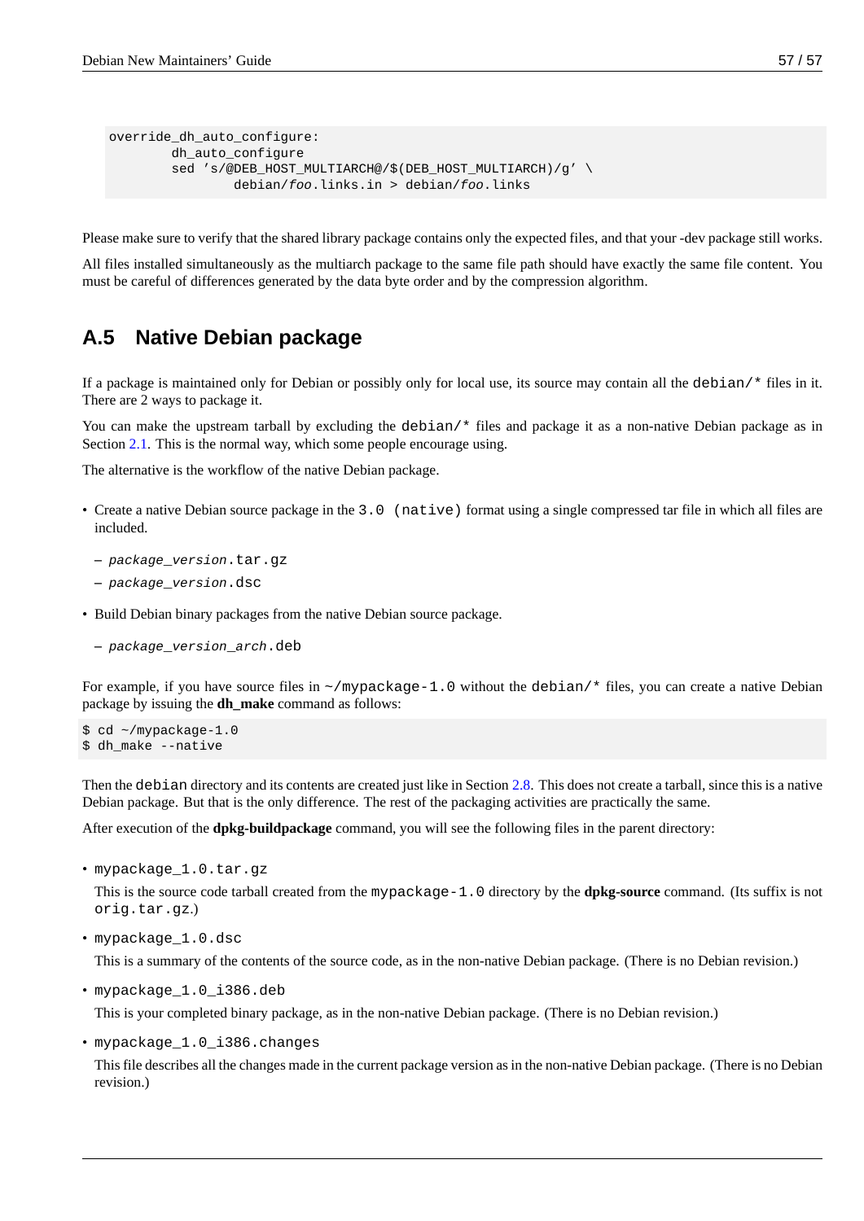```
override_dh_auto_configure:
        dh_auto_configure
        sed 's/@DEB_HOST_MULTIARCH@/$(DEB_HOST_MULTIARCH)/g' \
                debian/foo.links.in > debian/foo.links
```

Please make sure to verify that the shared library package contains only the expected files, and that your -dev package still works.

All files installed simultaneously as the multiarch package to the same file path should have exactly the same file content. You must be careful of differences generated by the data byte order and by the compression algorithm.

## A.5 Native Debian package

If a package is maintained only for Debian or possibly only for local use, its source may contain all the `debian/*` files in it. There are 2 ways to package it.

You can make the upstream tarball by excluding the `debian/*` files and package it as a non-native Debian package as in Section 2.1. This is the normal way, which some people encourage using.

The alternative is the workflow of the native Debian package.

- Create a native Debian source package in the `3.0 (native)` format using a single compressed tar file in which all files are included.
  - *package_version*`.tar.gz`
  - *package_version*`.dsc`
- Build Debian binary packages from the native Debian source package.
  - *package_version_arch*`.deb`

For example, if you have source files in `~/mypackage-1.0` without the `debian/*` files, you can create a native Debian package by issuing the **dh_make** command as follows:

```
$ cd ~/mypackage-1.0
$ dh_make --native
```

Then the `debian` directory and its contents are created just like in Section 2.8. This does not create a tarball, since this is a native Debian package. But that is the only difference. The rest of the packaging activities are practically the same.

After execution of the **dpkg-buildpackage** command, you will see the following files in the parent directory:

- `mypackage_1.0.tar.gz`

  This is the source code tarball created from the `mypackage-1.0` directory by the **dpkg-source** command. (Its suffix is not `orig.tar.gz`.)

- `mypackage_1.0.dsc`

  This is a summary of the contents of the source code, as in the non-native Debian package. (There is no Debian revision.)

- `mypackage_1.0_i386.deb`

  This is your completed binary package, as in the non-native Debian package. (There is no Debian revision.)

- `mypackage_1.0_i386.changes`

  This file describes all the changes made in the current package version as in the non-native Debian package. (There is no Debian revision.)